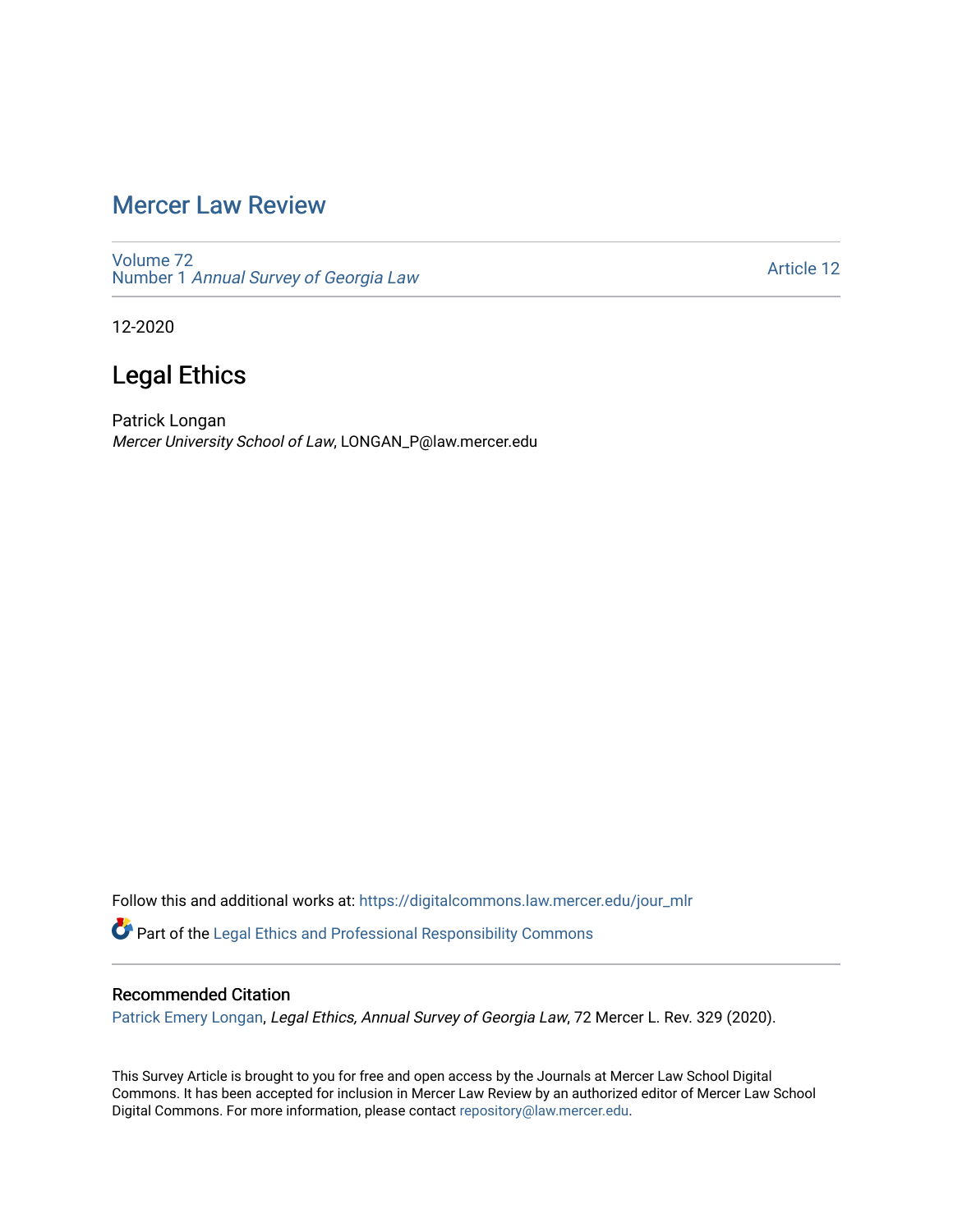# Mercer Law Review

Volume 72
Number 1 *Annual Survey of Georgia Law*

Article 12

12-2020

## Legal Ethics

Patrick Longan
*Mercer University School of Law*, LONGAN_P@law.mercer.edu

Follow this and additional works at: https://digitalcommons.law.mercer.edu/jour_mlr

Part of the Legal Ethics and Professional Responsibility Commons

### Recommended Citation

Patrick Emery Longan, *Legal Ethics, Annual Survey of Georgia Law*, 72 Mercer L. Rev. 329 (2020).

This Survey Article is brought to you for free and open access by the Journals at Mercer Law School Digital Commons. It has been accepted for inclusion in Mercer Law Review by an authorized editor of Mercer Law School Digital Commons. For more information, please contact repository@law.mercer.edu.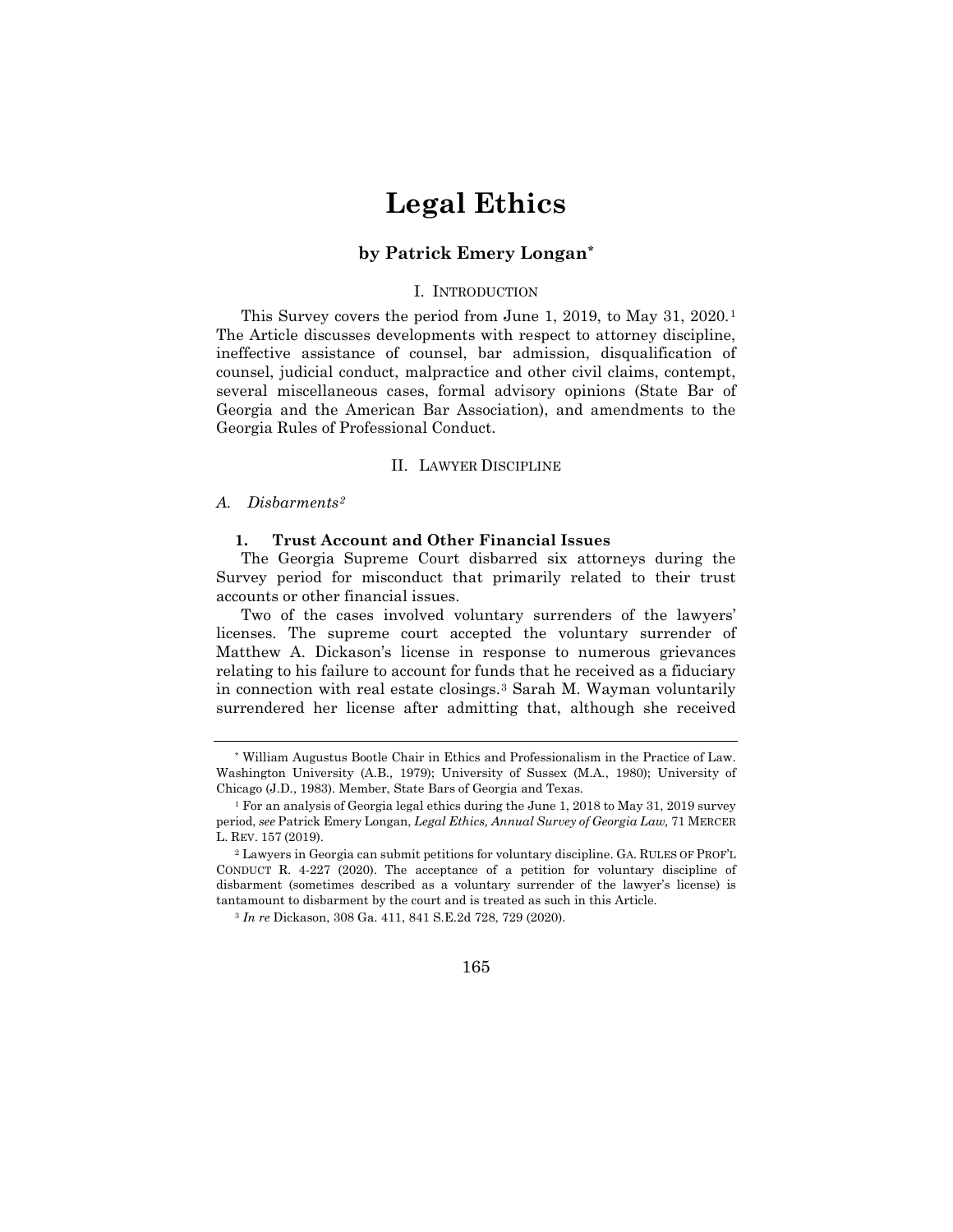# Legal Ethics

## by Patrick Emery Longan*

### I. Introduction

This Survey covers the period from June 1, 2019, to May 31, 2020.[1] The Article discusses developments with respect to attorney discipline, ineffective assistance of counsel, bar admission, disqualification of counsel, judicial conduct, malpractice and other civil claims, contempt, several miscellaneous cases, formal advisory opinions (State Bar of Georgia and the American Bar Association), and amendments to the Georgia Rules of Professional Conduct.

### II. Lawyer Discipline

#### *A. Disbarments[2]*

##### 1. **Trust Account and Other Financial Issues**

The Georgia Supreme Court disbarred six attorneys during the Survey period for misconduct that primarily related to their trust accounts or other financial issues.

Two of the cases involved voluntary surrenders of the lawyers' licenses. The supreme court accepted the voluntary surrender of Matthew A. Dickason's license in response to numerous grievances relating to his failure to account for funds that he received as a fiduciary in connection with real estate closings.[3] Sarah M. Wayman voluntarily surrendered her license after admitting that, although she received

---

\* William Augustus Bootle Chair in Ethics and Professionalism in the Practice of Law. Washington University (A.B., 1979); University of Sussex (M.A., 1980); University of Chicago (J.D., 1983). Member, State Bars of Georgia and Texas.

[1] For an analysis of Georgia legal ethics during the June 1, 2018 to May 31, 2019 survey period, *see* Patrick Emery Longan, *Legal Ethics, Annual Survey of Georgia Law,* 71 MERCER L. REV. 157 (2019).

[2] Lawyers in Georgia can submit petitions for voluntary discipline. GA. RULES OF PROF'L CONDUCT R. 4-227 (2020). The acceptance of a petition for voluntary discipline of disbarment (sometimes described as a voluntary surrender of the lawyer's license) is tantamount to disbarment by the court and is treated as such in this Article.

[3] *In re* Dickason, 308 Ga. 411, 841 S.E.2d 728, 729 (2020).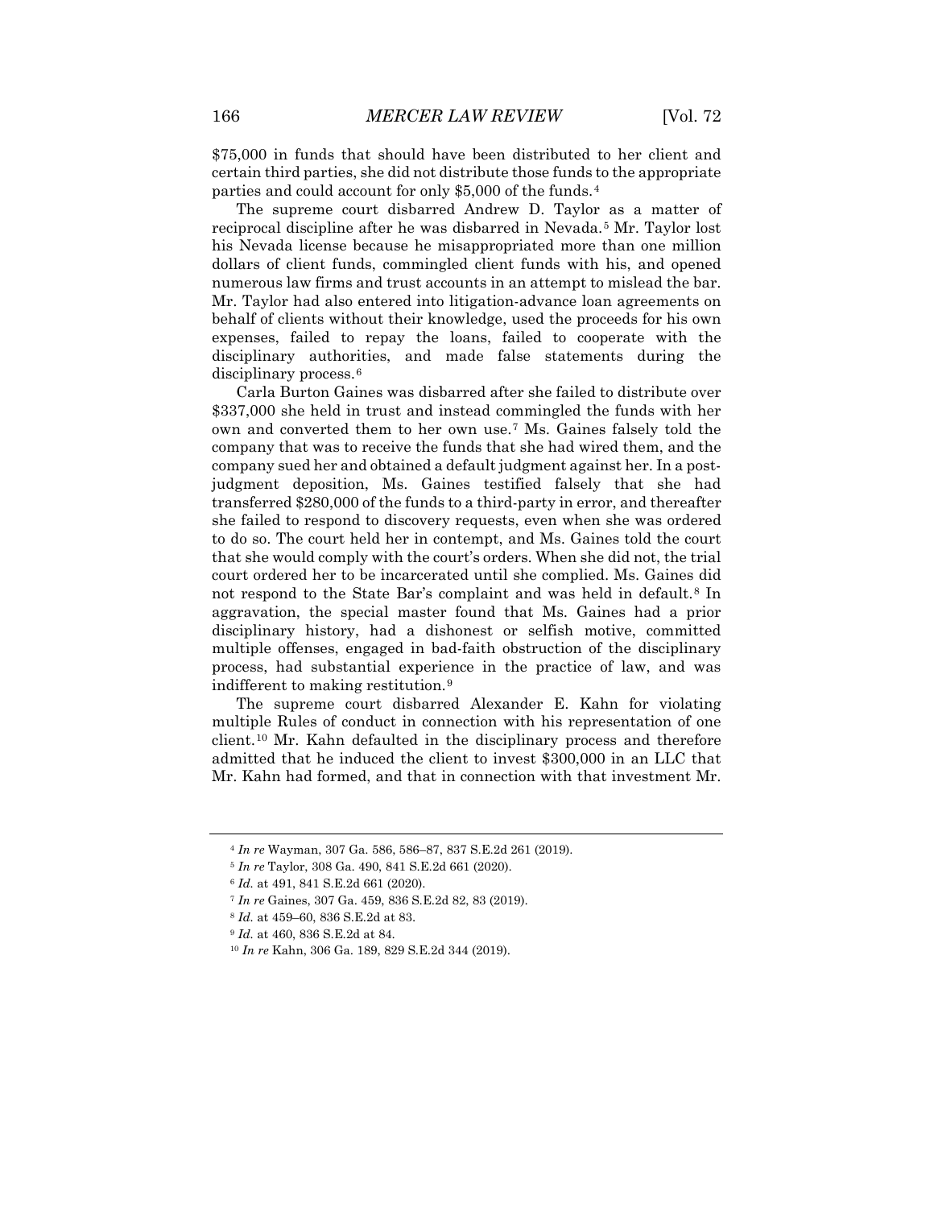$75,000 in funds that should have been distributed to her client and certain third parties, she did not distribute those funds to the appropriate parties and could account for only $5,000 of the funds.[4]

The supreme court disbarred Andrew D. Taylor as a matter of reciprocal discipline after he was disbarred in Nevada.[5] Mr. Taylor lost his Nevada license because he misappropriated more than one million dollars of client funds, commingled client funds with his, and opened numerous law firms and trust accounts in an attempt to mislead the bar. Mr. Taylor had also entered into litigation-advance loan agreements on behalf of clients without their knowledge, used the proceeds for his own expenses, failed to repay the loans, failed to cooperate with the disciplinary authorities, and made false statements during the disciplinary process.[6]

Carla Burton Gaines was disbarred after she failed to distribute over $337,000 she held in trust and instead commingled the funds with her own and converted them to her own use.[7] Ms. Gaines falsely told the company that was to receive the funds that she had wired them, and the company sued her and obtained a default judgment against her. In a post-judgment deposition, Ms. Gaines testified falsely that she had transferred $280,000 of the funds to a third-party in error, and thereafter she failed to respond to discovery requests, even when she was ordered to do so. The court held her in contempt, and Ms. Gaines told the court that she would comply with the court's orders. When she did not, the trial court ordered her to be incarcerated until she complied. Ms. Gaines did not respond to the State Bar's complaint and was held in default.[8] In aggravation, the special master found that Ms. Gaines had a prior disciplinary history, had a dishonest or selfish motive, committed multiple offenses, engaged in bad-faith obstruction of the disciplinary process, had substantial experience in the practice of law, and was indifferent to making restitution.[9]

The supreme court disbarred Alexander E. Kahn for violating multiple Rules of conduct in connection with his representation of one client.[10] Mr. Kahn defaulted in the disciplinary process and therefore admitted that he induced the client to invest $300,000 in an LLC that Mr. Kahn had formed, and that in connection with that investment Mr.

---

[4] *In re* Wayman, 307 Ga. 586, 586–87, 837 S.E.2d 261 (2019).

[5] *In re* Taylor, 308 Ga. 490, 841 S.E.2d 661 (2020).

[6] *Id.* at 491, 841 S.E.2d 661 (2020).

[7] *In re* Gaines, 307 Ga. 459, 836 S.E.2d 82, 83 (2019).

[8] *Id.* at 459–60, 836 S.E.2d at 83.

[9] *Id.* at 460, 836 S.E.2d at 84.

[10] *In re* Kahn, 306 Ga. 189, 829 S.E.2d 344 (2019).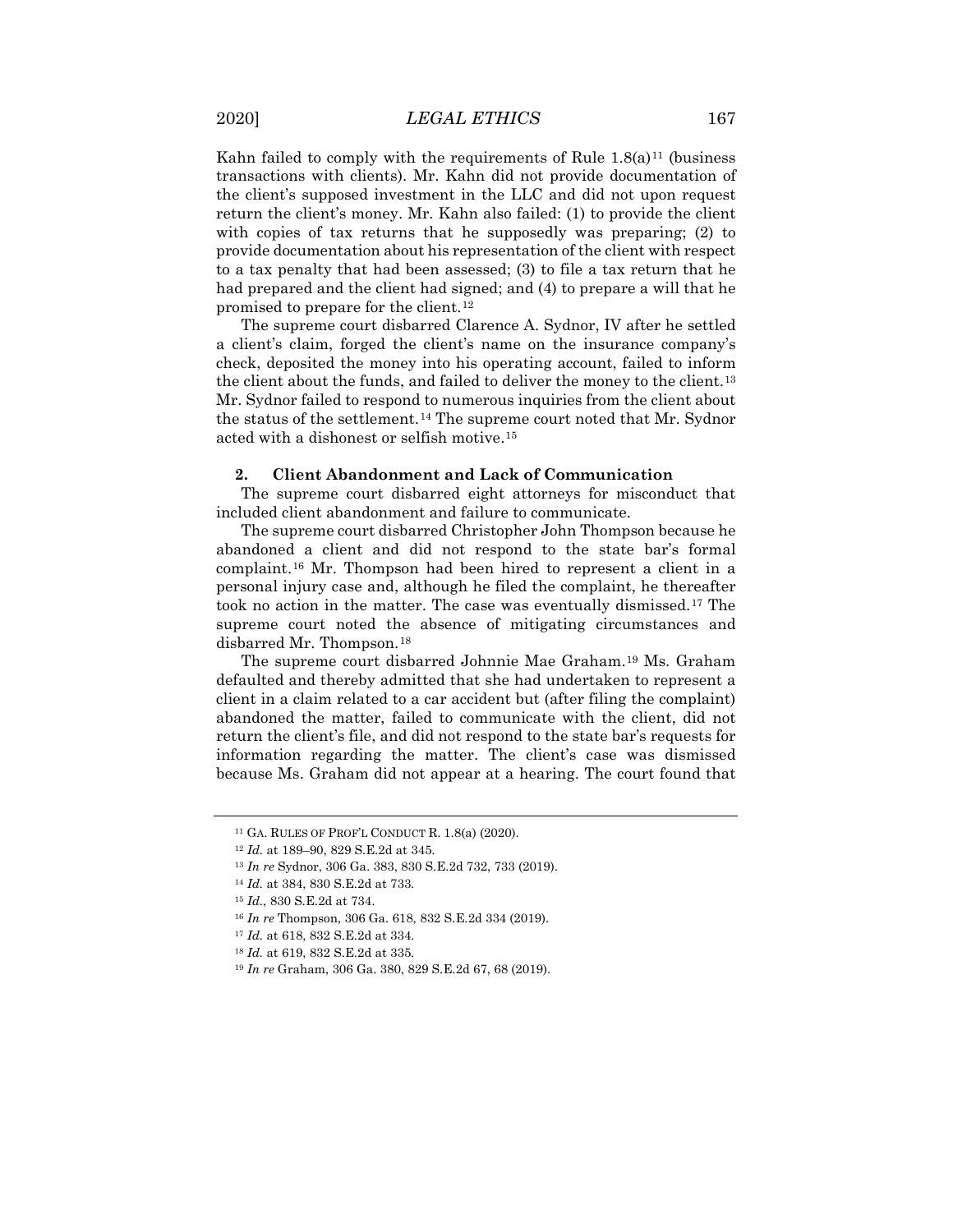Kahn failed to comply with the requirements of Rule 1.8(a)[11] (business transactions with clients). Mr. Kahn did not provide documentation of the client's supposed investment in the LLC and did not upon request return the client's money. Mr. Kahn also failed: (1) to provide the client with copies of tax returns that he supposedly was preparing; (2) to provide documentation about his representation of the client with respect to a tax penalty that had been assessed; (3) to file a tax return that he had prepared and the client had signed; and (4) to prepare a will that he promised to prepare for the client.[12]

The supreme court disbarred Clarence A. Sydnor, IV after he settled a client's claim, forged the client's name on the insurance company's check, deposited the money into his operating account, failed to inform the client about the funds, and failed to deliver the money to the client.[13] Mr. Sydnor failed to respond to numerous inquiries from the client about the status of the settlement.[14] The supreme court noted that Mr. Sydnor acted with a dishonest or selfish motive.[15]

### 2. Client Abandonment and Lack of Communication

The supreme court disbarred eight attorneys for misconduct that included client abandonment and failure to communicate.

The supreme court disbarred Christopher John Thompson because he abandoned a client and did not respond to the state bar's formal complaint.[16] Mr. Thompson had been hired to represent a client in a personal injury case and, although he filed the complaint, he thereafter took no action in the matter. The case was eventually dismissed.[17] The supreme court noted the absence of mitigating circumstances and disbarred Mr. Thompson.[18]

The supreme court disbarred Johnnie Mae Graham.[19] Ms. Graham defaulted and thereby admitted that she had undertaken to represent a client in a claim related to a car accident but (after filing the complaint) abandoned the matter, failed to communicate with the client, did not return the client's file, and did not respond to the state bar's requests for information regarding the matter. The client's case was dismissed because Ms. Graham did not appear at a hearing. The court found that

---

[11] GA. RULES OF PROF'L CONDUCT R. 1.8(a) (2020).

[12] *Id.* at 189–90, 829 S.E.2d at 345.

[13] *In re* Sydnor, 306 Ga. 383, 830 S.E.2d 732, 733 (2019).

[14] *Id.* at 384, 830 S.E.2d at 733.

[15] *Id.*, 830 S.E.2d at 734.

[16] *In re* Thompson, 306 Ga. 618, 832 S.E.2d 334 (2019).

[17] *Id.* at 618, 832 S.E.2d at 334.

[18] *Id.* at 619, 832 S.E.2d at 335.

[19] *In re* Graham, 306 Ga. 380, 829 S.E.2d 67, 68 (2019).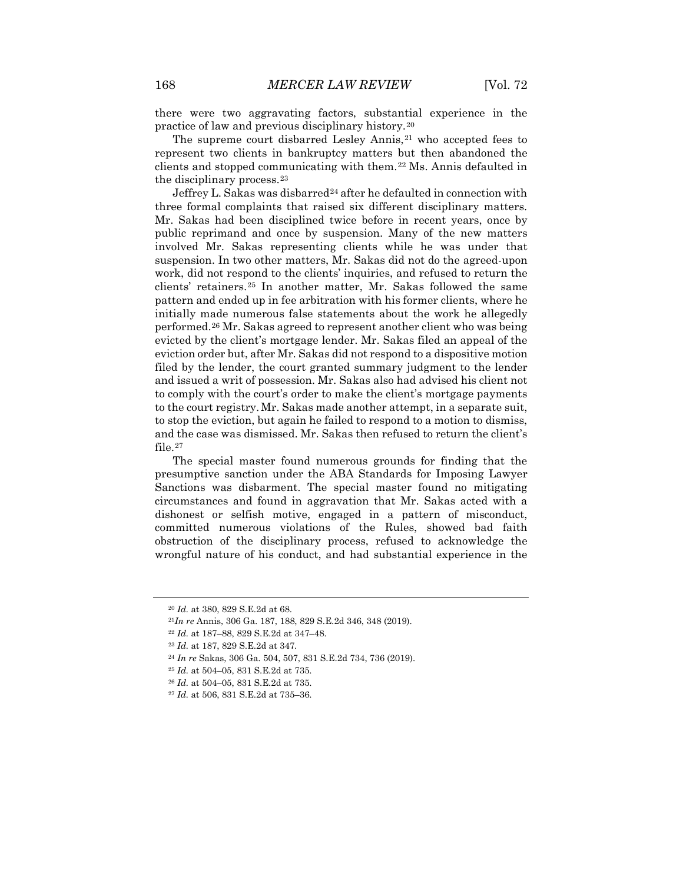there were two aggravating factors, substantial experience in the practice of law and previous disciplinary history.[20]

The supreme court disbarred Lesley Annis,[21] who accepted fees to represent two clients in bankruptcy matters but then abandoned the clients and stopped communicating with them.[22] Ms. Annis defaulted in the disciplinary process.[23]

Jeffrey L. Sakas was disbarred[24] after he defaulted in connection with three formal complaints that raised six different disciplinary matters. Mr. Sakas had been disciplined twice before in recent years, once by public reprimand and once by suspension. Many of the new matters involved Mr. Sakas representing clients while he was under that suspension. In two other matters, Mr. Sakas did not do the agreed-upon work, did not respond to the clients' inquiries, and refused to return the clients' retainers.[25] In another matter, Mr. Sakas followed the same pattern and ended up in fee arbitration with his former clients, where he initially made numerous false statements about the work he allegedly performed.[26] Mr. Sakas agreed to represent another client who was being evicted by the client's mortgage lender. Mr. Sakas filed an appeal of the eviction order but, after Mr. Sakas did not respond to a dispositive motion filed by the lender, the court granted summary judgment to the lender and issued a writ of possession. Mr. Sakas also had advised his client not to comply with the court's order to make the client's mortgage payments to the court registry. Mr. Sakas made another attempt, in a separate suit, to stop the eviction, but again he failed to respond to a motion to dismiss, and the case was dismissed. Mr. Sakas then refused to return the client's file.[27]

The special master found numerous grounds for finding that the presumptive sanction under the ABA Standards for Imposing Lawyer Sanctions was disbarment. The special master found no mitigating circumstances and found in aggravation that Mr. Sakas acted with a dishonest or selfish motive, engaged in a pattern of misconduct, committed numerous violations of the Rules, showed bad faith obstruction of the disciplinary process, refused to acknowledge the wrongful nature of his conduct, and had substantial experience in the

---

[20] *Id.* at 380, 829 S.E.2d at 68.

[21] *In re* Annis, 306 Ga. 187, 188, 829 S.E.2d 346, 348 (2019).

[22] *Id.* at 187–88, 829 S.E.2d at 347–48.

[23] *Id.* at 187, 829 S.E.2d at 347.

[24] *In re* Sakas, 306 Ga. 504, 507, 831 S.E.2d 734, 736 (2019).

[25] *Id.* at 504–05, 831 S.E.2d at 735.

[26] *Id.* at 504–05, 831 S.E.2d at 735.

[27] *Id.* at 506, 831 S.E.2d at 735–36.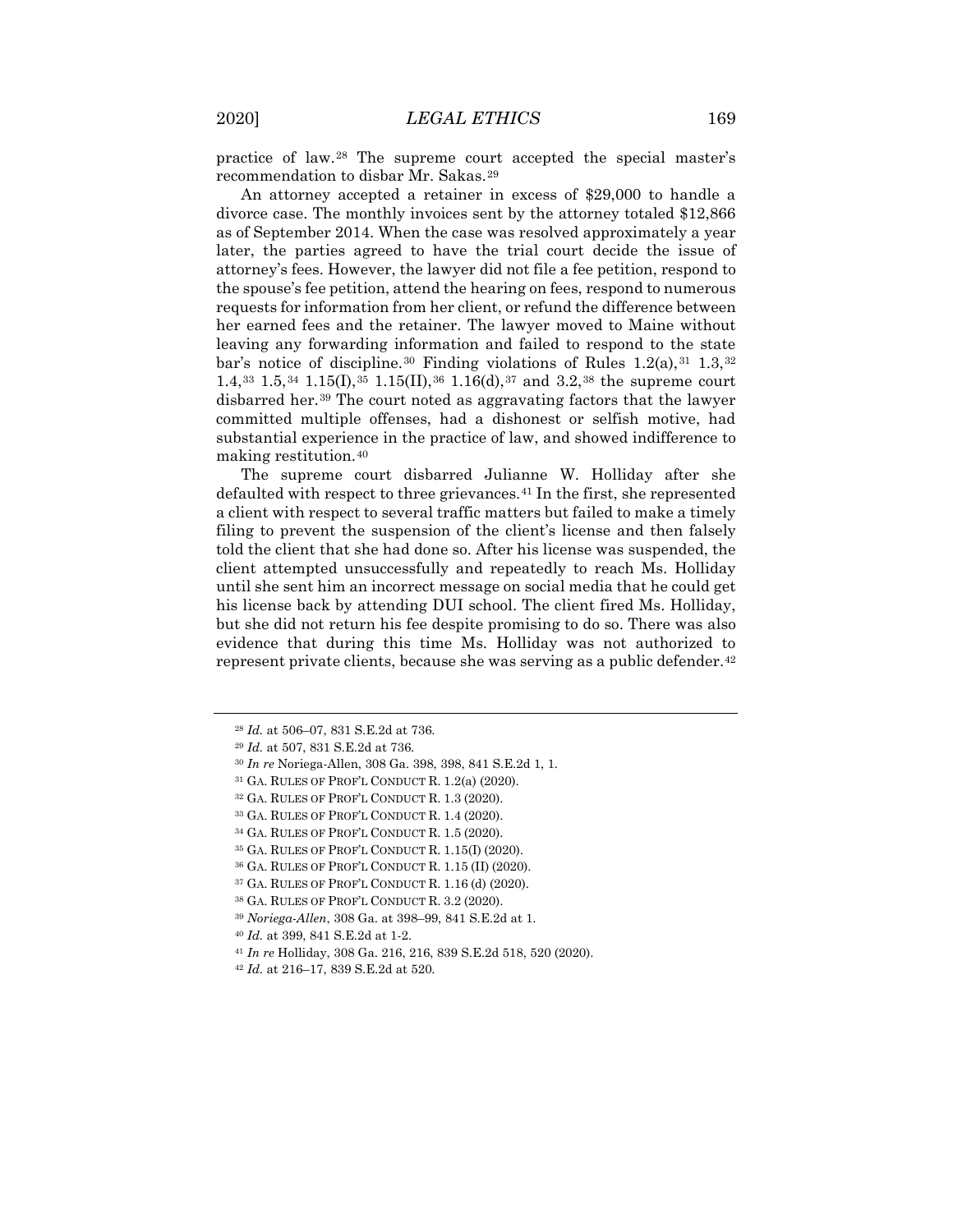practice of law.[28] The supreme court accepted the special master's recommendation to disbar Mr. Sakas.[29]

An attorney accepted a retainer in excess of $29,000 to handle a divorce case. The monthly invoices sent by the attorney totaled $12,866 as of September 2014. When the case was resolved approximately a year later, the parties agreed to have the trial court decide the issue of attorney's fees. However, the lawyer did not file a fee petition, respond to the spouse's fee petition, attend the hearing on fees, respond to numerous requests for information from her client, or refund the difference between her earned fees and the retainer. The lawyer moved to Maine without leaving any forwarding information and failed to respond to the state bar's notice of discipline.[30] Finding violations of Rules 1.2(a),[31] 1.3,[32] 1.4,[33] 1.5,[34] 1.15(I),[35] 1.15(II),[36] 1.16(d),[37] and 3.2,[38] the supreme court disbarred her.[39] The court noted as aggravating factors that the lawyer committed multiple offenses, had a dishonest or selfish motive, had substantial experience in the practice of law, and showed indifference to making restitution.[40]

The supreme court disbarred Julianne W. Holliday after she defaulted with respect to three grievances.[41] In the first, she represented a client with respect to several traffic matters but failed to make a timely filing to prevent the suspension of the client's license and then falsely told the client that she had done so. After his license was suspended, the client attempted unsuccessfully and repeatedly to reach Ms. Holliday until she sent him an incorrect message on social media that he could get his license back by attending DUI school. The client fired Ms. Holliday, but she did not return his fee despite promising to do so. There was also evidence that during this time Ms. Holliday was not authorized to represent private clients, because she was serving as a public defender.[42]

---

[28] *Id.* at 506–07, 831 S.E.2d at 736.

[29] *Id.* at 507, 831 S.E.2d at 736.

[30] *In re* Noriega-Allen, 308 Ga. 398, 398, 841 S.E.2d 1, 1.

[31] GA. RULES OF PROF'L CONDUCT R. 1.2(a) (2020).

[32] GA. RULES OF PROF'L CONDUCT R. 1.3 (2020).

[33] GA. RULES OF PROF'L CONDUCT R. 1.4 (2020).

[34] GA. RULES OF PROF'L CONDUCT R. 1.5 (2020).

[35] GA. RULES OF PROF'L CONDUCT R. 1.15(I) (2020).

[36] GA. RULES OF PROF'L CONDUCT R. 1.15 (II) (2020).

[37] GA. RULES OF PROF'L CONDUCT R. 1.16 (d) (2020).

[38] GA. RULES OF PROF'L CONDUCT R. 3.2 (2020).

[39] *Noriega-Allen*, 308 Ga. at 398–99, 841 S.E.2d at 1.

[40] *Id.* at 399, 841 S.E.2d at 1-2.

[41] *In re* Holliday, 308 Ga. 216, 216, 839 S.E.2d 518, 520 (2020).

[42] *Id.* at 216–17, 839 S.E.2d at 520.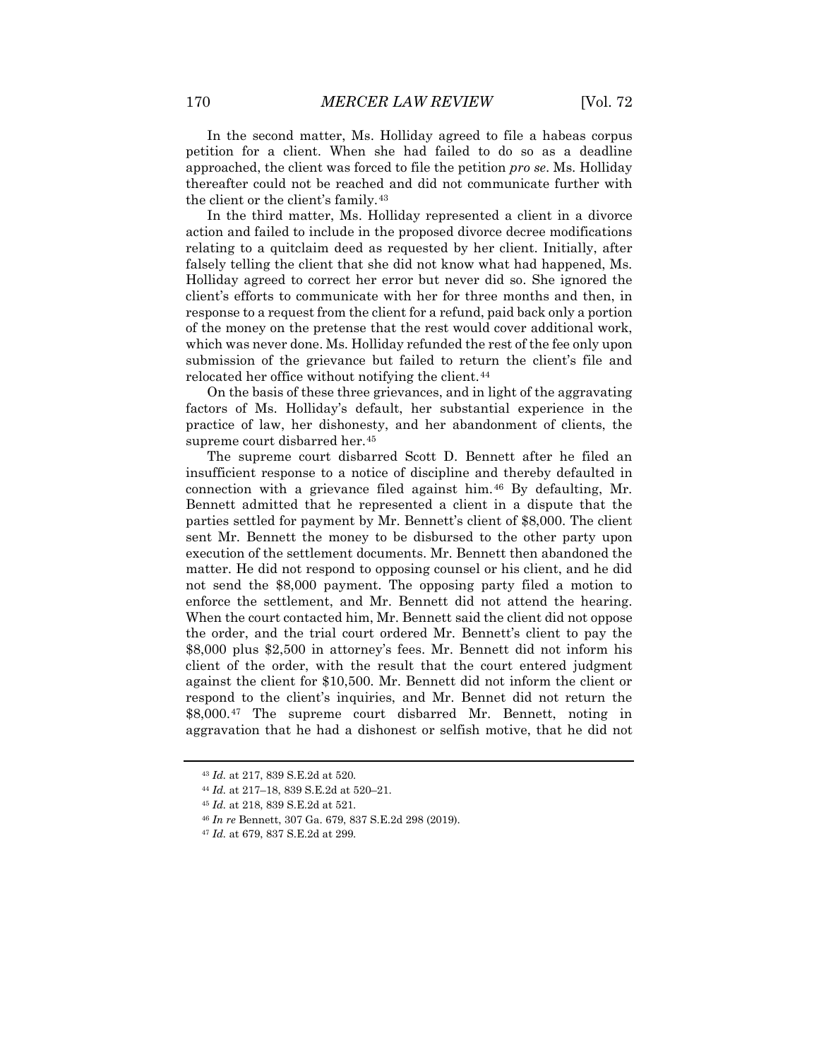In the second matter, Ms. Holliday agreed to file a habeas corpus petition for a client. When she had failed to do so as a deadline approached, the client was forced to file the petition *pro se*. Ms. Holliday thereafter could not be reached and did not communicate further with the client or the client's family.[43]

In the third matter, Ms. Holliday represented a client in a divorce action and failed to include in the proposed divorce decree modifications relating to a quitclaim deed as requested by her client. Initially, after falsely telling the client that she did not know what had happened, Ms. Holliday agreed to correct her error but never did so. She ignored the client's efforts to communicate with her for three months and then, in response to a request from the client for a refund, paid back only a portion of the money on the pretense that the rest would cover additional work, which was never done. Ms. Holliday refunded the rest of the fee only upon submission of the grievance but failed to return the client's file and relocated her office without notifying the client.[44]

On the basis of these three grievances, and in light of the aggravating factors of Ms. Holliday's default, her substantial experience in the practice of law, her dishonesty, and her abandonment of clients, the supreme court disbarred her.[45]

The supreme court disbarred Scott D. Bennett after he filed an insufficient response to a notice of discipline and thereby defaulted in connection with a grievance filed against him.[46] By defaulting, Mr. Bennett admitted that he represented a client in a dispute that the parties settled for payment by Mr. Bennett's client of $8,000. The client sent Mr. Bennett the money to be disbursed to the other party upon execution of the settlement documents. Mr. Bennett then abandoned the matter. He did not respond to opposing counsel or his client, and he did not send the $8,000 payment. The opposing party filed a motion to enforce the settlement, and Mr. Bennett did not attend the hearing. When the court contacted him, Mr. Bennett said the client did not oppose the order, and the trial court ordered Mr. Bennett's client to pay the $8,000 plus $2,500 in attorney's fees. Mr. Bennett did not inform his client of the order, with the result that the court entered judgment against the client for $10,500. Mr. Bennett did not inform the client or respond to the client's inquiries, and Mr. Bennet did not return the $8,000.[47] The supreme court disbarred Mr. Bennett, noting in aggravation that he had a dishonest or selfish motive, that he did not

---

[43] *Id.* at 217, 839 S.E.2d at 520.

[44] *Id.* at 217–18, 839 S.E.2d at 520–21.

[45] *Id.* at 218, 839 S.E.2d at 521.

[46] *In re* Bennett, 307 Ga. 679, 837 S.E.2d 298 (2019).

[47] *Id.* at 679, 837 S.E.2d at 299.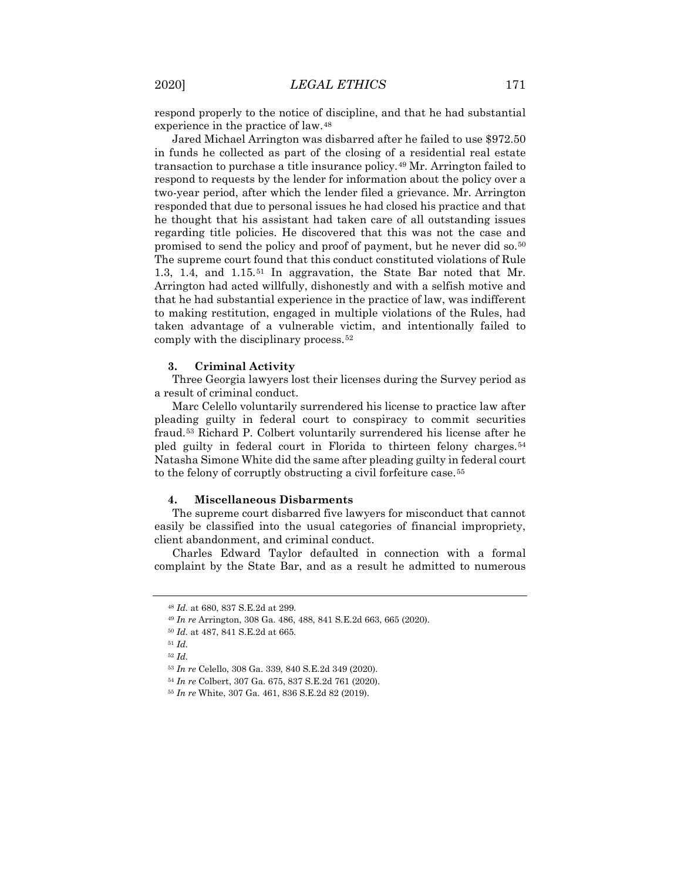respond properly to the notice of discipline, and that he had substantial experience in the practice of law.[48]

Jared Michael Arrington was disbarred after he failed to use $972.50 in funds he collected as part of the closing of a residential real estate transaction to purchase a title insurance policy.[49] Mr. Arrington failed to respond to requests by the lender for information about the policy over a two-year period, after which the lender filed a grievance. Mr. Arrington responded that due to personal issues he had closed his practice and that he thought that his assistant had taken care of all outstanding issues regarding title policies. He discovered that this was not the case and promised to send the policy and proof of payment, but he never did so.[50] The supreme court found that this conduct constituted violations of Rule 1.3, 1.4, and 1.15.[51] In aggravation, the State Bar noted that Mr. Arrington had acted willfully, dishonestly and with a selfish motive and that he had substantial experience in the practice of law, was indifferent to making restitution, engaged in multiple violations of the Rules, had taken advantage of a vulnerable victim, and intentionally failed to comply with the disciplinary process.[52]

### 3. Criminal Activity

Three Georgia lawyers lost their licenses during the Survey period as a result of criminal conduct.

Marc Celello voluntarily surrendered his license to practice law after pleading guilty in federal court to conspiracy to commit securities fraud.[53] Richard P. Colbert voluntarily surrendered his license after he pled guilty in federal court in Florida to thirteen felony charges.[54] Natasha Simone White did the same after pleading guilty in federal court to the felony of corruptly obstructing a civil forfeiture case.[55]

### 4. Miscellaneous Disbarments

The supreme court disbarred five lawyers for misconduct that cannot easily be classified into the usual categories of financial impropriety, client abandonment, and criminal conduct.

Charles Edward Taylor defaulted in connection with a formal complaint by the State Bar, and as a result he admitted to numerous

---

[48] *Id.* at 680, 837 S.E.2d at 299.

[49] *In re* Arrington, 308 Ga. 486, 488, 841 S.E.2d 663, 665 (2020).

[50] *Id.* at 487, 841 S.E.2d at 665.

[51] *Id.*

[52] *Id.*

[53] *In re* Celello, 308 Ga. 339, 840 S.E.2d 349 (2020).

[54] *In re* Colbert, 307 Ga. 675, 837 S.E.2d 761 (2020).

[55] *In re* White, 307 Ga. 461, 836 S.E.2d 82 (2019).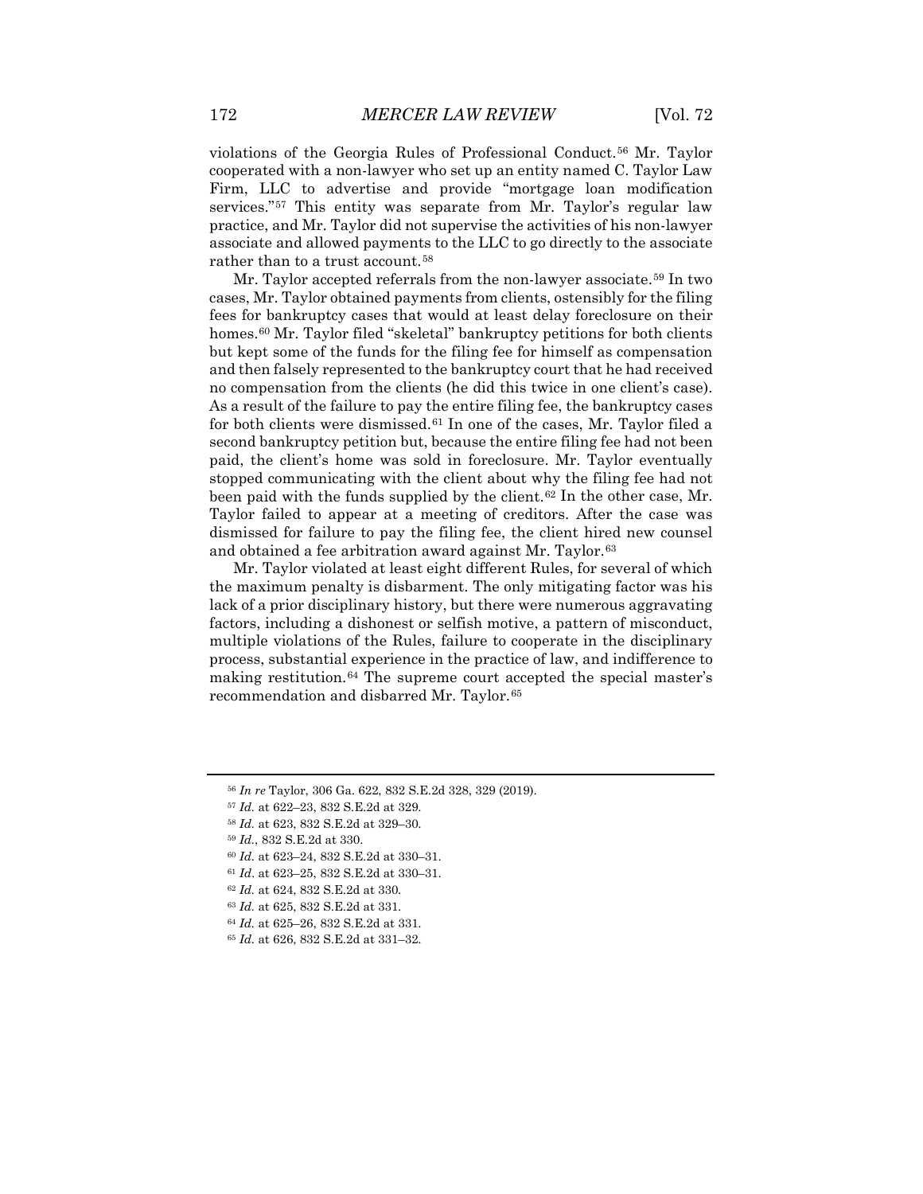violations of the Georgia Rules of Professional Conduct.[56] Mr. Taylor cooperated with a non-lawyer who set up an entity named C. Taylor Law Firm, LLC to advertise and provide "mortgage loan modification services."[57] This entity was separate from Mr. Taylor's regular law practice, and Mr. Taylor did not supervise the activities of his non-lawyer associate and allowed payments to the LLC to go directly to the associate rather than to a trust account.[58]

Mr. Taylor accepted referrals from the non-lawyer associate.[59] In two cases, Mr. Taylor obtained payments from clients, ostensibly for the filing fees for bankruptcy cases that would at least delay foreclosure on their homes.[60] Mr. Taylor filed "skeletal" bankruptcy petitions for both clients but kept some of the funds for the filing fee for himself as compensation and then falsely represented to the bankruptcy court that he had received no compensation from the clients (he did this twice in one client's case). As a result of the failure to pay the entire filing fee, the bankruptcy cases for both clients were dismissed.[61] In one of the cases, Mr. Taylor filed a second bankruptcy petition but, because the entire filing fee had not been paid, the client's home was sold in foreclosure. Mr. Taylor eventually stopped communicating with the client about why the filing fee had not been paid with the funds supplied by the client.[62] In the other case, Mr. Taylor failed to appear at a meeting of creditors. After the case was dismissed for failure to pay the filing fee, the client hired new counsel and obtained a fee arbitration award against Mr. Taylor.[63]

Mr. Taylor violated at least eight different Rules, for several of which the maximum penalty is disbarment. The only mitigating factor was his lack of a prior disciplinary history, but there were numerous aggravating factors, including a dishonest or selfish motive, a pattern of misconduct, multiple violations of the Rules, failure to cooperate in the disciplinary process, substantial experience in the practice of law, and indifference to making restitution.[64] The supreme court accepted the special master's recommendation and disbarred Mr. Taylor.[65]

---

[56] *In re* Taylor, 306 Ga. 622, 832 S.E.2d 328, 329 (2019).

[57] *Id.* at 622–23, 832 S.E.2d at 329.

[58] *Id.* at 623, 832 S.E.2d at 329–30.

[59] *Id.*, 832 S.E.2d at 330.

[60] *Id.* at 623–24, 832 S.E.2d at 330–31.

[61] *Id*. at 623–25, 832 S.E.2d at 330–31.

[62] *Id.* at 624, 832 S.E.2d at 330.

[63] *Id.* at 625, 832 S.E.2d at 331.

[64] *Id.* at 625–26, 832 S.E.2d at 331.

[65] *Id.* at 626, 832 S.E.2d at 331–32.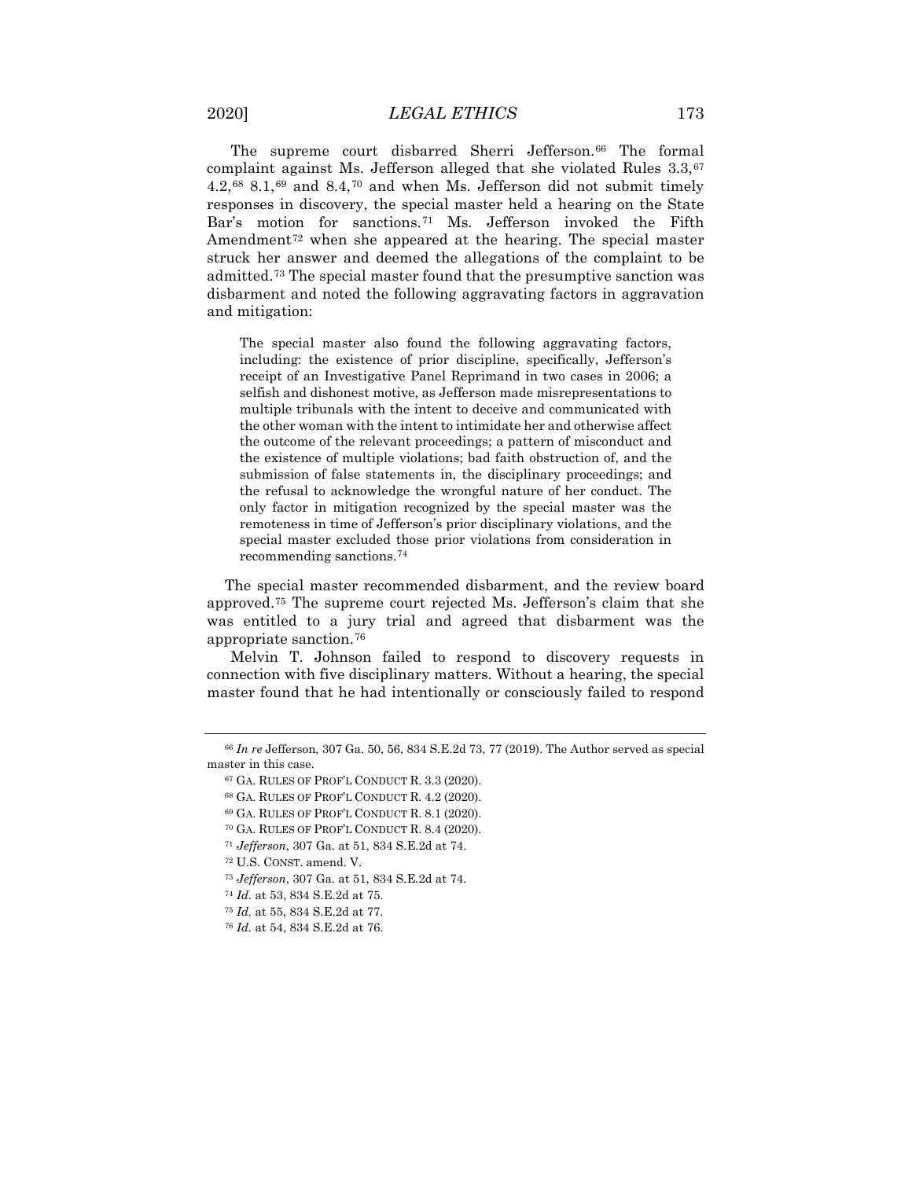The supreme court disbarred Sherri Jefferson.[66] The formal complaint against Ms. Jefferson alleged that she violated Rules 3.3,[67] 4.2,[68] 8.1,[69] and 8.4,[70] and when Ms. Jefferson did not submit timely responses in discovery, the special master held a hearing on the State Bar's motion for sanctions.[71] Ms. Jefferson invoked the Fifth Amendment[72] when she appeared at the hearing. The special master struck her answer and deemed the allegations of the complaint to be admitted.[73] The special master found that the presumptive sanction was disbarment and noted the following aggravating factors in aggravation and mitigation:

> The special master also found the following aggravating factors, including: the existence of prior discipline, specifically, Jefferson's receipt of an Investigative Panel Reprimand in two cases in 2006; a selfish and dishonest motive, as Jefferson made misrepresentations to multiple tribunals with the intent to deceive and communicated with the other woman with the intent to intimidate her and otherwise affect the outcome of the relevant proceedings; a pattern of misconduct and the existence of multiple violations; bad faith obstruction of, and the submission of false statements in, the disciplinary proceedings; and the refusal to acknowledge the wrongful nature of her conduct. The only factor in mitigation recognized by the special master was the remoteness in time of Jefferson's prior disciplinary violations, and the special master excluded those prior violations from consideration in recommending sanctions.[74]

The special master recommended disbarment, and the review board approved.[75] The supreme court rejected Ms. Jefferson's claim that she was entitled to a jury trial and agreed that disbarment was the appropriate sanction.[76]

Melvin T. Johnson failed to respond to discovery requests in connection with five disciplinary matters. Without a hearing, the special master found that he had intentionally or consciously failed to respond

---

[66] *In re* Jefferson, 307 Ga. 50, 56, 834 S.E.2d 73, 77 (2019). The Author served as special master in this case.

[67] GA. RULES OF PROF'L CONDUCT R. 3.3 (2020).

[68] GA. RULES OF PROF'L CONDUCT R. 4.2 (2020).

[69] GA. RULES OF PROF'L CONDUCT R. 8.1 (2020).

[70] GA. RULES OF PROF'L CONDUCT R. 8.4 (2020).

[71] *Jefferson*, 307 Ga. at 51, 834 S.E.2d at 74.

[72] U.S. CONST. amend. V.

[73] *Jefferson*, 307 Ga. at 51, 834 S.E.2d at 74.

[74] *Id.* at 53, 834 S.E.2d at 75.

[75] *Id.* at 55, 834 S.E.2d at 77.

[76] *Id.* at 54, 834 S.E.2d at 76.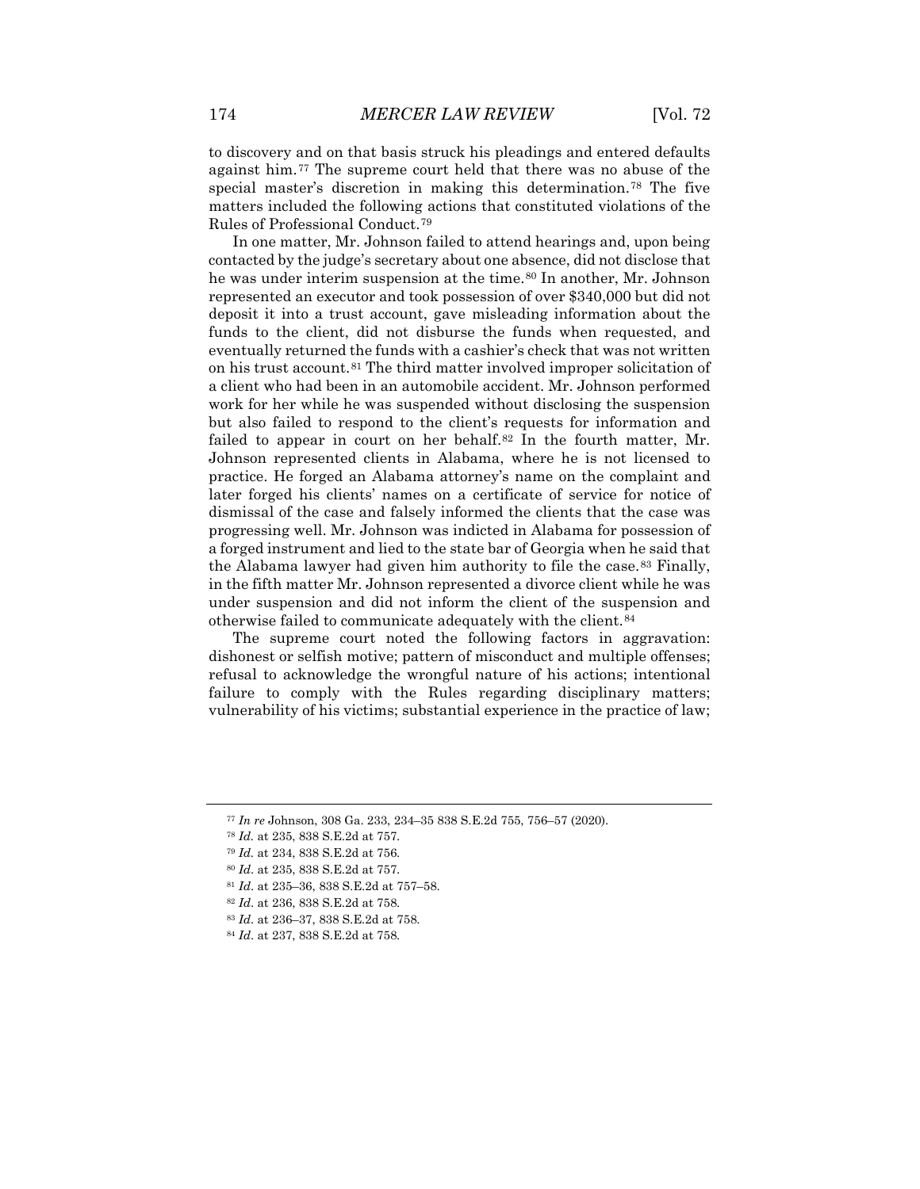to discovery and on that basis struck his pleadings and entered defaults against him.[77] The supreme court held that there was no abuse of the special master's discretion in making this determination.[78] The five matters included the following actions that constituted violations of the Rules of Professional Conduct.[79]

In one matter, Mr. Johnson failed to attend hearings and, upon being contacted by the judge's secretary about one absence, did not disclose that he was under interim suspension at the time.[80] In another, Mr. Johnson represented an executor and took possession of over $340,000 but did not deposit it into a trust account, gave misleading information about the funds to the client, did not disburse the funds when requested, and eventually returned the funds with a cashier's check that was not written on his trust account.[81] The third matter involved improper solicitation of a client who had been in an automobile accident. Mr. Johnson performed work for her while he was suspended without disclosing the suspension but also failed to respond to the client's requests for information and failed to appear in court on her behalf.[82] In the fourth matter, Mr. Johnson represented clients in Alabama, where he is not licensed to practice. He forged an Alabama attorney's name on the complaint and later forged his clients' names on a certificate of service for notice of dismissal of the case and falsely informed the clients that the case was progressing well. Mr. Johnson was indicted in Alabama for possession of a forged instrument and lied to the state bar of Georgia when he said that the Alabama lawyer had given him authority to file the case.[83] Finally, in the fifth matter Mr. Johnson represented a divorce client while he was under suspension and did not inform the client of the suspension and otherwise failed to communicate adequately with the client.[84]

The supreme court noted the following factors in aggravation: dishonest or selfish motive; pattern of misconduct and multiple offenses; refusal to acknowledge the wrongful nature of his actions; intentional failure to comply with the Rules regarding disciplinary matters; vulnerability of his victims; substantial experience in the practice of law;

---

[77] *In re* Johnson, 308 Ga. 233, 234–35 838 S.E.2d 755, 756–57 (2020).

[78] *Id.* at 235, 838 S.E.2d at 757.

[79] *Id.* at 234, 838 S.E.2d at 756.

[80] *Id*. at 235, 838 S.E.2d at 757.

[81] *Id*. at 235–36, 838 S.E.2d at 757–58.

[82] *Id*. at 236, 838 S.E.2d at 758.

[83] *Id*. at 236–37, 838 S.E.2d at 758.

[84] *Id*. at 237, 838 S.E.2d at 758.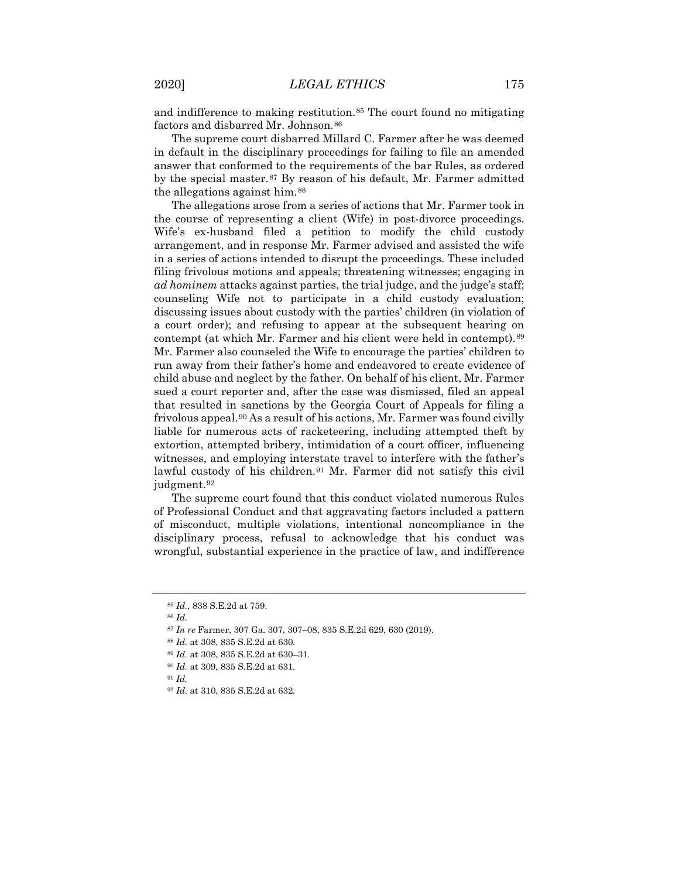and indifference to making restitution.[85] The court found no mitigating factors and disbarred Mr. Johnson.[86]

The supreme court disbarred Millard C. Farmer after he was deemed in default in the disciplinary proceedings for failing to file an amended answer that conformed to the requirements of the bar Rules, as ordered by the special master.[87] By reason of his default, Mr. Farmer admitted the allegations against him.[88]

The allegations arose from a series of actions that Mr. Farmer took in the course of representing a client (Wife) in post-divorce proceedings. Wife's ex-husband filed a petition to modify the child custody arrangement, and in response Mr. Farmer advised and assisted the wife in a series of actions intended to disrupt the proceedings. These included filing frivolous motions and appeals; threatening witnesses; engaging in *ad hominem* attacks against parties, the trial judge, and the judge's staff; counseling Wife not to participate in a child custody evaluation; discussing issues about custody with the parties' children (in violation of a court order); and refusing to appear at the subsequent hearing on contempt (at which Mr. Farmer and his client were held in contempt).[89] Mr. Farmer also counseled the Wife to encourage the parties' children to run away from their father's home and endeavored to create evidence of child abuse and neglect by the father. On behalf of his client, Mr. Farmer sued a court reporter and, after the case was dismissed, filed an appeal that resulted in sanctions by the Georgia Court of Appeals for filing a frivolous appeal.[90] As a result of his actions, Mr. Farmer was found civilly liable for numerous acts of racketeering, including attempted theft by extortion, attempted bribery, intimidation of a court officer, influencing witnesses, and employing interstate travel to interfere with the father's lawful custody of his children.[91] Mr. Farmer did not satisfy this civil judgment.[92]

The supreme court found that this conduct violated numerous Rules of Professional Conduct and that aggravating factors included a pattern of misconduct, multiple violations, intentional noncompliance in the disciplinary process, refusal to acknowledge that his conduct was wrongful, substantial experience in the practice of law, and indifference

---

[85] *Id.*, 838 S.E.2d at 759.

[86] *Id.*

[87] *In re* Farmer, 307 Ga. 307, 307–08, 835 S.E.2d 629, 630 (2019).

[88] *Id.* at 308, 835 S.E.2d at 630.

[89] *Id.* at 308, 835 S.E.2d at 630–31.

[90] *Id.* at 309, 835 S.E.2d at 631.

[91] *Id.*

[92] *Id.* at 310, 835 S.E.2d at 632.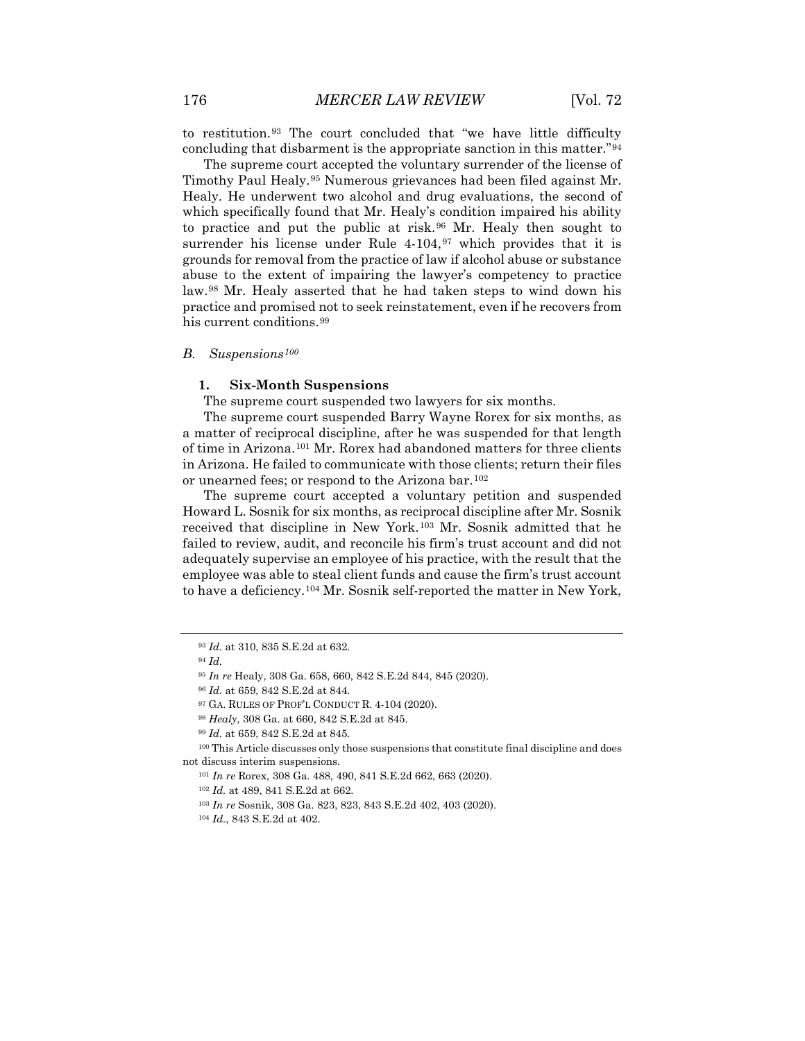to restitution.[93] The court concluded that "we have little difficulty concluding that disbarment is the appropriate sanction in this matter."[94]

The supreme court accepted the voluntary surrender of the license of Timothy Paul Healy.[95] Numerous grievances had been filed against Mr. Healy. He underwent two alcohol and drug evaluations, the second of which specifically found that Mr. Healy's condition impaired his ability to practice and put the public at risk.[96] Mr. Healy then sought to surrender his license under Rule 4-104,[97] which provides that it is grounds for removal from the practice of law if alcohol abuse or substance abuse to the extent of impairing the lawyer's competency to practice law.[98] Mr. Healy asserted that he had taken steps to wind down his practice and promised not to seek reinstatement, even if he recovers from his current conditions.[99]

### B. *Suspensions*[100]

#### 1. **Six-Month Suspensions**

The supreme court suspended two lawyers for six months.

The supreme court suspended Barry Wayne Rorex for six months, as a matter of reciprocal discipline, after he was suspended for that length of time in Arizona.[101] Mr. Rorex had abandoned matters for three clients in Arizona. He failed to communicate with those clients; return their files or unearned fees; or respond to the Arizona bar.[102]

The supreme court accepted a voluntary petition and suspended Howard L. Sosnik for six months, as reciprocal discipline after Mr. Sosnik received that discipline in New York.[103] Mr. Sosnik admitted that he failed to review, audit, and reconcile his firm's trust account and did not adequately supervise an employee of his practice, with the result that the employee was able to steal client funds and cause the firm's trust account to have a deficiency.[104] Mr. Sosnik self-reported the matter in New York,

---

[93] *Id.* at 310, 835 S.E.2d at 632.

[94] *Id.*

[95] *In re* Healy, 308 Ga. 658, 660, 842 S.E.2d 844, 845 (2020).

[96] *Id.* at 659, 842 S.E.2d at 844.

[97] GA. RULES OF PROF'L CONDUCT R. 4-104 (2020).

[98] *Healy*, 308 Ga. at 660, 842 S.E.2d at 845.

[99] *Id.* at 659, 842 S.E.2d at 845.

[100] This Article discusses only those suspensions that constitute final discipline and does not discuss interim suspensions.

[101] *In re* Rorex, 308 Ga. 488, 490, 841 S.E.2d 662, 663 (2020).

[102] *Id.* at 489, 841 S.E.2d at 662.

[103] *In re* Sosnik, 308 Ga. 823, 823, 843 S.E.2d 402, 403 (2020).

[104] *Id.*, 843 S.E.2d at 402.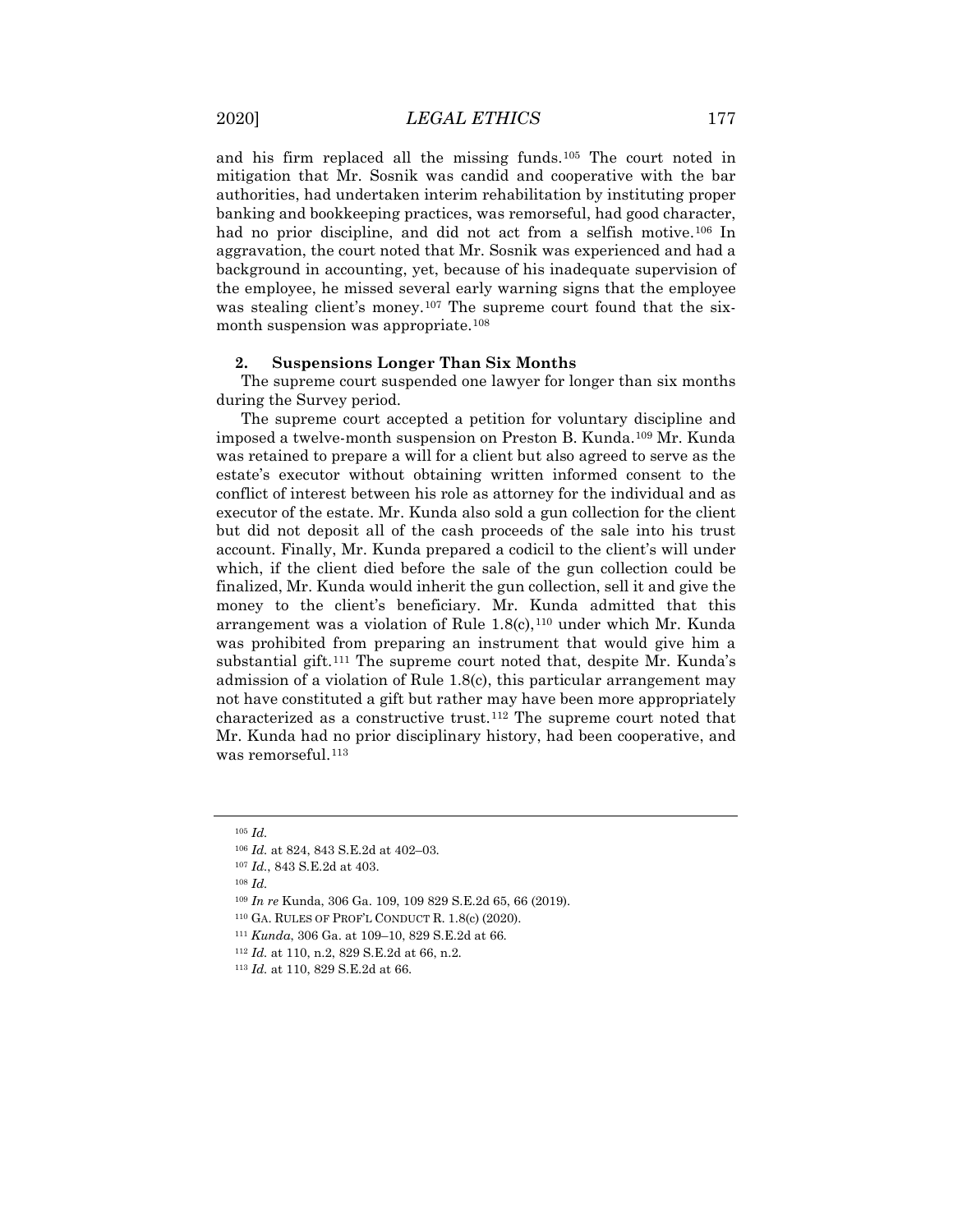and his firm replaced all the missing funds.[105] The court noted in mitigation that Mr. Sosnik was candid and cooperative with the bar authorities, had undertaken interim rehabilitation by instituting proper banking and bookkeeping practices, was remorseful, had good character, had no prior discipline, and did not act from a selfish motive.[106] In aggravation, the court noted that Mr. Sosnik was experienced and had a background in accounting, yet, because of his inadequate supervision of the employee, he missed several early warning signs that the employee was stealing client's money.[107] The supreme court found that the six-month suspension was appropriate.[108]

### 2. Suspensions Longer Than Six Months

The supreme court suspended one lawyer for longer than six months during the Survey period.

The supreme court accepted a petition for voluntary discipline and imposed a twelve-month suspension on Preston B. Kunda.[109] Mr. Kunda was retained to prepare a will for a client but also agreed to serve as the estate's executor without obtaining written informed consent to the conflict of interest between his role as attorney for the individual and as executor of the estate. Mr. Kunda also sold a gun collection for the client but did not deposit all of the cash proceeds of the sale into his trust account. Finally, Mr. Kunda prepared a codicil to the client's will under which, if the client died before the sale of the gun collection could be finalized, Mr. Kunda would inherit the gun collection, sell it and give the money to the client's beneficiary. Mr. Kunda admitted that this arrangement was a violation of Rule 1.8(c),[110] under which Mr. Kunda was prohibited from preparing an instrument that would give him a substantial gift.[111] The supreme court noted that, despite Mr. Kunda's admission of a violation of Rule 1.8(c), this particular arrangement may not have constituted a gift but rather may have been more appropriately characterized as a constructive trust.[112] The supreme court noted that Mr. Kunda had no prior disciplinary history, had been cooperative, and was remorseful.[113]

---

[105] *Id.*

[106] *Id.* at 824, 843 S.E.2d at 402–03.

[107] *Id.*, 843 S.E.2d at 403.

[108] *Id.*

[109] *In re* Kunda, 306 Ga. 109, 109 829 S.E.2d 65, 66 (2019).

[110] GA. RULES OF PROF'L CONDUCT R. 1.8(c) (2020).

[111] *Kunda*, 306 Ga. at 109–10, 829 S.E.2d at 66.

[112] *Id.* at 110, n.2, 829 S.E.2d at 66, n.2.

[113] *Id.* at 110, 829 S.E.2d at 66.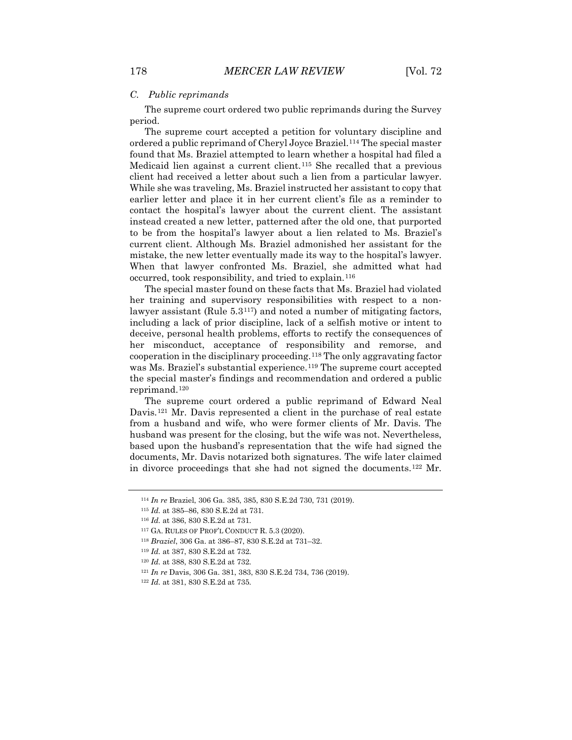### C. *Public reprimands*

The supreme court ordered two public reprimands during the Survey period.

The supreme court accepted a petition for voluntary discipline and ordered a public reprimand of Cheryl Joyce Braziel.[114] The special master found that Ms. Braziel attempted to learn whether a hospital had filed a Medicaid lien against a current client.[115] She recalled that a previous client had received a letter about such a lien from a particular lawyer. While she was traveling, Ms. Braziel instructed her assistant to copy that earlier letter and place it in her current client's file as a reminder to contact the hospital's lawyer about the current client. The assistant instead created a new letter, patterned after the old one, that purported to be from the hospital's lawyer about a lien related to Ms. Braziel's current client. Although Ms. Braziel admonished her assistant for the mistake, the new letter eventually made its way to the hospital's lawyer. When that lawyer confronted Ms. Braziel, she admitted what had occurred, took responsibility, and tried to explain.[116]

The special master found on these facts that Ms. Braziel had violated her training and supervisory responsibilities with respect to a non-lawyer assistant (Rule 5.3[117]) and noted a number of mitigating factors, including a lack of prior discipline, lack of a selfish motive or intent to deceive, personal health problems, efforts to rectify the consequences of her misconduct, acceptance of responsibility and remorse, and cooperation in the disciplinary proceeding.[118] The only aggravating factor was Ms. Braziel's substantial experience.[119] The supreme court accepted the special master's findings and recommendation and ordered a public reprimand.[120]

The supreme court ordered a public reprimand of Edward Neal Davis.[121] Mr. Davis represented a client in the purchase of real estate from a husband and wife, who were former clients of Mr. Davis. The husband was present for the closing, but the wife was not. Nevertheless, based upon the husband's representation that the wife had signed the documents, Mr. Davis notarized both signatures. The wife later claimed in divorce proceedings that she had not signed the documents.[122] Mr.

---

[114] *In re* Braziel, 306 Ga. 385, 385, 830 S.E.2d 730, 731 (2019).

[115] *Id.* at 385–86, 830 S.E.2d at 731.

[116] *Id.* at 386, 830 S.E.2d at 731.

[117] GA. RULES OF PROF'L CONDUCT R. 5.3 (2020).

[118] *Braziel*, 306 Ga. at 386–87, 830 S.E.2d at 731–32.

[119] *Id.* at 387, 830 S.E.2d at 732.

[120] *Id.* at 388, 830 S.E.2d at 732.

[121] *In re* Davis, 306 Ga. 381, 383, 830 S.E.2d 734, 736 (2019).

[122] *Id.* at 381, 830 S.E.2d at 735.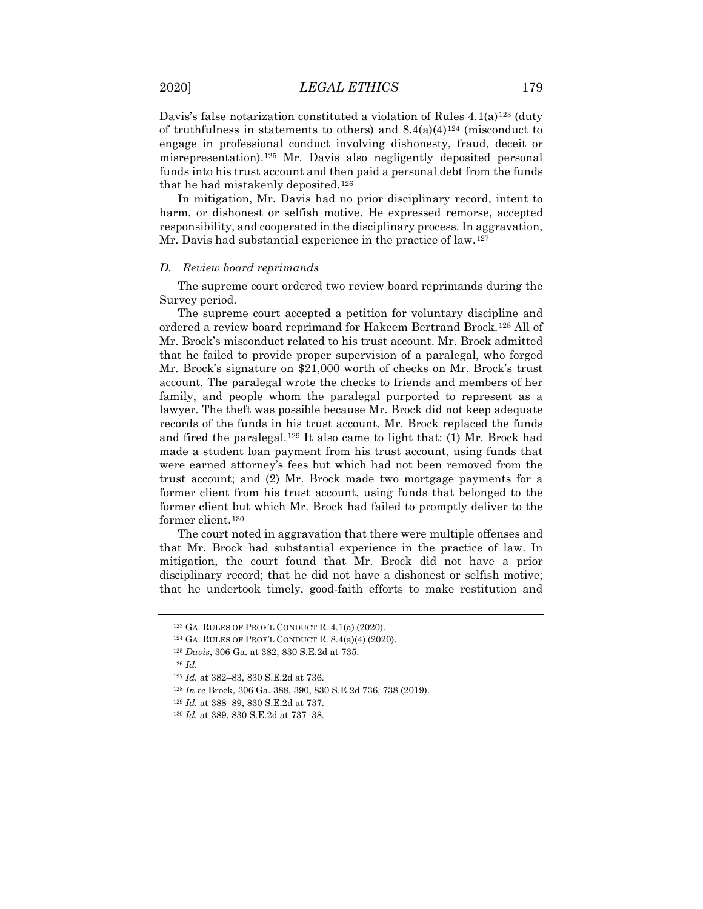Davis's false notarization constituted a violation of Rules 4.1(a)[123] (duty of truthfulness in statements to others) and 8.4(a)(4)[124] (misconduct to engage in professional conduct involving dishonesty, fraud, deceit or misrepresentation).[125] Mr. Davis also negligently deposited personal funds into his trust account and then paid a personal debt from the funds that he had mistakenly deposited.[126]

In mitigation, Mr. Davis had no prior disciplinary record, intent to harm, or dishonest or selfish motive. He expressed remorse, accepted responsibility, and cooperated in the disciplinary process. In aggravation, Mr. Davis had substantial experience in the practice of law.[127]

### *D. Review board reprimands*

The supreme court ordered two review board reprimands during the Survey period.

The supreme court accepted a petition for voluntary discipline and ordered a review board reprimand for Hakeem Bertrand Brock.[128] All of Mr. Brock's misconduct related to his trust account. Mr. Brock admitted that he failed to provide proper supervision of a paralegal, who forged Mr. Brock's signature on $21,000 worth of checks on Mr. Brock's trust account. The paralegal wrote the checks to friends and members of her family, and people whom the paralegal purported to represent as a lawyer. The theft was possible because Mr. Brock did not keep adequate records of the funds in his trust account. Mr. Brock replaced the funds and fired the paralegal.[129] It also came to light that: (1) Mr. Brock had made a student loan payment from his trust account, using funds that were earned attorney's fees but which had not been removed from the trust account; and (2) Mr. Brock made two mortgage payments for a former client from his trust account, using funds that belonged to the former client but which Mr. Brock had failed to promptly deliver to the former client.[130]

The court noted in aggravation that there were multiple offenses and that Mr. Brock had substantial experience in the practice of law. In mitigation, the court found that Mr. Brock did not have a prior disciplinary record; that he did not have a dishonest or selfish motive; that he undertook timely, good-faith efforts to make restitution and

---

[123] GA. RULES OF PROF'L CONDUCT R. 4.1(a) (2020).

[124] GA. RULES OF PROF'L CONDUCT R. 8.4(a)(4) (2020).

[125] *Davis*, 306 Ga. at 382, 830 S.E.2d at 735.

[126] *Id.*

[127] *Id.* at 382–83, 830 S.E.2d at 736.

[128] *In re* Brock, 306 Ga. 388, 390, 830 S.E.2d 736, 738 (2019).

[129] *Id.* at 388–89, 830 S.E.2d at 737.

[130] *Id.* at 389, 830 S.E.2d at 737–38.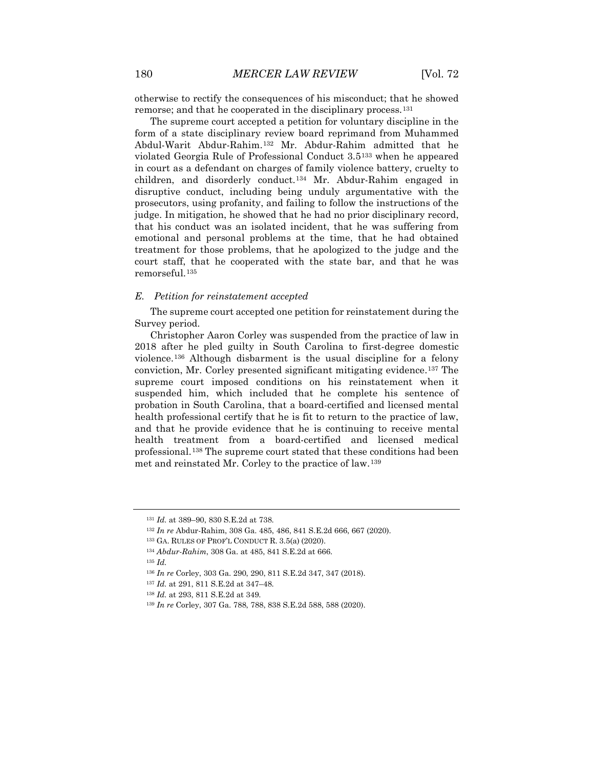otherwise to rectify the consequences of his misconduct; that he showed remorse; and that he cooperated in the disciplinary process.[131]

The supreme court accepted a petition for voluntary discipline in the form of a state disciplinary review board reprimand from Muhammed Abdul-Warit Abdur-Rahim.[132] Mr. Abdur-Rahim admitted that he violated Georgia Rule of Professional Conduct 3.5[133] when he appeared in court as a defendant on charges of family violence battery, cruelty to children, and disorderly conduct.[134] Mr. Abdur-Rahim engaged in disruptive conduct, including being unduly argumentative with the prosecutors, using profanity, and failing to follow the instructions of the judge. In mitigation, he showed that he had no prior disciplinary record, that his conduct was an isolated incident, that he was suffering from emotional and personal problems at the time, that he had obtained treatment for those problems, that he apologized to the judge and the court staff, that he cooperated with the state bar, and that he was remorseful.[135]

### *E. Petition for reinstatement accepted*

The supreme court accepted one petition for reinstatement during the Survey period.

Christopher Aaron Corley was suspended from the practice of law in 2018 after he pled guilty in South Carolina to first-degree domestic violence.[136] Although disbarment is the usual discipline for a felony conviction, Mr. Corley presented significant mitigating evidence.[137] The supreme court imposed conditions on his reinstatement when it suspended him, which included that he complete his sentence of probation in South Carolina, that a board-certified and licensed mental health professional certify that he is fit to return to the practice of law, and that he provide evidence that he is continuing to receive mental health treatment from a board-certified and licensed medical professional.[138] The supreme court stated that these conditions had been met and reinstated Mr. Corley to the practice of law.[139]

---

[131] *Id.* at 389–90, 830 S.E.2d at 738.

[132] *In re* Abdur-Rahim, 308 Ga. 485, 486, 841 S.E.2d 666, 667 (2020).

[133] GA. RULES OF PROF'L CONDUCT R. 3.5(a) (2020).

[134] *Abdur-Rahim*, 308 Ga. at 485, 841 S.E.2d at 666.

[135] *Id.*

[136] *In re* Corley, 303 Ga. 290, 290, 811 S.E.2d 347, 347 (2018).

[137] *Id.* at 291, 811 S.E.2d at 347–48.

[138] *Id.* at 293, 811 S.E.2d at 349.

[139] *In re* Corley, 307 Ga. 788, 788, 838 S.E.2d 588, 588 (2020).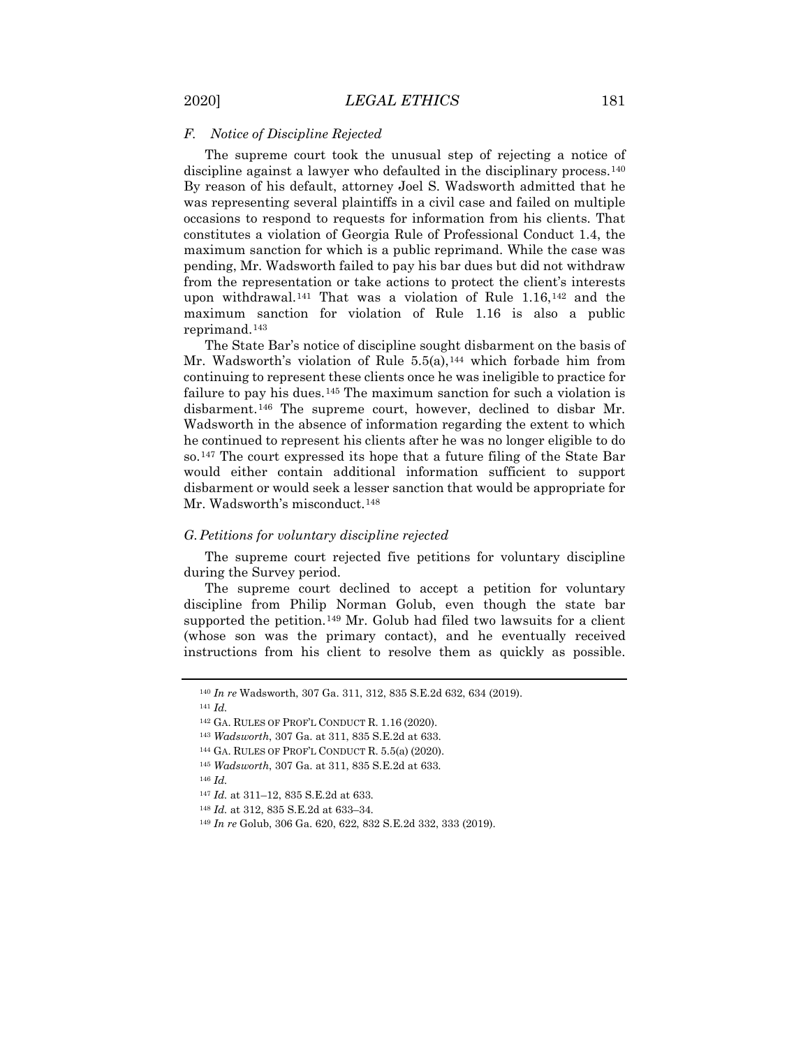### *F. Notice of Discipline Rejected*

The supreme court took the unusual step of rejecting a notice of discipline against a lawyer who defaulted in the disciplinary process.[140] By reason of his default, attorney Joel S. Wadsworth admitted that he was representing several plaintiffs in a civil case and failed on multiple occasions to respond to requests for information from his clients. That constitutes a violation of Georgia Rule of Professional Conduct 1.4, the maximum sanction for which is a public reprimand. While the case was pending, Mr. Wadsworth failed to pay his bar dues but did not withdraw from the representation or take actions to protect the client's interests upon withdrawal.[141] That was a violation of Rule 1.16,[142] and the maximum sanction for violation of Rule 1.16 is also a public reprimand.[143]

The State Bar's notice of discipline sought disbarment on the basis of Mr. Wadsworth's violation of Rule 5.5(a),[144] which forbade him from continuing to represent these clients once he was ineligible to practice for failure to pay his dues.[145] The maximum sanction for such a violation is disbarment.[146] The supreme court, however, declined to disbar Mr. Wadsworth in the absence of information regarding the extent to which he continued to represent his clients after he was no longer eligible to do so.[147] The court expressed its hope that a future filing of the State Bar would either contain additional information sufficient to support disbarment or would seek a lesser sanction that would be appropriate for Mr. Wadsworth's misconduct.[148]

### *G. Petitions for voluntary discipline rejected*

The supreme court rejected five petitions for voluntary discipline during the Survey period.

The supreme court declined to accept a petition for voluntary discipline from Philip Norman Golub, even though the state bar supported the petition.[149] Mr. Golub had filed two lawsuits for a client (whose son was the primary contact), and he eventually received instructions from his client to resolve them as quickly as possible.

---

[140] *In re* Wadsworth, 307 Ga. 311, 312, 835 S.E.2d 632, 634 (2019).

[141] *Id.*

[142] GA. RULES OF PROF'L CONDUCT R. 1.16 (2020).

[143] *Wadsworth*, 307 Ga. at 311, 835 S.E.2d at 633.

[144] GA. RULES OF PROF'L CONDUCT R. 5.5(a) (2020).

[145] *Wadsworth*, 307 Ga. at 311, 835 S.E.2d at 633.

[146] *Id.*

[147] *Id.* at 311–12, 835 S.E.2d at 633.

[148] *Id.* at 312, 835 S.E.2d at 633–34.

[149] *In re* Golub, 306 Ga. 620, 622, 832 S.E.2d 332, 333 (2019).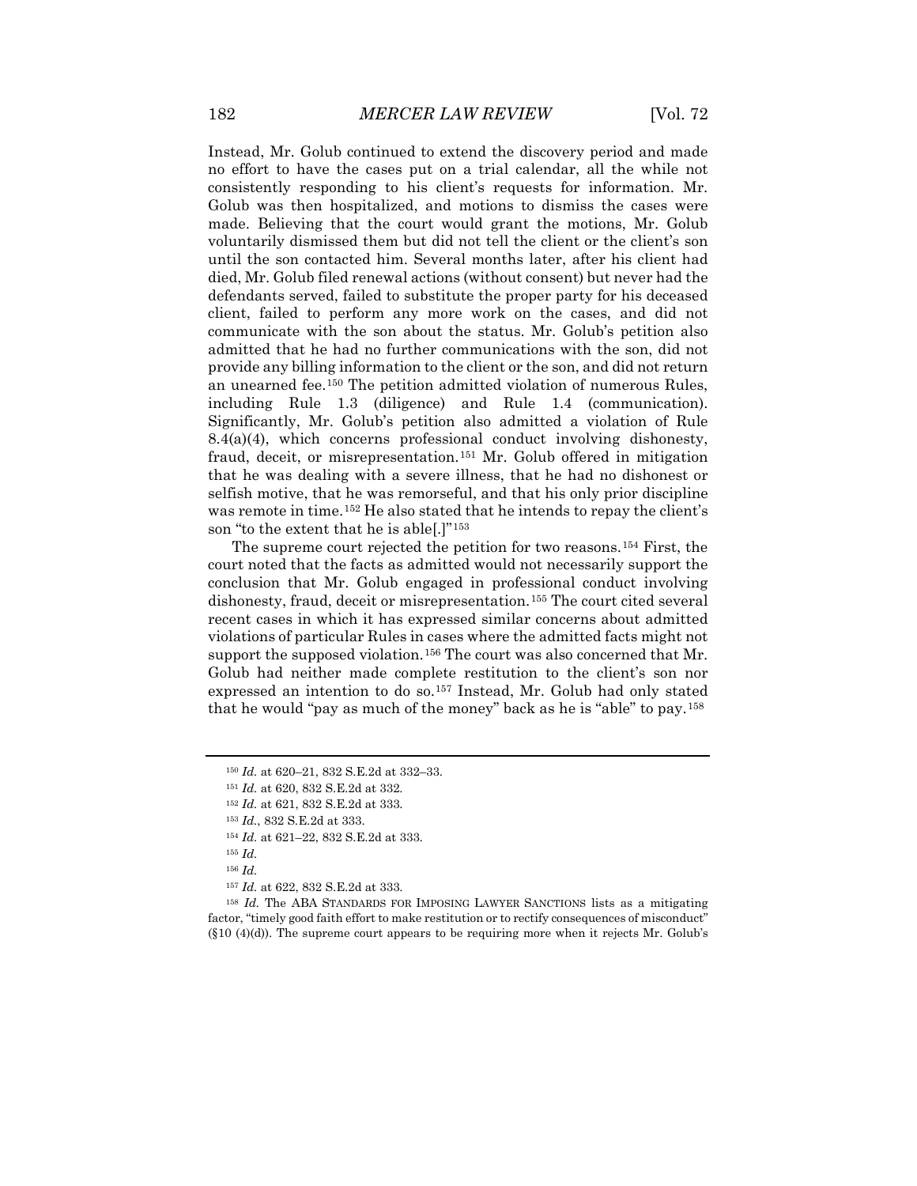Instead, Mr. Golub continued to extend the discovery period and made no effort to have the cases put on a trial calendar, all the while not consistently responding to his client's requests for information. Mr. Golub was then hospitalized, and motions to dismiss the cases were made. Believing that the court would grant the motions, Mr. Golub voluntarily dismissed them but did not tell the client or the client's son until the son contacted him. Several months later, after his client had died, Mr. Golub filed renewal actions (without consent) but never had the defendants served, failed to substitute the proper party for his deceased client, failed to perform any more work on the cases, and did not communicate with the son about the status. Mr. Golub's petition also admitted that he had no further communications with the son, did not provide any billing information to the client or the son, and did not return an unearned fee.[150] The petition admitted violation of numerous Rules, including Rule 1.3 (diligence) and Rule 1.4 (communication). Significantly, Mr. Golub's petition also admitted a violation of Rule 8.4(a)(4), which concerns professional conduct involving dishonesty, fraud, deceit, or misrepresentation.[151] Mr. Golub offered in mitigation that he was dealing with a severe illness, that he had no dishonest or selfish motive, that he was remorseful, and that his only prior discipline was remote in time.[152] He also stated that he intends to repay the client's son "to the extent that he is able[.]"[153]

The supreme court rejected the petition for two reasons.[154] First, the court noted that the facts as admitted would not necessarily support the conclusion that Mr. Golub engaged in professional conduct involving dishonesty, fraud, deceit or misrepresentation.[155] The court cited several recent cases in which it has expressed similar concerns about admitted violations of particular Rules in cases where the admitted facts might not support the supposed violation.[156] The court was also concerned that Mr. Golub had neither made complete restitution to the client's son nor expressed an intention to do so.[157] Instead, Mr. Golub had only stated that he would "pay as much of the money" back as he is "able" to pay.[158]

---

[150] *Id.* at 620–21, 832 S.E.2d at 332–33.

[151] *Id.* at 620, 832 S.E.2d at 332.

[152] *Id.* at 621, 832 S.E.2d at 333.

[153] *Id.*, 832 S.E.2d at 333.

[154] *Id.* at 621–22, 832 S.E.2d at 333.

[155] *Id.*

[156] *Id.*

[157] *Id.* at 622, 832 S.E.2d at 333.

[158] *Id.* The ABA STANDARDS FOR IMPOSING LAWYER SANCTIONS lists as a mitigating factor, "timely good faith effort to make restitution or to rectify consequences of misconduct" (§10 (4)(d)). The supreme court appears to be requiring more when it rejects Mr. Golub's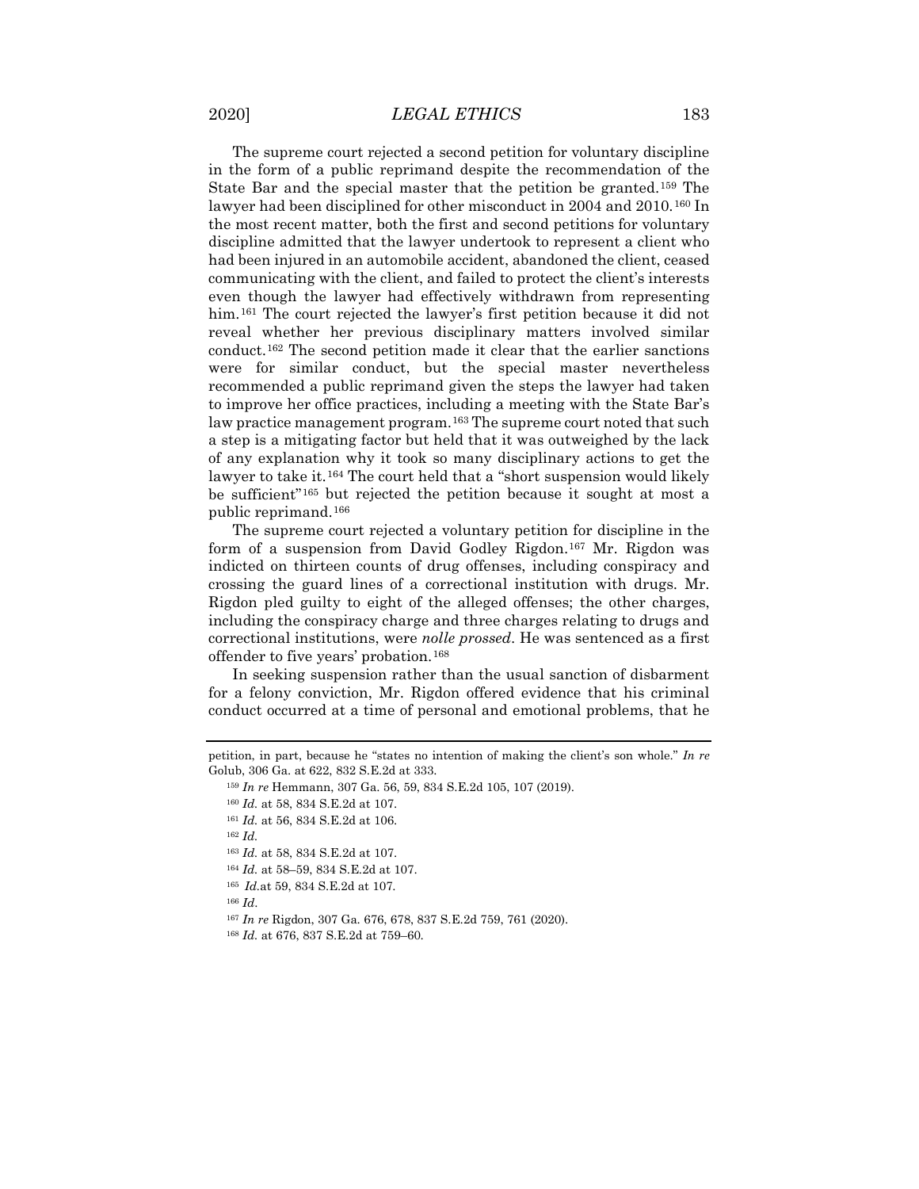The supreme court rejected a second petition for voluntary discipline in the form of a public reprimand despite the recommendation of the State Bar and the special master that the petition be granted.[159] The lawyer had been disciplined for other misconduct in 2004 and 2010.[160] In the most recent matter, both the first and second petitions for voluntary discipline admitted that the lawyer undertook to represent a client who had been injured in an automobile accident, abandoned the client, ceased communicating with the client, and failed to protect the client's interests even though the lawyer had effectively withdrawn from representing him.[161] The court rejected the lawyer's first petition because it did not reveal whether her previous disciplinary matters involved similar conduct.[162] The second petition made it clear that the earlier sanctions were for similar conduct, but the special master nevertheless recommended a public reprimand given the steps the lawyer had taken to improve her office practices, including a meeting with the State Bar's law practice management program.[163] The supreme court noted that such a step is a mitigating factor but held that it was outweighed by the lack of any explanation why it took so many disciplinary actions to get the lawyer to take it.[164] The court held that a "short suspension would likely be sufficient"[165] but rejected the petition because it sought at most a public reprimand.[166]

The supreme court rejected a voluntary petition for discipline in the form of a suspension from David Godley Rigdon.[167] Mr. Rigdon was indicted on thirteen counts of drug offenses, including conspiracy and crossing the guard lines of a correctional institution with drugs. Mr. Rigdon pled guilty to eight of the alleged offenses; the other charges, including the conspiracy charge and three charges relating to drugs and correctional institutions, were *nolle prossed*. He was sentenced as a first offender to five years' probation.[168]

In seeking suspension rather than the usual sanction of disbarment for a felony conviction, Mr. Rigdon offered evidence that his criminal conduct occurred at a time of personal and emotional problems, that he

---

petition, in part, because he "states no intention of making the client's son whole." *In re* Golub, 306 Ga. at 622, 832 S.E.2d at 333.

[159] *In re* Hemmann, 307 Ga. 56, 59, 834 S.E.2d 105, 107 (2019).

[160] *Id.* at 58, 834 S.E.2d at 107.

[161] *Id.* at 56, 834 S.E.2d at 106.

[162] *Id.*

[163] *Id.* at 58, 834 S.E.2d at 107.

[164] *Id.* at 58–59, 834 S.E.2d at 107.

[165] *Id.* at 59, 834 S.E.2d at 107.

[166] *Id*.

[167] *In re* Rigdon, 307 Ga. 676, 678, 837 S.E.2d 759, 761 (2020).

[168] *Id.* at 676, 837 S.E.2d at 759–60.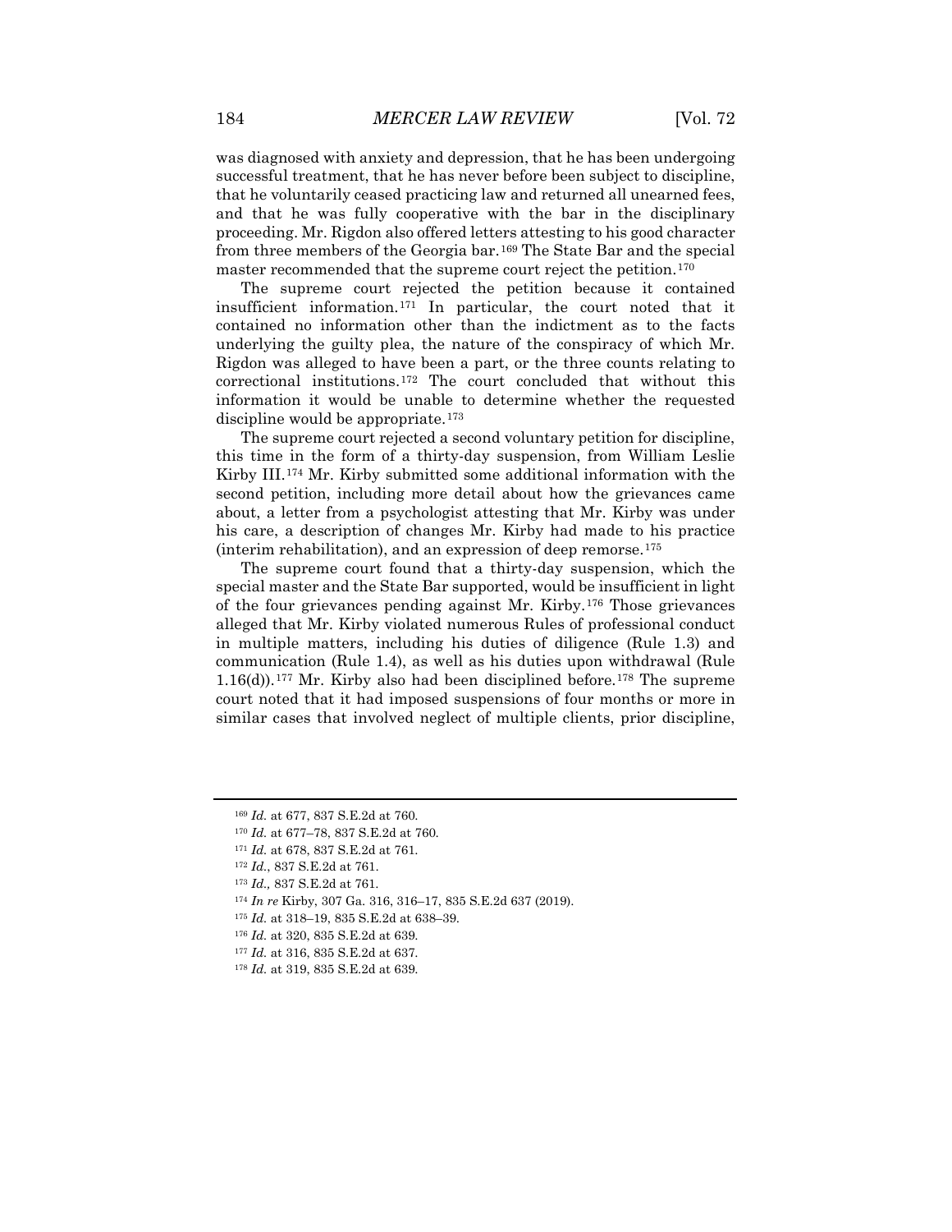was diagnosed with anxiety and depression, that he has been undergoing successful treatment, that he has never before been subject to discipline, that he voluntarily ceased practicing law and returned all unearned fees, and that he was fully cooperative with the bar in the disciplinary proceeding. Mr. Rigdon also offered letters attesting to his good character from three members of the Georgia bar.[169] The State Bar and the special master recommended that the supreme court reject the petition.[170]

The supreme court rejected the petition because it contained insufficient information.[171] In particular, the court noted that it contained no information other than the indictment as to the facts underlying the guilty plea, the nature of the conspiracy of which Mr. Rigdon was alleged to have been a part, or the three counts relating to correctional institutions.[172] The court concluded that without this information it would be unable to determine whether the requested discipline would be appropriate.[173]

The supreme court rejected a second voluntary petition for discipline, this time in the form of a thirty-day suspension, from William Leslie Kirby III.[174] Mr. Kirby submitted some additional information with the second petition, including more detail about how the grievances came about, a letter from a psychologist attesting that Mr. Kirby was under his care, a description of changes Mr. Kirby had made to his practice (interim rehabilitation), and an expression of deep remorse.[175]

The supreme court found that a thirty-day suspension, which the special master and the State Bar supported, would be insufficient in light of the four grievances pending against Mr. Kirby.[176] Those grievances alleged that Mr. Kirby violated numerous Rules of professional conduct in multiple matters, including his duties of diligence (Rule 1.3) and communication (Rule 1.4), as well as his duties upon withdrawal (Rule 1.16(d)).[177] Mr. Kirby also had been disciplined before.[178] The supreme court noted that it had imposed suspensions of four months or more in similar cases that involved neglect of multiple clients, prior discipline,

---

[169] *Id.* at 677, 837 S.E.2d at 760.

[170] *Id.* at 677–78, 837 S.E.2d at 760.

[171] *Id.* at 678, 837 S.E.2d at 761.

[172] *Id.*, 837 S.E.2d at 761.

[173] *Id.,* 837 S.E.2d at 761.

[174] *In re* Kirby, 307 Ga. 316, 316–17, 835 S.E.2d 637 (2019).

[175] *Id.* at 318–19, 835 S.E.2d at 638–39.

[176] *Id.* at 320, 835 S.E.2d at 639.

[177] *Id.* at 316, 835 S.E.2d at 637.

[178] *Id.* at 319, 835 S.E.2d at 639.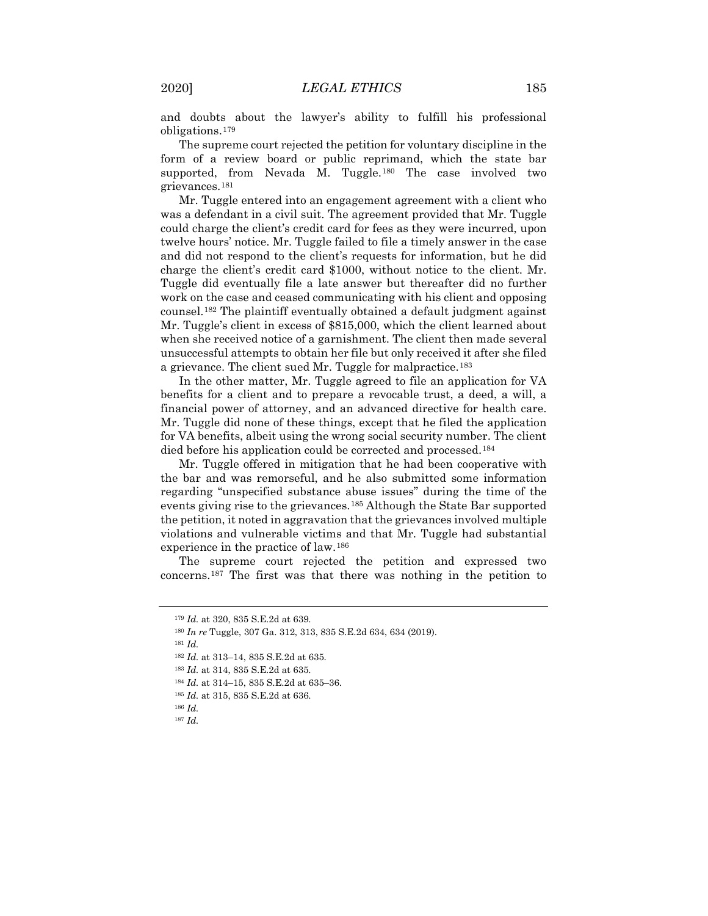and doubts about the lawyer's ability to fulfill his professional obligations.[179]

The supreme court rejected the petition for voluntary discipline in the form of a review board or public reprimand, which the state bar supported, from Nevada M. Tuggle.[180] The case involved two grievances.[181]

Mr. Tuggle entered into an engagement agreement with a client who was a defendant in a civil suit. The agreement provided that Mr. Tuggle could charge the client's credit card for fees as they were incurred, upon twelve hours' notice. Mr. Tuggle failed to file a timely answer in the case and did not respond to the client's requests for information, but he did charge the client's credit card $1000, without notice to the client. Mr. Tuggle did eventually file a late answer but thereafter did no further work on the case and ceased communicating with his client and opposing counsel.[182] The plaintiff eventually obtained a default judgment against Mr. Tuggle's client in excess of $815,000, which the client learned about when she received notice of a garnishment. The client then made several unsuccessful attempts to obtain her file but only received it after she filed a grievance. The client sued Mr. Tuggle for malpractice.[183]

In the other matter, Mr. Tuggle agreed to file an application for VA benefits for a client and to prepare a revocable trust, a deed, a will, a financial power of attorney, and an advanced directive for health care. Mr. Tuggle did none of these things, except that he filed the application for VA benefits, albeit using the wrong social security number. The client died before his application could be corrected and processed.[184]

Mr. Tuggle offered in mitigation that he had been cooperative with the bar and was remorseful, and he also submitted some information regarding "unspecified substance abuse issues" during the time of the events giving rise to the grievances.[185] Although the State Bar supported the petition, it noted in aggravation that the grievances involved multiple violations and vulnerable victims and that Mr. Tuggle had substantial experience in the practice of law.[186]

The supreme court rejected the petition and expressed two concerns.[187] The first was that there was nothing in the petition to

---

[179] *Id.* at 320, 835 S.E.2d at 639.

[180] *In re* Tuggle, 307 Ga. 312, 313, 835 S.E.2d 634, 634 (2019).

[181] *Id.*

[182] *Id.* at 313–14, 835 S.E.2d at 635.

[183] *Id.* at 314, 835 S.E.2d at 635.

[184] *Id.* at 314–15, 835 S.E.2d at 635–36.

[185] *Id.* at 315, 835 S.E.2d at 636.

[186] *Id.*

[187] *Id.*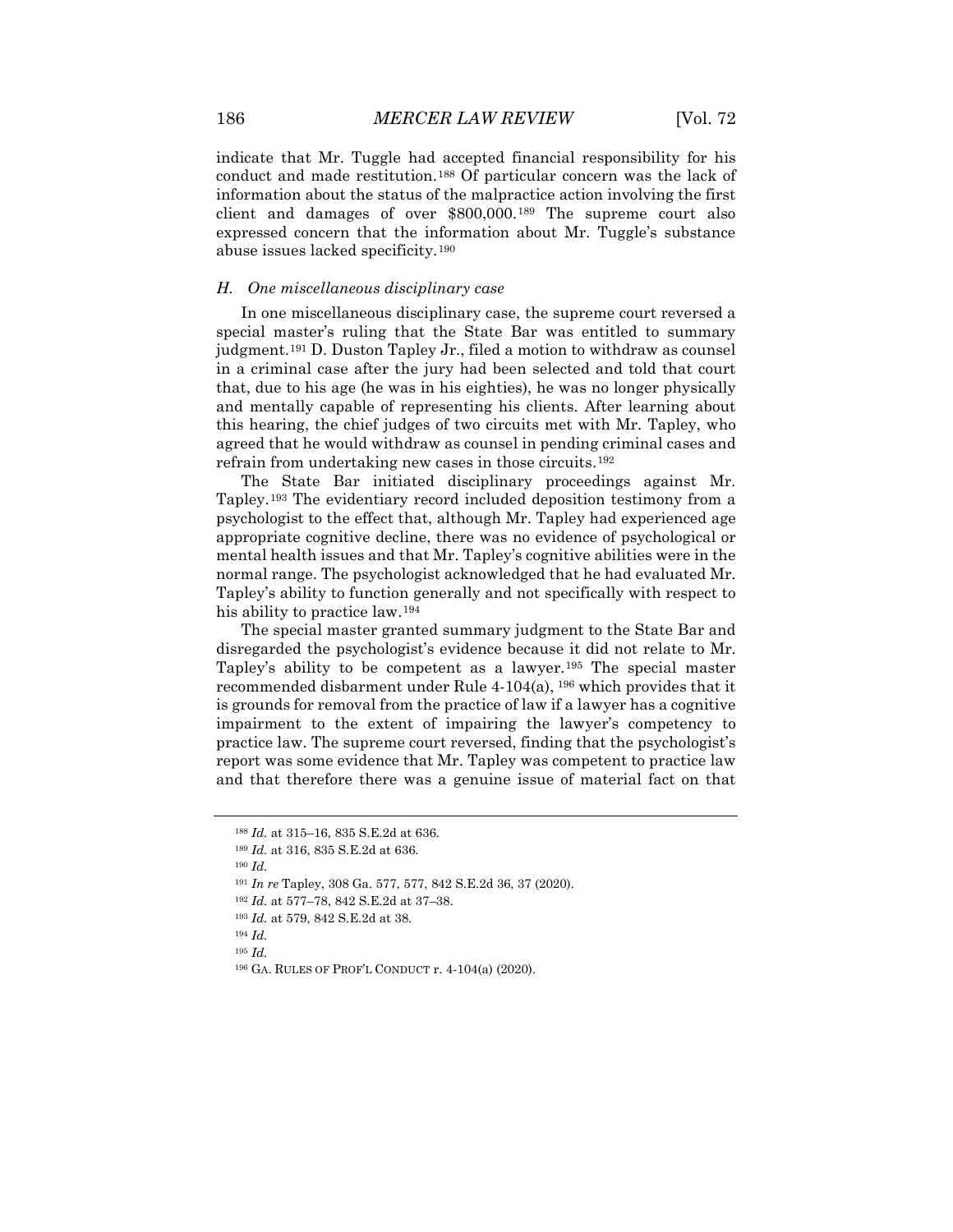indicate that Mr. Tuggle had accepted financial responsibility for his conduct and made restitution.[188] Of particular concern was the lack of information about the status of the malpractice action involving the first client and damages of over $800,000.[189] The supreme court also expressed concern that the information about Mr. Tuggle's substance abuse issues lacked specificity.[190]

### *H. One miscellaneous disciplinary case*

In one miscellaneous disciplinary case, the supreme court reversed a special master's ruling that the State Bar was entitled to summary judgment.[191] D. Duston Tapley Jr., filed a motion to withdraw as counsel in a criminal case after the jury had been selected and told that court that, due to his age (he was in his eighties), he was no longer physically and mentally capable of representing his clients. After learning about this hearing, the chief judges of two circuits met with Mr. Tapley, who agreed that he would withdraw as counsel in pending criminal cases and refrain from undertaking new cases in those circuits.[192]

The State Bar initiated disciplinary proceedings against Mr. Tapley.[193] The evidentiary record included deposition testimony from a psychologist to the effect that, although Mr. Tapley had experienced age appropriate cognitive decline, there was no evidence of psychological or mental health issues and that Mr. Tapley's cognitive abilities were in the normal range. The psychologist acknowledged that he had evaluated Mr. Tapley's ability to function generally and not specifically with respect to his ability to practice law.[194]

The special master granted summary judgment to the State Bar and disregarded the psychologist's evidence because it did not relate to Mr. Tapley's ability to be competent as a lawyer.[195] The special master recommended disbarment under Rule 4-104(a), [196] which provides that it is grounds for removal from the practice of law if a lawyer has a cognitive impairment to the extent of impairing the lawyer's competency to practice law. The supreme court reversed, finding that the psychologist's report was some evidence that Mr. Tapley was competent to practice law and that therefore there was a genuine issue of material fact on that

---

[188] *Id.* at 315–16, 835 S.E.2d at 636.

[189] *Id.* at 316, 835 S.E.2d at 636.

[190] *Id.*

[191] *In re* Tapley, 308 Ga. 577, 577, 842 S.E.2d 36, 37 (2020).

[192] *Id.* at 577–78, 842 S.E.2d at 37–38.

[193] *Id.* at 579, 842 S.E.2d at 38.

[194] *Id.*

[195] *Id.*

[196] GA. RULES OF PROF'L CONDUCT r. 4-104(a) (2020).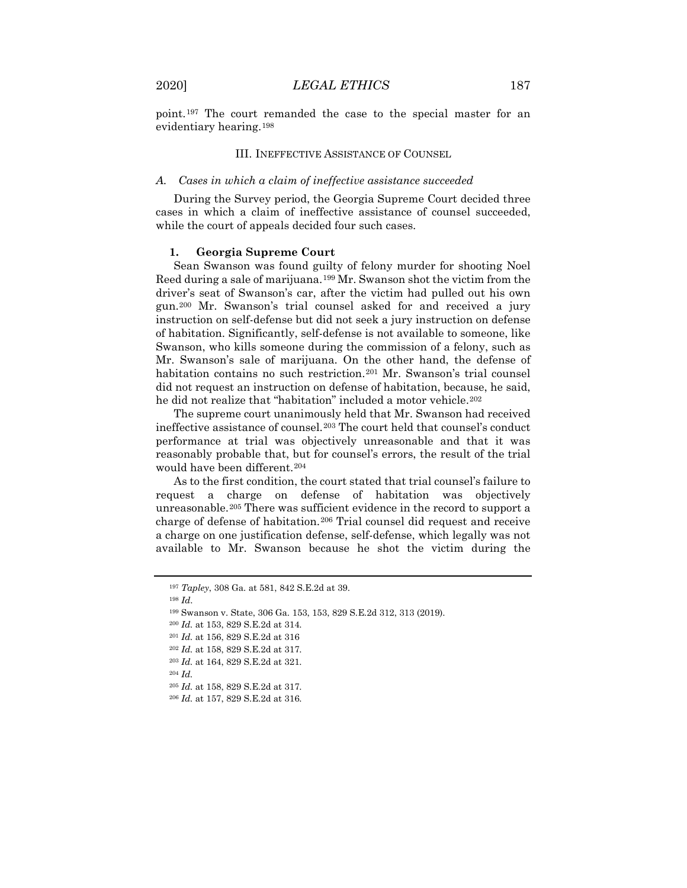point.[197] The court remanded the case to the special master for an evidentiary hearing.[198]

## III. Ineffective Assistance of Counsel

### *A. Cases in which a claim of ineffective assistance succeeded*

During the Survey period, the Georgia Supreme Court decided three cases in which a claim of ineffective assistance of counsel succeeded, while the court of appeals decided four such cases.

#### 1. **Georgia Supreme Court**

Sean Swanson was found guilty of felony murder for shooting Noel Reed during a sale of marijuana.[199] Mr. Swanson shot the victim from the driver's seat of Swanson's car, after the victim had pulled out his own gun.[200] Mr. Swanson's trial counsel asked for and received a jury instruction on self-defense but did not seek a jury instruction on defense of habitation. Significantly, self-defense is not available to someone, like Swanson, who kills someone during the commission of a felony, such as Mr. Swanson's sale of marijuana. On the other hand, the defense of habitation contains no such restriction.[201] Mr. Swanson's trial counsel did not request an instruction on defense of habitation, because, he said, he did not realize that "habitation" included a motor vehicle.[202]

The supreme court unanimously held that Mr. Swanson had received ineffective assistance of counsel.[203] The court held that counsel's conduct performance at trial was objectively unreasonable and that it was reasonably probable that, but for counsel's errors, the result of the trial would have been different.[204]

As to the first condition, the court stated that trial counsel's failure to request a charge on defense of habitation was objectively unreasonable.[205] There was sufficient evidence in the record to support a charge of defense of habitation.[206] Trial counsel did request and receive a charge on one justification defense, self-defense, which legally was not available to Mr. Swanson because he shot the victim during the

---

[197] *Tapley*, 308 Ga. at 581, 842 S.E.2d at 39.

[198] *Id.*

[199] Swanson v. State, 306 Ga. 153, 153, 829 S.E.2d 312, 313 (2019).

[200] *Id.* at 153, 829 S.E.2d at 314.

[201] *Id.* at 156, 829 S.E.2d at 316

[202] *Id.* at 158, 829 S.E.2d at 317.

[203] *Id.* at 164, 829 S.E.2d at 321.

[204] *Id.*

[205] *Id.* at 158, 829 S.E.2d at 317.

[206] *Id.* at 157, 829 S.E.2d at 316.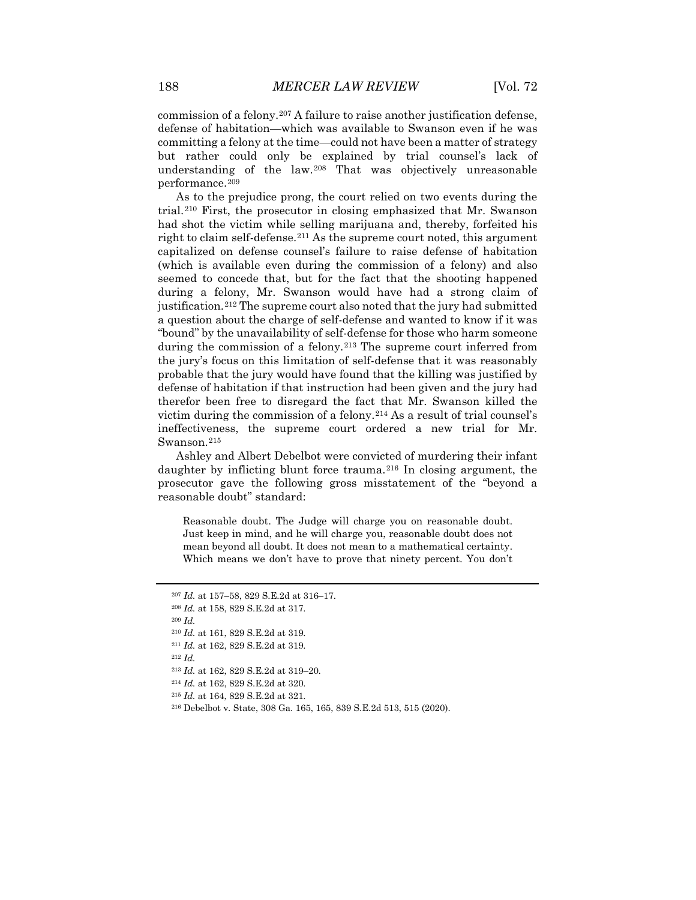commission of a felony.[207] A failure to raise another justification defense, defense of habitation—which was available to Swanson even if he was committing a felony at the time—could not have been a matter of strategy but rather could only be explained by trial counsel's lack of understanding of the law.[208] That was objectively unreasonable performance.[209]

As to the prejudice prong, the court relied on two events during the trial.[210] First, the prosecutor in closing emphasized that Mr. Swanson had shot the victim while selling marijuana and, thereby, forfeited his right to claim self-defense.[211] As the supreme court noted, this argument capitalized on defense counsel's failure to raise defense of habitation (which is available even during the commission of a felony) and also seemed to concede that, but for the fact that the shooting happened during a felony, Mr. Swanson would have had a strong claim of justification.[212] The supreme court also noted that the jury had submitted a question about the charge of self-defense and wanted to know if it was "bound" by the unavailability of self-defense for those who harm someone during the commission of a felony.[213] The supreme court inferred from the jury's focus on this limitation of self-defense that it was reasonably probable that the jury would have found that the killing was justified by defense of habitation if that instruction had been given and the jury had therefor been free to disregard the fact that Mr. Swanson killed the victim during the commission of a felony.[214] As a result of trial counsel's ineffectiveness, the supreme court ordered a new trial for Mr. Swanson.[215]

Ashley and Albert Debelbot were convicted of murdering their infant daughter by inflicting blunt force trauma.[216] In closing argument, the prosecutor gave the following gross misstatement of the "beyond a reasonable doubt" standard:

> Reasonable doubt. The Judge will charge you on reasonable doubt. Just keep in mind, and he will charge you, reasonable doubt does not mean beyond all doubt. It does not mean to a mathematical certainty. Which means we don't have to prove that ninety percent. You don't

---

[207] *Id.* at 157–58, 829 S.E.2d at 316–17.

[208] *Id.* at 158, 829 S.E.2d at 317.

[209] *Id.*

[210] *Id.* at 161, 829 S.E.2d at 319.

[211] *Id.* at 162, 829 S.E.2d at 319.

[212] *Id.*

[213] *Id.* at 162, 829 S.E.2d at 319–20.

[214] *Id.* at 162, 829 S.E.2d at 320.

[215] *Id.* at 164, 829 S.E.2d at 321.

[216] Debelbot v. State, 308 Ga. 165, 165, 839 S.E.2d 513, 515 (2020).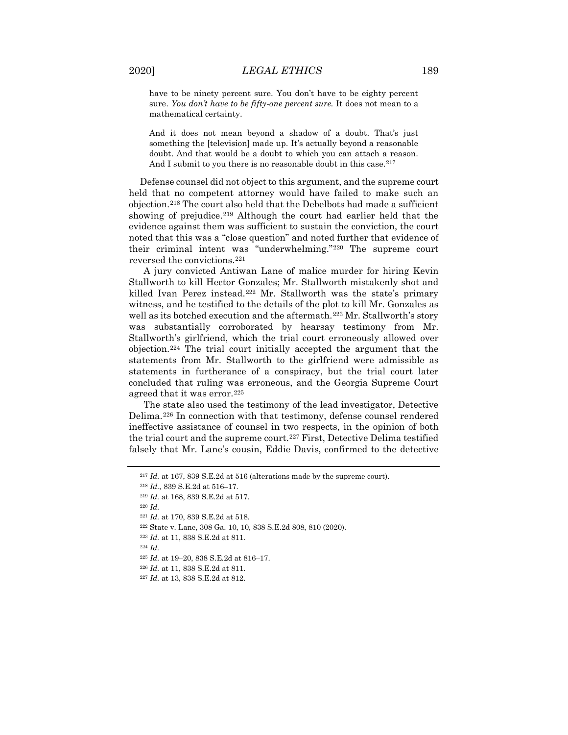> have to be ninety percent sure. You don't have to be eighty percent sure. *You don't have to be fifty-one percent sure.* It does not mean to a mathematical certainty.
>
> And it does not mean beyond a shadow of a doubt. That's just something the [television] made up. It's actually beyond a reasonable doubt. And that would be a doubt to which you can attach a reason. And I submit to you there is no reasonable doubt in this case.[217]

Defense counsel did not object to this argument, and the supreme court held that no competent attorney would have failed to make such an objection.[218] The court also held that the Debelbots had made a sufficient showing of prejudice.[219] Although the court had earlier held that the evidence against them was sufficient to sustain the conviction, the court noted that this was a "close question" and noted further that evidence of their criminal intent was "underwhelming."[220] The supreme court reversed the convictions.[221]

A jury convicted Antiwan Lane of malice murder for hiring Kevin Stallworth to kill Hector Gonzales; Mr. Stallworth mistakenly shot and killed Ivan Perez instead.[222] Mr. Stallworth was the state's primary witness, and he testified to the details of the plot to kill Mr. Gonzales as well as its botched execution and the aftermath.[223] Mr. Stallworth's story was substantially corroborated by hearsay testimony from Mr. Stallworth's girlfriend, which the trial court erroneously allowed over objection.[224] The trial court initially accepted the argument that the statements from Mr. Stallworth to the girlfriend were admissible as statements in furtherance of a conspiracy, but the trial court later concluded that ruling was erroneous, and the Georgia Supreme Court agreed that it was error.[225]

The state also used the testimony of the lead investigator, Detective Delima.[226] In connection with that testimony, defense counsel rendered ineffective assistance of counsel in two respects, in the opinion of both the trial court and the supreme court.[227] First, Detective Delima testified falsely that Mr. Lane's cousin, Eddie Davis, confirmed to the detective

---

[217] *Id.* at 167, 839 S.E.2d at 516 (alterations made by the supreme court).

[218] *Id.*, 839 S.E.2d at 516–17.

[219] *Id.* at 168, 839 S.E.2d at 517.

[220] *Id.*

[221] *Id.* at 170, 839 S.E.2d at 518.

[222] State v. Lane, 308 Ga. 10, 10, 838 S.E.2d 808, 810 (2020).

[223] *Id.* at 11, 838 S.E.2d at 811.

[224] *Id.*

[225] *Id.* at 19–20, 838 S.E.2d at 816–17.

[226] *Id.* at 11, 838 S.E.2d at 811.

[227] *Id.* at 13, 838 S.E.2d at 812.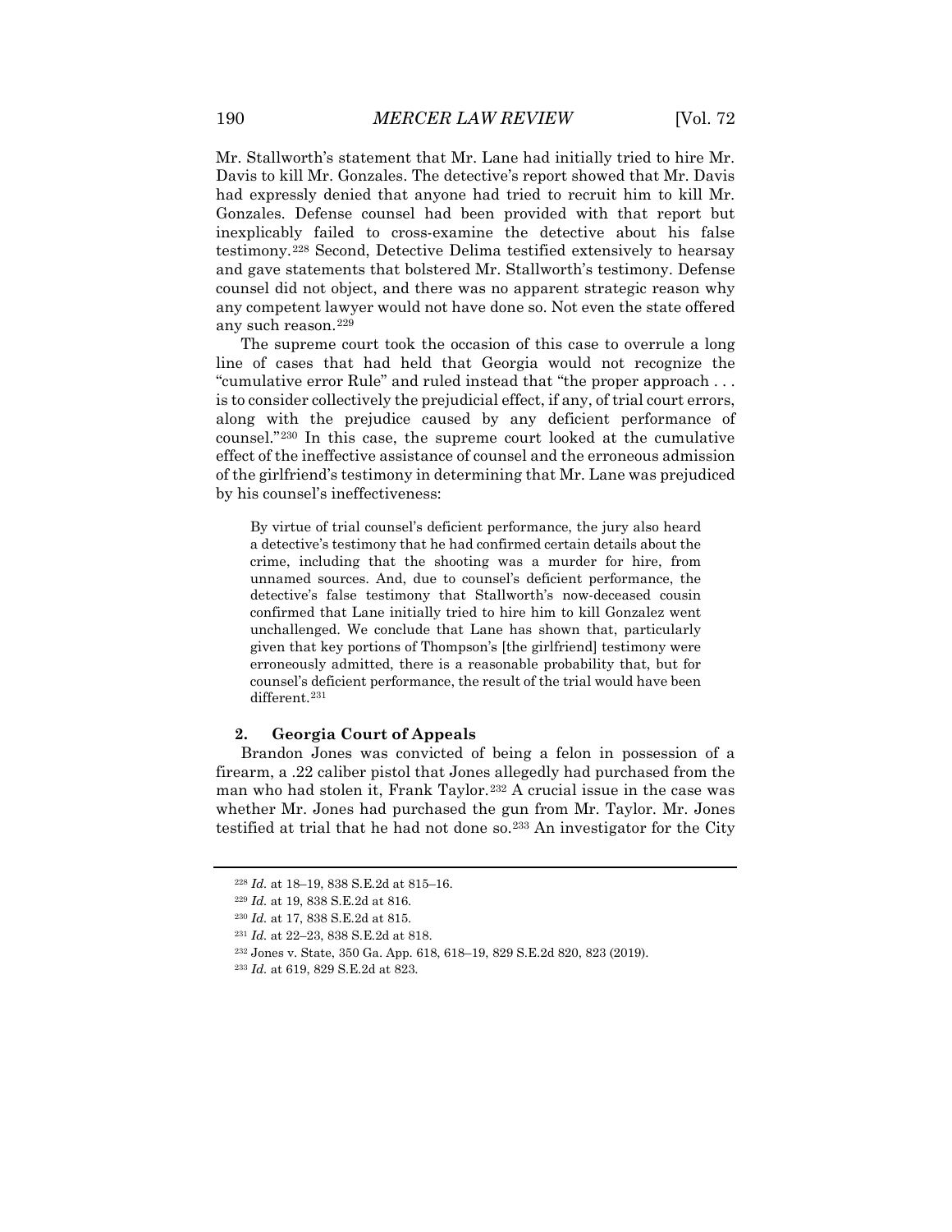Mr. Stallworth's statement that Mr. Lane had initially tried to hire Mr. Davis to kill Mr. Gonzales. The detective's report showed that Mr. Davis had expressly denied that anyone had tried to recruit him to kill Mr. Gonzales. Defense counsel had been provided with that report but inexplicably failed to cross-examine the detective about his false testimony.[228] Second, Detective Delima testified extensively to hearsay and gave statements that bolstered Mr. Stallworth's testimony. Defense counsel did not object, and there was no apparent strategic reason why any competent lawyer would not have done so. Not even the state offered any such reason.[229]

The supreme court took the occasion of this case to overrule a long line of cases that had held that Georgia would not recognize the "cumulative error Rule" and ruled instead that "the proper approach . . . is to consider collectively the prejudicial effect, if any, of trial court errors, along with the prejudice caused by any deficient performance of counsel."[230] In this case, the supreme court looked at the cumulative effect of the ineffective assistance of counsel and the erroneous admission of the girlfriend's testimony in determining that Mr. Lane was prejudiced by his counsel's ineffectiveness:

> By virtue of trial counsel's deficient performance, the jury also heard a detective's testimony that he had confirmed certain details about the crime, including that the shooting was a murder for hire, from unnamed sources. And, due to counsel's deficient performance, the detective's false testimony that Stallworth's now-deceased cousin confirmed that Lane initially tried to hire him to kill Gonzalez went unchallenged. We conclude that Lane has shown that, particularly given that key portions of Thompson's [the girlfriend] testimony were erroneously admitted, there is a reasonable probability that, but for counsel's deficient performance, the result of the trial would have been different.[231]

### 2. Georgia Court of Appeals

Brandon Jones was convicted of being a felon in possession of a firearm, a .22 caliber pistol that Jones allegedly had purchased from the man who had stolen it, Frank Taylor.[232] A crucial issue in the case was whether Mr. Jones had purchased the gun from Mr. Taylor. Mr. Jones testified at trial that he had not done so.[233] An investigator for the City

---

[228] *Id.* at 18–19, 838 S.E.2d at 815–16.

[229] *Id.* at 19, 838 S.E.2d at 816.

[230] *Id.* at 17, 838 S.E.2d at 815.

[231] *Id.* at 22–23, 838 S.E.2d at 818.

[232] Jones v. State, 350 Ga. App. 618, 618–19, 829 S.E.2d 820, 823 (2019).

[233] *Id.* at 619, 829 S.E.2d at 823.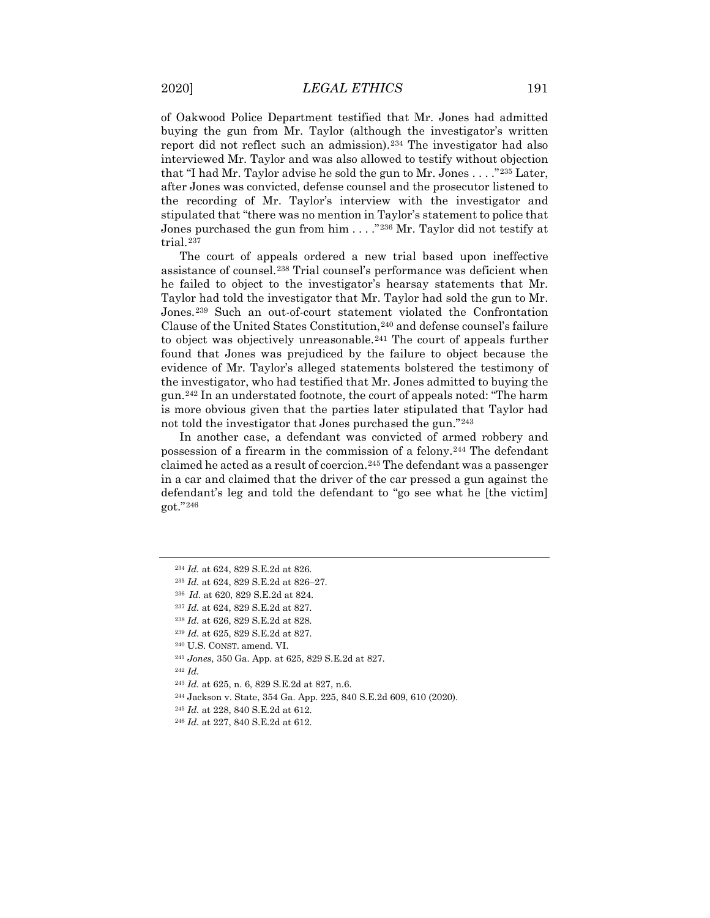of Oakwood Police Department testified that Mr. Jones had admitted buying the gun from Mr. Taylor (although the investigator's written report did not reflect such an admission).[234] The investigator had also interviewed Mr. Taylor and was also allowed to testify without objection that "I had Mr. Taylor advise he sold the gun to Mr. Jones . . . ."[235] Later, after Jones was convicted, defense counsel and the prosecutor listened to the recording of Mr. Taylor's interview with the investigator and stipulated that "there was no mention in Taylor's statement to police that Jones purchased the gun from him . . . ."[236] Mr. Taylor did not testify at trial.[237]

The court of appeals ordered a new trial based upon ineffective assistance of counsel.[238] Trial counsel's performance was deficient when he failed to object to the investigator's hearsay statements that Mr. Taylor had told the investigator that Mr. Taylor had sold the gun to Mr. Jones.[239] Such an out-of-court statement violated the Confrontation Clause of the United States Constitution,[240] and defense counsel's failure to object was objectively unreasonable.[241] The court of appeals further found that Jones was prejudiced by the failure to object because the evidence of Mr. Taylor's alleged statements bolstered the testimony of the investigator, who had testified that Mr. Jones admitted to buying the gun.[242] In an understated footnote, the court of appeals noted: "The harm is more obvious given that the parties later stipulated that Taylor had not told the investigator that Jones purchased the gun."[243]

In another case, a defendant was convicted of armed robbery and possession of a firearm in the commission of a felony.[244] The defendant claimed he acted as a result of coercion.[245] The defendant was a passenger in a car and claimed that the driver of the car pressed a gun against the defendant's leg and told the defendant to "go see what he [the victim] got."[246]

---

[234] *Id.* at 624, 829 S.E.2d at 826.

[235] *Id.* at 624, 829 S.E.2d at 826–27.

[236] *Id.* at 620, 829 S.E.2d at 824.

[237] *Id.* at 624, 829 S.E.2d at 827.

[238] *Id.* at 626, 829 S.E.2d at 828.

[239] *Id.* at 625, 829 S.E.2d at 827.

[240] U.S. CONST. amend. VI.

[241] *Jones*, 350 Ga. App. at 625, 829 S.E.2d at 827.

[242] *Id.*

[243] *Id.* at 625, n. 6, 829 S.E.2d at 827, n.6.

[244] Jackson v. State, 354 Ga. App. 225, 840 S.E.2d 609, 610 (2020).

[245] *Id.* at 228, 840 S.E.2d at 612.

[246] *Id.* at 227, 840 S.E.2d at 612.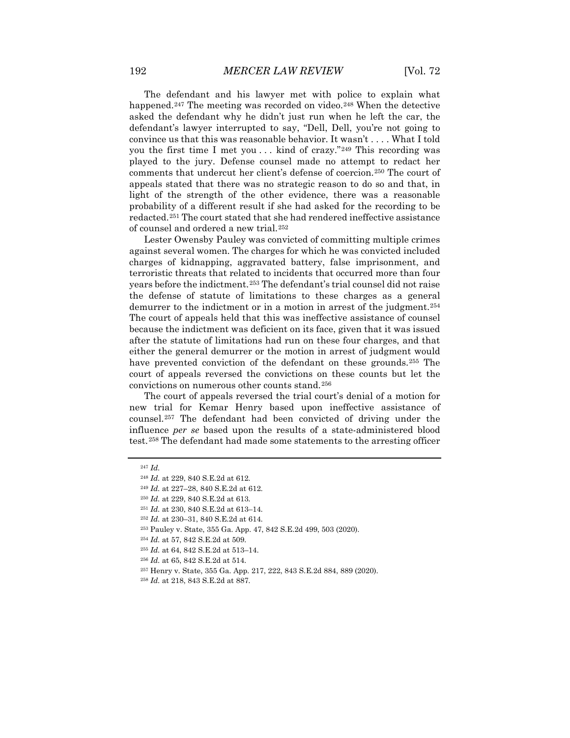The defendant and his lawyer met with police to explain what happened.[247] The meeting was recorded on video.[248] When the detective asked the defendant why he didn't just run when he left the car, the defendant's lawyer interrupted to say, "Dell, Dell, you're not going to convince us that this was reasonable behavior. It wasn't . . . . What I told you the first time I met you . . . kind of crazy."[249] This recording was played to the jury. Defense counsel made no attempt to redact her comments that undercut her client's defense of coercion.[250] The court of appeals stated that there was no strategic reason to do so and that, in light of the strength of the other evidence, there was a reasonable probability of a different result if she had asked for the recording to be redacted.[251] The court stated that she had rendered ineffective assistance of counsel and ordered a new trial.[252]

Lester Owensby Pauley was convicted of committing multiple crimes against several women. The charges for which he was convicted included charges of kidnapping, aggravated battery, false imprisonment, and terroristic threats that related to incidents that occurred more than four years before the indictment.[253] The defendant's trial counsel did not raise the defense of statute of limitations to these charges as a general demurrer to the indictment or in a motion in arrest of the judgment.[254] The court of appeals held that this was ineffective assistance of counsel because the indictment was deficient on its face, given that it was issued after the statute of limitations had run on these four charges, and that either the general demurrer or the motion in arrest of judgment would have prevented conviction of the defendant on these grounds.[255] The court of appeals reversed the convictions on these counts but let the convictions on numerous other counts stand.[256]

The court of appeals reversed the trial court's denial of a motion for new trial for Kemar Henry based upon ineffective assistance of counsel.[257] The defendant had been convicted of driving under the influence *per se* based upon the results of a state-administered blood test.[258] The defendant had made some statements to the arresting officer

---

[247] *Id.*

[248] *Id.* at 229, 840 S.E.2d at 612.

[249] *Id.* at 227–28, 840 S.E.2d at 612.

[250] *Id.* at 229, 840 S.E.2d at 613.

[251] *Id.* at 230, 840 S.E.2d at 613–14.

[252] *Id.* at 230–31, 840 S.E.2d at 614.

[253] Pauley v. State, 355 Ga. App. 47, 842 S.E.2d 499, 503 (2020).

[254] *Id.* at 57, 842 S.E.2d at 509.

[255] *Id.* at 64, 842 S.E.2d at 513–14.

[256] *Id.* at 65, 842 S.E.2d at 514.

[257] Henry v. State, 355 Ga. App. 217, 222, 843 S.E.2d 884, 889 (2020).

[258] *Id.* at 218, 843 S.E.2d at 887.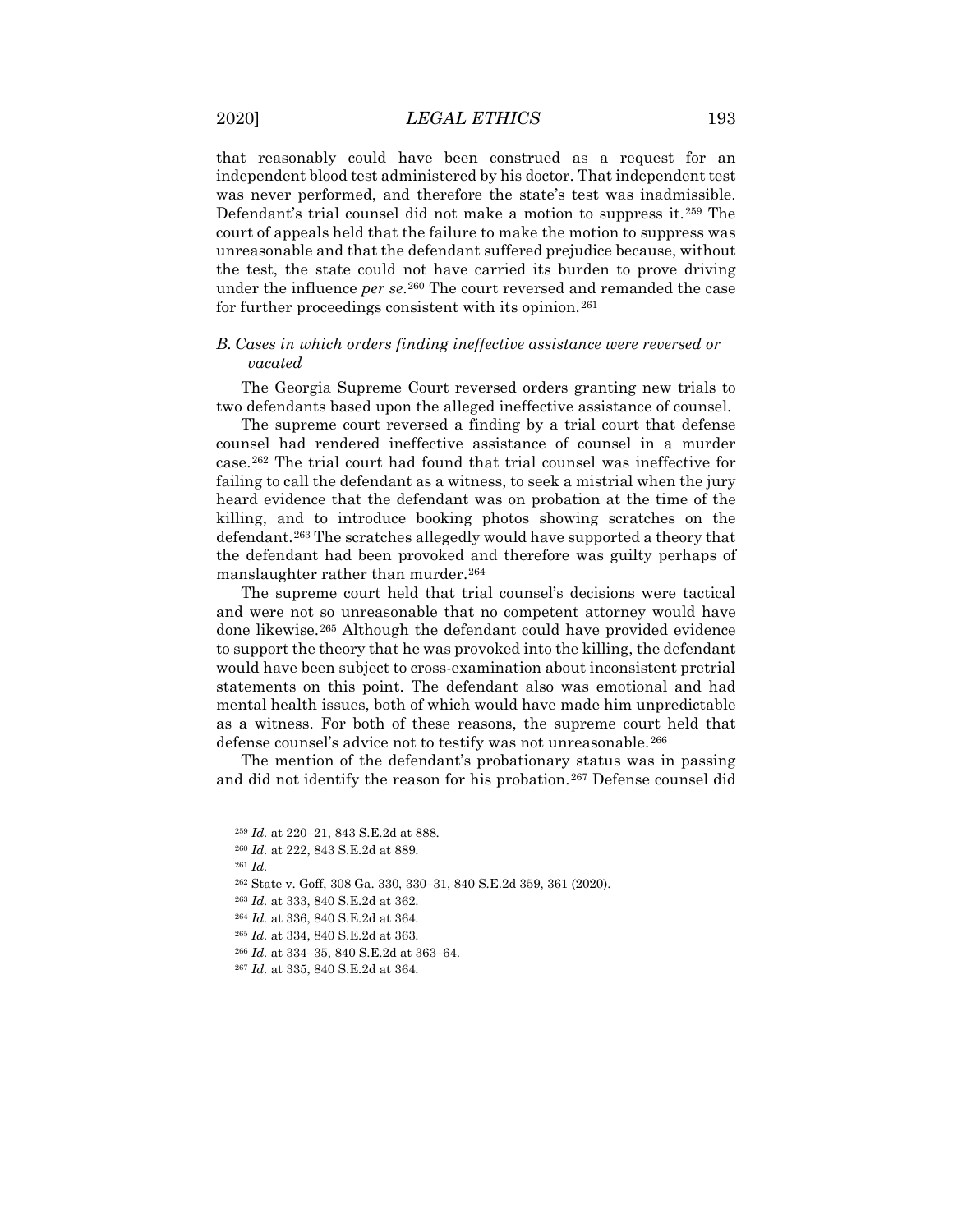that reasonably could have been construed as a request for an independent blood test administered by his doctor. That independent test was never performed, and therefore the state's test was inadmissible. Defendant's trial counsel did not make a motion to suppress it.[259] The court of appeals held that the failure to make the motion to suppress was unreasonable and that the defendant suffered prejudice because, without the test, the state could not have carried its burden to prove driving under the influence *per se*.[260] The court reversed and remanded the case for further proceedings consistent with its opinion.[261]

### *B. Cases in which orders finding ineffective assistance were reversed or vacated*

The Georgia Supreme Court reversed orders granting new trials to two defendants based upon the alleged ineffective assistance of counsel.

The supreme court reversed a finding by a trial court that defense counsel had rendered ineffective assistance of counsel in a murder case.[262] The trial court had found that trial counsel was ineffective for failing to call the defendant as a witness, to seek a mistrial when the jury heard evidence that the defendant was on probation at the time of the killing, and to introduce booking photos showing scratches on the defendant.[263] The scratches allegedly would have supported a theory that the defendant had been provoked and therefore was guilty perhaps of manslaughter rather than murder.[264]

The supreme court held that trial counsel's decisions were tactical and were not so unreasonable that no competent attorney would have done likewise.[265] Although the defendant could have provided evidence to support the theory that he was provoked into the killing, the defendant would have been subject to cross-examination about inconsistent pretrial statements on this point. The defendant also was emotional and had mental health issues, both of which would have made him unpredictable as a witness. For both of these reasons, the supreme court held that defense counsel's advice not to testify was not unreasonable.[266]

The mention of the defendant's probationary status was in passing and did not identify the reason for his probation.[267] Defense counsel did

---

[259] *Id.* at 220–21, 843 S.E.2d at 888.

[260] *Id.* at 222, 843 S.E.2d at 889.

[261] *Id.*

[262] State v. Goff, 308 Ga. 330, 330–31, 840 S.E.2d 359, 361 (2020).

[263] *Id.* at 333, 840 S.E.2d at 362.

[264] *Id.* at 336, 840 S.E.2d at 364.

[265] *Id.* at 334, 840 S.E.2d at 363.

[266] *Id.* at 334–35, 840 S.E.2d at 363–64.

[267] *Id.* at 335, 840 S.E.2d at 364.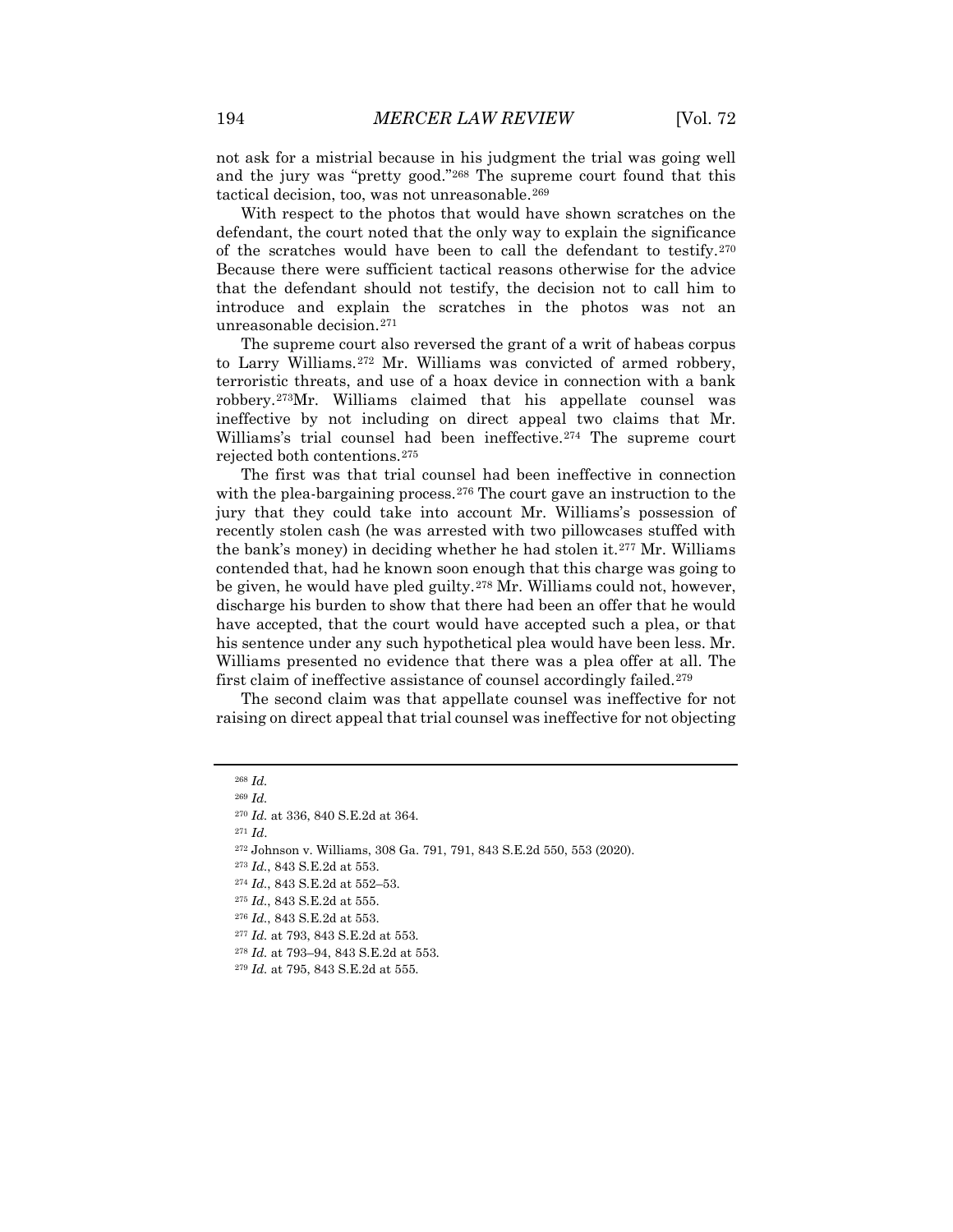not ask for a mistrial because in his judgment the trial was going well and the jury was "pretty good."[268] The supreme court found that this tactical decision, too, was not unreasonable.[269]

With respect to the photos that would have shown scratches on the defendant, the court noted that the only way to explain the significance of the scratches would have been to call the defendant to testify.[270] Because there were sufficient tactical reasons otherwise for the advice that the defendant should not testify, the decision not to call him to introduce and explain the scratches in the photos was not an unreasonable decision.[271]

The supreme court also reversed the grant of a writ of habeas corpus to Larry Williams.[272] Mr. Williams was convicted of armed robbery, terroristic threats, and use of a hoax device in connection with a bank robbery.[273] Mr. Williams claimed that his appellate counsel was ineffective by not including on direct appeal two claims that Mr. Williams's trial counsel had been ineffective.[274] The supreme court rejected both contentions.[275]

The first was that trial counsel had been ineffective in connection with the plea-bargaining process.[276] The court gave an instruction to the jury that they could take into account Mr. Williams's possession of recently stolen cash (he was arrested with two pillowcases stuffed with the bank's money) in deciding whether he had stolen it.[277] Mr. Williams contended that, had he known soon enough that this charge was going to be given, he would have pled guilty.[278] Mr. Williams could not, however, discharge his burden to show that there had been an offer that he would have accepted, that the court would have accepted such a plea, or that his sentence under any such hypothetical plea would have been less. Mr. Williams presented no evidence that there was a plea offer at all. The first claim of ineffective assistance of counsel accordingly failed.[279]

The second claim was that appellate counsel was ineffective for not raising on direct appeal that trial counsel was ineffective for not objecting

---

[268] *Id.*

[269] *Id.*

[270] *Id.* at 336, 840 S.E.2d at 364.

[271] *Id.*

[272] Johnson v. Williams, 308 Ga. 791, 791, 843 S.E.2d 550, 553 (2020).

[273] *Id.*, 843 S.E.2d at 553.

[274] *Id.*, 843 S.E.2d at 552–53.

[275] *Id.*, 843 S.E.2d at 555.

[276] *Id.*, 843 S.E.2d at 553.

[277] *Id.* at 793, 843 S.E.2d at 553.

[278] *Id.* at 793–94, 843 S.E.2d at 553.

[279] *Id.* at 795, 843 S.E.2d at 555.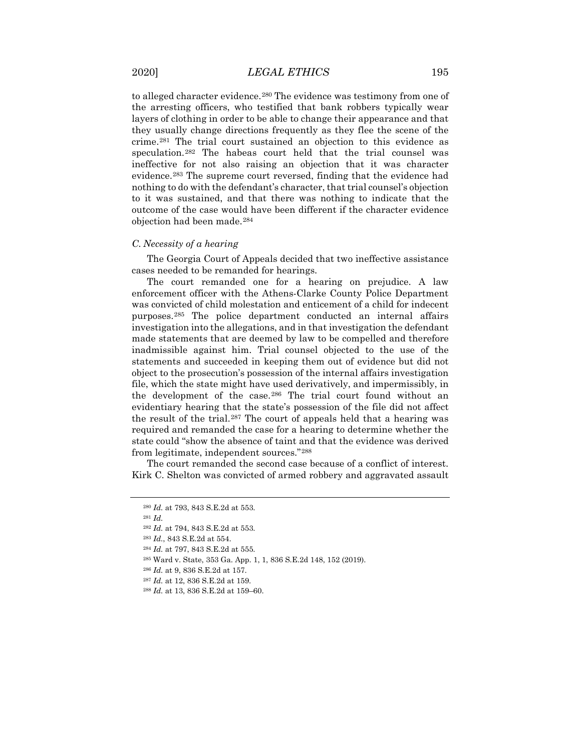to alleged character evidence.[280] The evidence was testimony from one of the arresting officers, who testified that bank robbers typically wear layers of clothing in order to be able to change their appearance and that they usually change directions frequently as they flee the scene of the crime.[281] The trial court sustained an objection to this evidence as speculation.[282] The habeas court held that the trial counsel was ineffective for not also raising an objection that it was character evidence.[283] The supreme court reversed, finding that the evidence had nothing to do with the defendant's character, that trial counsel's objection to it was sustained, and that there was nothing to indicate that the outcome of the case would have been different if the character evidence objection had been made.[284]

### *C. Necessity of a hearing*

The Georgia Court of Appeals decided that two ineffective assistance cases needed to be remanded for hearings.

The court remanded one for a hearing on prejudice. A law enforcement officer with the Athens-Clarke County Police Department was convicted of child molestation and enticement of a child for indecent purposes.[285] The police department conducted an internal affairs investigation into the allegations, and in that investigation the defendant made statements that are deemed by law to be compelled and therefore inadmissible against him. Trial counsel objected to the use of the statements and succeeded in keeping them out of evidence but did not object to the prosecution's possession of the internal affairs investigation file, which the state might have used derivatively, and impermissibly, in the development of the case.[286] The trial court found without an evidentiary hearing that the state's possession of the file did not affect the result of the trial.[287] The court of appeals held that a hearing was required and remanded the case for a hearing to determine whether the state could "show the absence of taint and that the evidence was derived from legitimate, independent sources."[288]

The court remanded the second case because of a conflict of interest. Kirk C. Shelton was convicted of armed robbery and aggravated assault

---

[280] *Id.* at 793, 843 S.E.2d at 553.

[281] *Id.*

[282] *Id.* at 794, 843 S.E.2d at 553.

[283] *Id.*, 843 S.E.2d at 554.

[284] *Id.* at 797, 843 S.E.2d at 555.

[285] Ward v. State, 353 Ga. App. 1, 1, 836 S.E.2d 148, 152 (2019).

[286] *Id.* at 9, 836 S.E.2d at 157.

[287] *Id.* at 12, 836 S.E.2d at 159.

[288] *Id.* at 13, 836 S.E.2d at 159–60.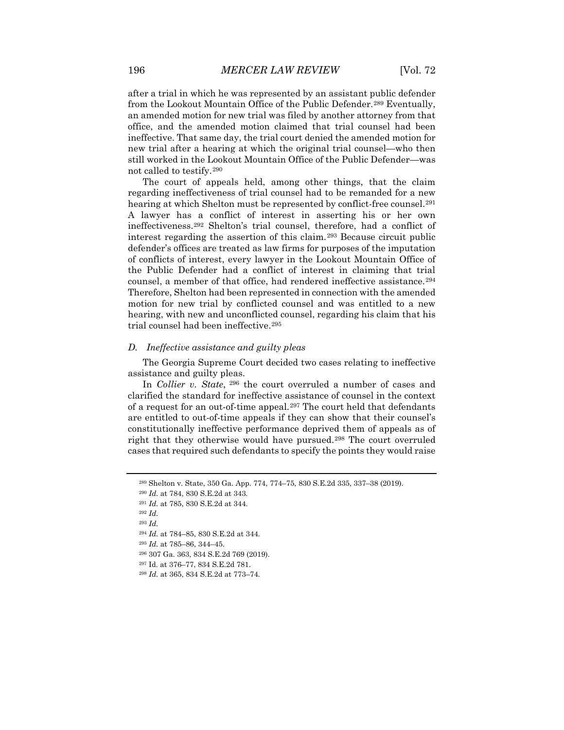after a trial in which he was represented by an assistant public defender from the Lookout Mountain Office of the Public Defender.[289] Eventually, an amended motion for new trial was filed by another attorney from that office, and the amended motion claimed that trial counsel had been ineffective. That same day, the trial court denied the amended motion for new trial after a hearing at which the original trial counsel—who then still worked in the Lookout Mountain Office of the Public Defender—was not called to testify.[290]

The court of appeals held, among other things, that the claim regarding ineffectiveness of trial counsel had to be remanded for a new hearing at which Shelton must be represented by conflict-free counsel.[291] A lawyer has a conflict of interest in asserting his or her own ineffectiveness.[292] Shelton's trial counsel, therefore, had a conflict of interest regarding the assertion of this claim.[293] Because circuit public defender's offices are treated as law firms for purposes of the imputation of conflicts of interest, every lawyer in the Lookout Mountain Office of the Public Defender had a conflict of interest in claiming that trial counsel, a member of that office, had rendered ineffective assistance.[294] Therefore, Shelton had been represented in connection with the amended motion for new trial by conflicted counsel and was entitled to a new hearing, with new and unconflicted counsel, regarding his claim that his trial counsel had been ineffective.[295]

### *D. Ineffective assistance and guilty pleas*

The Georgia Supreme Court decided two cases relating to ineffective assistance and guilty pleas.

In *Collier v. State*,[296] the court overruled a number of cases and clarified the standard for ineffective assistance of counsel in the context of a request for an out-of-time appeal.[297] The court held that defendants are entitled to out-of-time appeals if they can show that their counsel's constitutionally ineffective performance deprived them of appeals as of right that they otherwise would have pursued.[298] The court overruled cases that required such defendants to specify the points they would raise

---

[289] Shelton v. State, 350 Ga. App. 774, 774–75, 830 S.E.2d 335, 337–38 (2019).

[290] *Id.* at 784, 830 S.E.2d at 343.

[291] *Id.* at 785, 830 S.E.2d at 344.

[292] *Id.*

[293] *Id.*

[294] *Id.* at 784–85, 830 S.E.2d at 344.

[295] *Id.* at 785–86, 344–45.

[296] 307 Ga. 363, 834 S.E.2d 769 (2019).

[297] Id. at 376–77, 834 S.E.2d 781.

[298] *Id.* at 365, 834 S.E.2d at 773–74.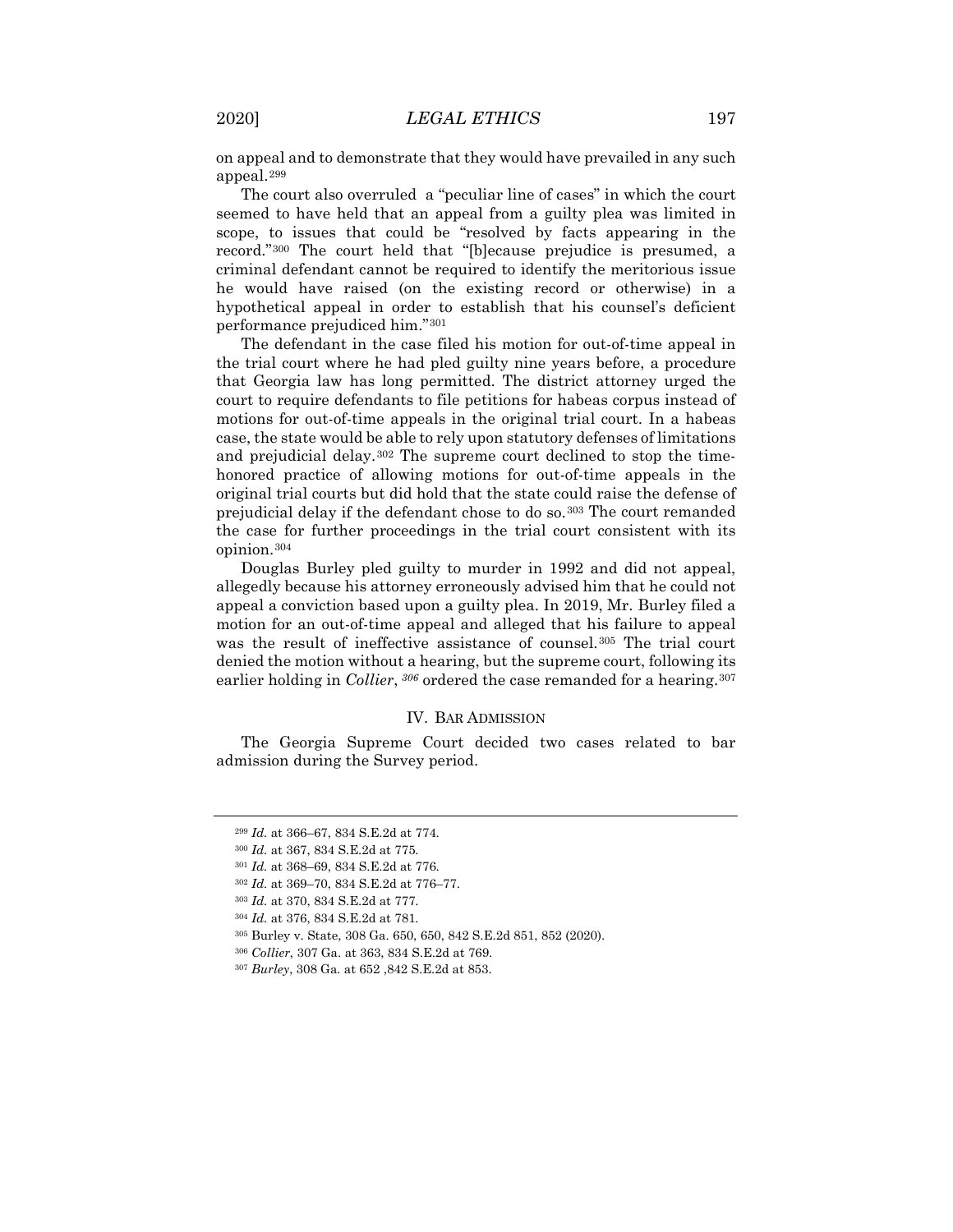on appeal and to demonstrate that they would have prevailed in any such appeal.[299]

The court also overruled a "peculiar line of cases" in which the court seemed to have held that an appeal from a guilty plea was limited in scope, to issues that could be "resolved by facts appearing in the record."[300] The court held that "[b]ecause prejudice is presumed, a criminal defendant cannot be required to identify the meritorious issue he would have raised (on the existing record or otherwise) in a hypothetical appeal in order to establish that his counsel's deficient performance prejudiced him."[301]

The defendant in the case filed his motion for out-of-time appeal in the trial court where he had pled guilty nine years before, a procedure that Georgia law has long permitted. The district attorney urged the court to require defendants to file petitions for habeas corpus instead of motions for out-of-time appeals in the original trial court. In a habeas case, the state would be able to rely upon statutory defenses of limitations and prejudicial delay.[302] The supreme court declined to stop the time-honored practice of allowing motions for out-of-time appeals in the original trial courts but did hold that the state could raise the defense of prejudicial delay if the defendant chose to do so.[303] The court remanded the case for further proceedings in the trial court consistent with its opinion.[304]

Douglas Burley pled guilty to murder in 1992 and did not appeal, allegedly because his attorney erroneously advised him that he could not appeal a conviction based upon a guilty plea. In 2019, Mr. Burley filed a motion for an out-of-time appeal and alleged that his failure to appeal was the result of ineffective assistance of counsel.[305] The trial court denied the motion without a hearing, but the supreme court, following its earlier holding in *Collier*, [306] ordered the case remanded for a hearing.[307]

## IV. BAR ADMISSION

The Georgia Supreme Court decided two cases related to bar admission during the Survey period.

---

[299] *Id.* at 366–67, 834 S.E.2d at 774.

[300] *Id.* at 367, 834 S.E.2d at 775.

[301] *Id.* at 368–69, 834 S.E.2d at 776.

[302] *Id.* at 369–70, 834 S.E.2d at 776–77.

[303] *Id.* at 370, 834 S.E.2d at 777.

[304] *Id.* at 376, 834 S.E.2d at 781.

[305] Burley v. State, 308 Ga. 650, 650, 842 S.E.2d 851, 852 (2020).

[306] *Collier*, 307 Ga. at 363, 834 S.E.2d at 769.

[307] *Burley*, 308 Ga. at 652 ,842 S.E.2d at 853.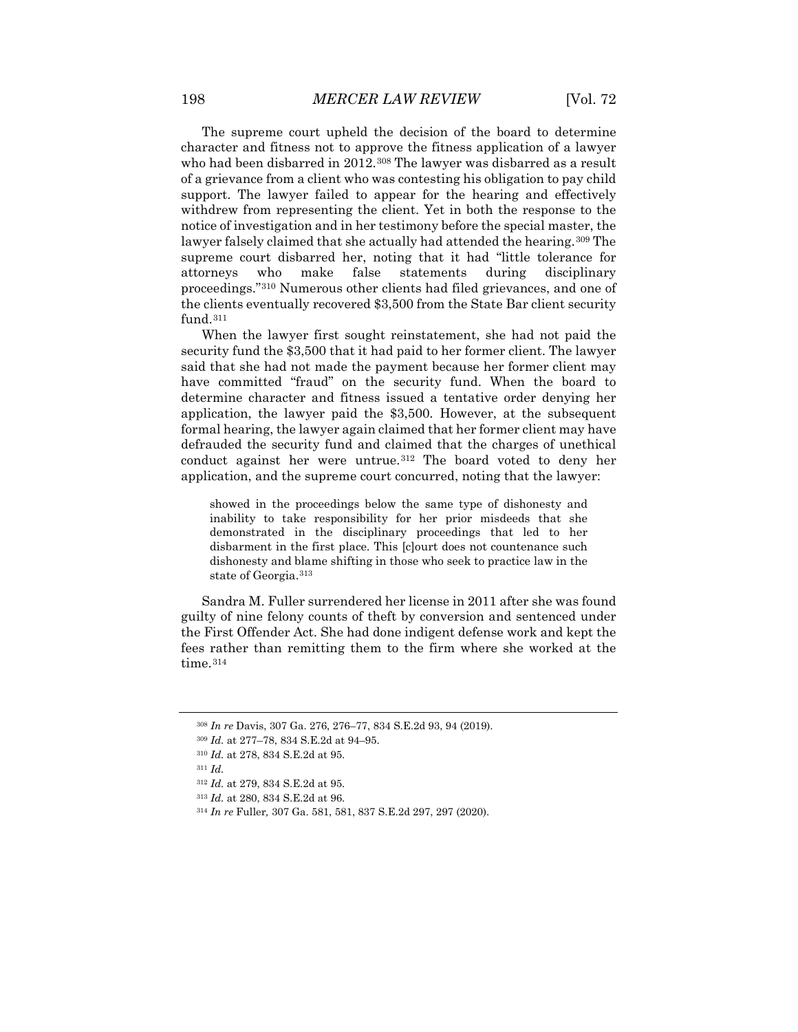The supreme court upheld the decision of the board to determine character and fitness not to approve the fitness application of a lawyer who had been disbarred in 2012.[308] The lawyer was disbarred as a result of a grievance from a client who was contesting his obligation to pay child support. The lawyer failed to appear for the hearing and effectively withdrew from representing the client. Yet in both the response to the notice of investigation and in her testimony before the special master, the lawyer falsely claimed that she actually had attended the hearing.[309] The supreme court disbarred her, noting that it had "little tolerance for attorneys who make false statements during disciplinary proceedings."[310] Numerous other clients had filed grievances, and one of the clients eventually recovered $3,500 from the State Bar client security fund.[311]

When the lawyer first sought reinstatement, she had not paid the security fund the $3,500 that it had paid to her former client. The lawyer said that she had not made the payment because her former client may have committed "fraud" on the security fund. When the board to determine character and fitness issued a tentative order denying her application, the lawyer paid the $3,500. However, at the subsequent formal hearing, the lawyer again claimed that her former client may have defrauded the security fund and claimed that the charges of unethical conduct against her were untrue.[312] The board voted to deny her application, and the supreme court concurred, noting that the lawyer:

> showed in the proceedings below the same type of dishonesty and inability to take responsibility for her prior misdeeds that she demonstrated in the disciplinary proceedings that led to her disbarment in the first place. This [c]ourt does not countenance such dishonesty and blame shifting in those who seek to practice law in the state of Georgia.[313]

Sandra M. Fuller surrendered her license in 2011 after she was found guilty of nine felony counts of theft by conversion and sentenced under the First Offender Act. She had done indigent defense work and kept the fees rather than remitting them to the firm where she worked at the time.[314]

---

[308] *In re* Davis, 307 Ga. 276, 276–77, 834 S.E.2d 93, 94 (2019).

[309] *Id.* at 277–78, 834 S.E.2d at 94–95.

[310] *Id.* at 278, 834 S.E.2d at 95.

[311] *Id.*

[312] *Id.* at 279, 834 S.E.2d at 95.

[313] *Id.* at 280, 834 S.E.2d at 96.

[314] *In re* Fuller*,* 307 Ga. 581, 581, 837 S.E.2d 297, 297 (2020).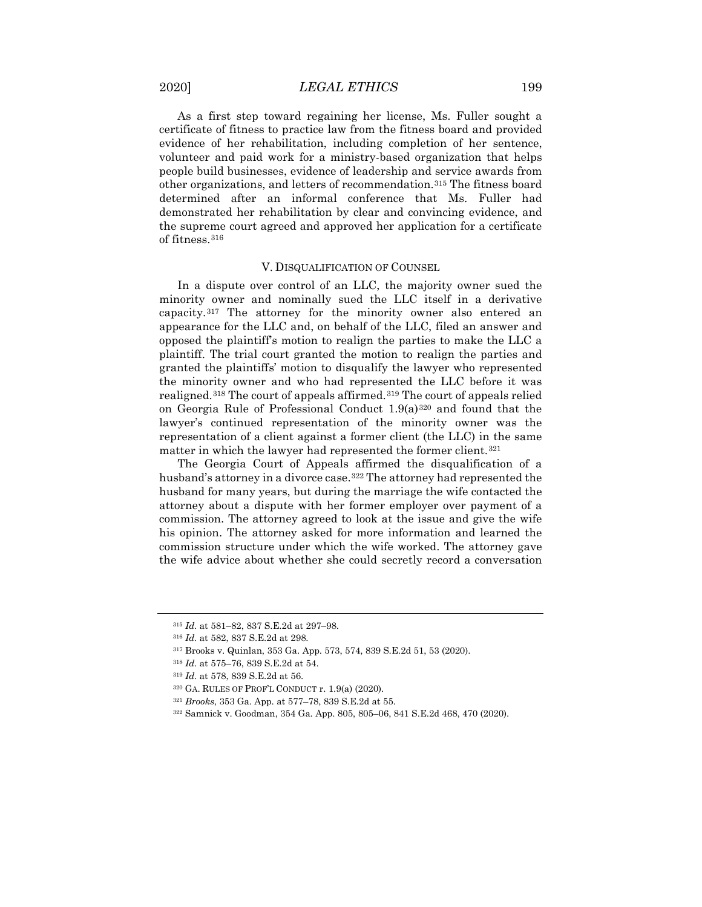As a first step toward regaining her license, Ms. Fuller sought a certificate of fitness to practice law from the fitness board and provided evidence of her rehabilitation, including completion of her sentence, volunteer and paid work for a ministry-based organization that helps people build businesses, evidence of leadership and service awards from other organizations, and letters of recommendation.[315] The fitness board determined after an informal conference that Ms. Fuller had demonstrated her rehabilitation by clear and convincing evidence, and the supreme court agreed and approved her application for a certificate of fitness.[316]

## V. DISQUALIFICATION OF COUNSEL

In a dispute over control of an LLC, the majority owner sued the minority owner and nominally sued the LLC itself in a derivative capacity.[317] The attorney for the minority owner also entered an appearance for the LLC and, on behalf of the LLC, filed an answer and opposed the plaintiff's motion to realign the parties to make the LLC a plaintiff. The trial court granted the motion to realign the parties and granted the plaintiffs' motion to disqualify the lawyer who represented the minority owner and who had represented the LLC before it was realigned.[318] The court of appeals affirmed.[319] The court of appeals relied on Georgia Rule of Professional Conduct 1.9(a)[320] and found that the lawyer's continued representation of the minority owner was the representation of a client against a former client (the LLC) in the same matter in which the lawyer had represented the former client.[321]

The Georgia Court of Appeals affirmed the disqualification of a husband's attorney in a divorce case.[322] The attorney had represented the husband for many years, but during the marriage the wife contacted the attorney about a dispute with her former employer over payment of a commission. The attorney agreed to look at the issue and give the wife his opinion. The attorney asked for more information and learned the commission structure under which the wife worked. The attorney gave the wife advice about whether she could secretly record a conversation

---

[315] *Id.* at 581–82, 837 S.E.2d at 297–98.

[316] *Id.* at 582, 837 S.E.2d at 298.

[317] Brooks v. Quinlan, 353 Ga. App. 573, 574, 839 S.E.2d 51, 53 (2020).

[318] *Id.* at 575–76, 839 S.E.2d at 54.

[319] *Id.* at 578, 839 S.E.2d at 56.

[320] GA. RULES OF PROF'L CONDUCT r. 1.9(a) (2020).

[321] *Brooks*, 353 Ga. App. at 577–78, 839 S.E.2d at 55.

[322] Samnick v. Goodman, 354 Ga. App. 805, 805–06, 841 S.E.2d 468, 470 (2020).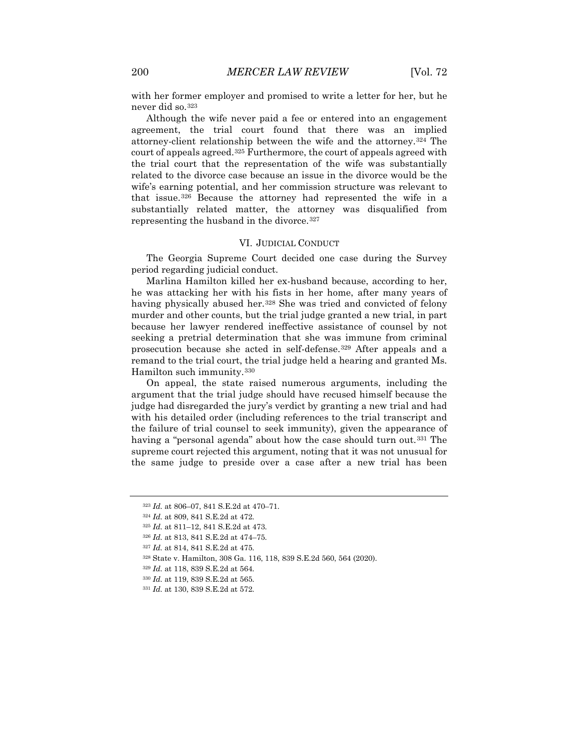with her former employer and promised to write a letter for her, but he never did so.[323]

Although the wife never paid a fee or entered into an engagement agreement, the trial court found that there was an implied attorney-client relationship between the wife and the attorney.[324] The court of appeals agreed.[325] Furthermore, the court of appeals agreed with the trial court that the representation of the wife was substantially related to the divorce case because an issue in the divorce would be the wife's earning potential, and her commission structure was relevant to that issue.[326] Because the attorney had represented the wife in a substantially related matter, the attorney was disqualified from representing the husband in the divorce.[327]

## VI. JUDICIAL CONDUCT

The Georgia Supreme Court decided one case during the Survey period regarding judicial conduct.

Marlina Hamilton killed her ex-husband because, according to her, he was attacking her with his fists in her home, after many years of having physically abused her.[328] She was tried and convicted of felony murder and other counts, but the trial judge granted a new trial, in part because her lawyer rendered ineffective assistance of counsel by not seeking a pretrial determination that she was immune from criminal prosecution because she acted in self-defense.[329] After appeals and a remand to the trial court, the trial judge held a hearing and granted Ms. Hamilton such immunity.[330]

On appeal, the state raised numerous arguments, including the argument that the trial judge should have recused himself because the judge had disregarded the jury's verdict by granting a new trial and had with his detailed order (including references to the trial transcript and the failure of trial counsel to seek immunity), given the appearance of having a "personal agenda" about how the case should turn out.[331] The supreme court rejected this argument, noting that it was not unusual for the same judge to preside over a case after a new trial has been

---

[323] *Id.* at 806–07, 841 S.E.2d at 470–71.

[324] *Id.* at 809, 841 S.E.2d at 472.

[325] *Id.* at 811–12, 841 S.E.2d at 473.

[326] *Id.* at 813, 841 S.E.2d at 474–75.

[327] *Id.* at 814, 841 S.E.2d at 475.

[328] State v. Hamilton, 308 Ga. 116, 118, 839 S.E.2d 560, 564 (2020).

[329] *Id.* at 118, 839 S.E.2d at 564.

[330] *Id.* at 119, 839 S.E.2d at 565.

[331] *Id.* at 130, 839 S.E.2d at 572.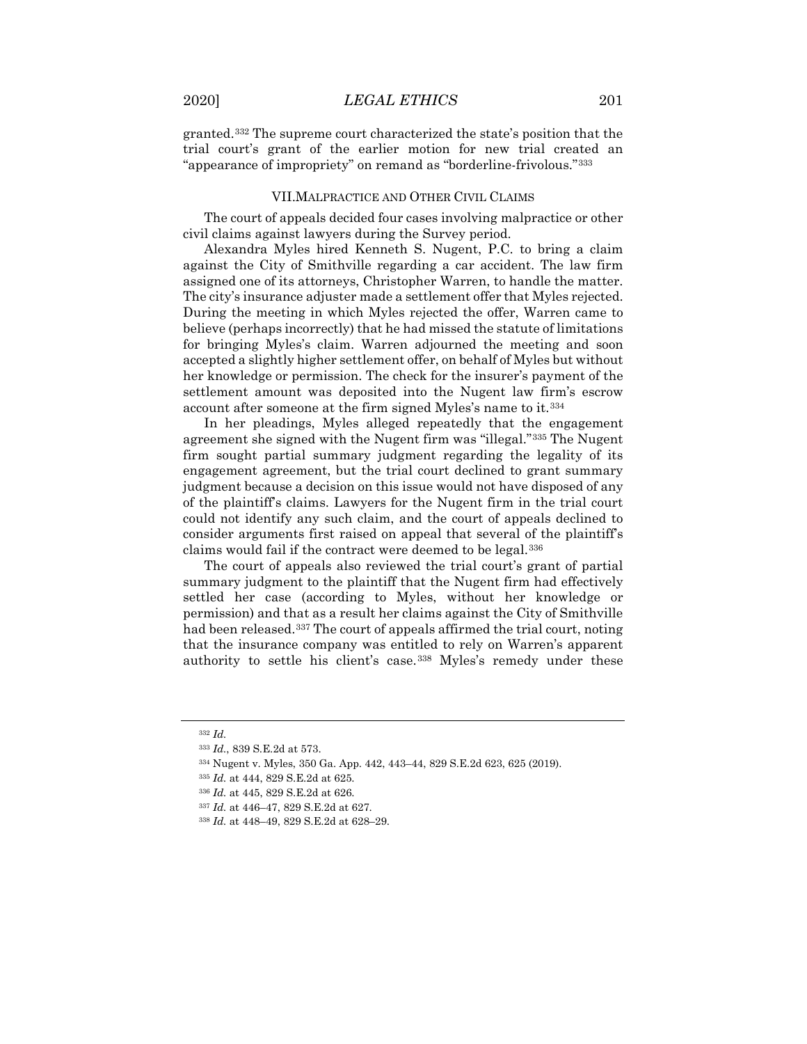granted.[332] The supreme court characterized the state's position that the trial court's grant of the earlier motion for new trial created an "appearance of impropriety" on remand as "borderline-frivolous."[333]

## VII. MALPRACTICE AND OTHER CIVIL CLAIMS

The court of appeals decided four cases involving malpractice or other civil claims against lawyers during the Survey period.

Alexandra Myles hired Kenneth S. Nugent, P.C. to bring a claim against the City of Smithville regarding a car accident. The law firm assigned one of its attorneys, Christopher Warren, to handle the matter. The city's insurance adjuster made a settlement offer that Myles rejected. During the meeting in which Myles rejected the offer, Warren came to believe (perhaps incorrectly) that he had missed the statute of limitations for bringing Myles's claim. Warren adjourned the meeting and soon accepted a slightly higher settlement offer, on behalf of Myles but without her knowledge or permission. The check for the insurer's payment of the settlement amount was deposited into the Nugent law firm's escrow account after someone at the firm signed Myles's name to it.[334]

In her pleadings, Myles alleged repeatedly that the engagement agreement she signed with the Nugent firm was "illegal."[335] The Nugent firm sought partial summary judgment regarding the legality of its engagement agreement, but the trial court declined to grant summary judgment because a decision on this issue would not have disposed of any of the plaintiff's claims. Lawyers for the Nugent firm in the trial court could not identify any such claim, and the court of appeals declined to consider arguments first raised on appeal that several of the plaintiff's claims would fail if the contract were deemed to be legal.[336]

The court of appeals also reviewed the trial court's grant of partial summary judgment to the plaintiff that the Nugent firm had effectively settled her case (according to Myles, without her knowledge or permission) and that as a result her claims against the City of Smithville had been released.[337] The court of appeals affirmed the trial court, noting that the insurance company was entitled to rely on Warren's apparent authority to settle his client's case.[338] Myles's remedy under these

---

[332] *Id.*

[333] *Id.*, 839 S.E.2d at 573.

[334] Nugent v. Myles, 350 Ga. App. 442, 443–44, 829 S.E.2d 623, 625 (2019).

[335] *Id.* at 444, 829 S.E.2d at 625.

[336] *Id.* at 445, 829 S.E.2d at 626.

[337] *Id.* at 446–47, 829 S.E.2d at 627.

[338] *Id.* at 448–49, 829 S.E.2d at 628–29.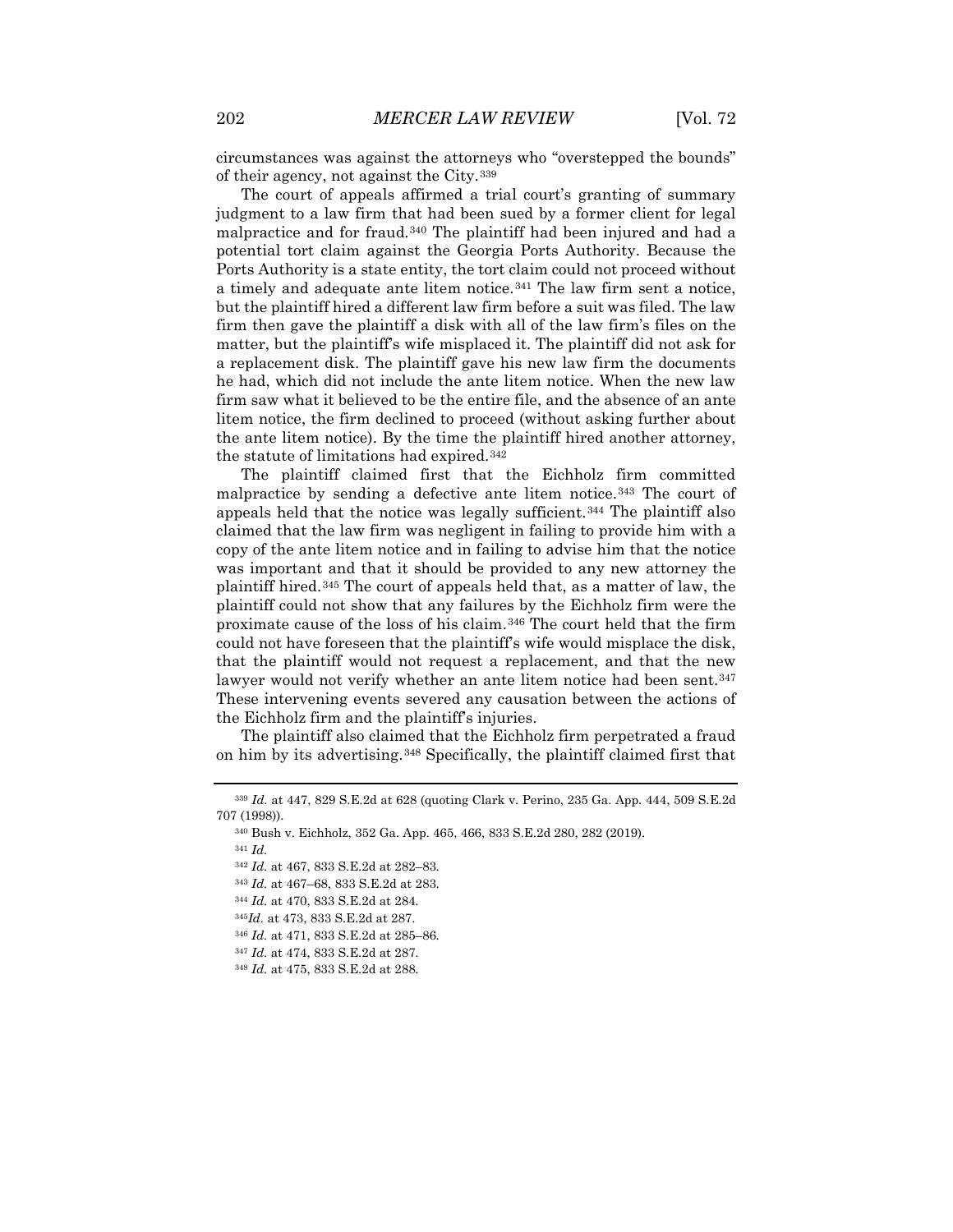circumstances was against the attorneys who "overstepped the bounds" of their agency, not against the City.[339]

The court of appeals affirmed a trial court's granting of summary judgment to a law firm that had been sued by a former client for legal malpractice and for fraud.[340] The plaintiff had been injured and had a potential tort claim against the Georgia Ports Authority. Because the Ports Authority is a state entity, the tort claim could not proceed without a timely and adequate ante litem notice.[341] The law firm sent a notice, but the plaintiff hired a different law firm before a suit was filed. The law firm then gave the plaintiff a disk with all of the law firm's files on the matter, but the plaintiff's wife misplaced it. The plaintiff did not ask for a replacement disk. The plaintiff gave his new law firm the documents he had, which did not include the ante litem notice. When the new law firm saw what it believed to be the entire file, and the absence of an ante litem notice, the firm declined to proceed (without asking further about the ante litem notice). By the time the plaintiff hired another attorney, the statute of limitations had expired.[342]

The plaintiff claimed first that the Eichholz firm committed malpractice by sending a defective ante litem notice.[343] The court of appeals held that the notice was legally sufficient.[344] The plaintiff also claimed that the law firm was negligent in failing to provide him with a copy of the ante litem notice and in failing to advise him that the notice was important and that it should be provided to any new attorney the plaintiff hired.[345] The court of appeals held that, as a matter of law, the plaintiff could not show that any failures by the Eichholz firm were the proximate cause of the loss of his claim.[346] The court held that the firm could not have foreseen that the plaintiff's wife would misplace the disk, that the plaintiff would not request a replacement, and that the new lawyer would not verify whether an ante litem notice had been sent.[347] These intervening events severed any causation between the actions of the Eichholz firm and the plaintiff's injuries.

The plaintiff also claimed that the Eichholz firm perpetrated a fraud on him by its advertising.[348] Specifically, the plaintiff claimed first that

---

[339] *Id.* at 447, 829 S.E.2d at 628 (quoting Clark v. Perino, 235 Ga. App. 444, 509 S.E.2d 707 (1998)).

[340] Bush v. Eichholz, 352 Ga. App. 465, 466, 833 S.E.2d 280, 282 (2019).

[341] *Id.*

[342] *Id.* at 467, 833 S.E.2d at 282–83.

[343] *Id.* at 467–68, 833 S.E.2d at 283.

[344] *Id.* at 470, 833 S.E.2d at 284.

[345] *Id.* at 473, 833 S.E.2d at 287.

[346] *Id.* at 471, 833 S.E.2d at 285–86.

[347] *Id.* at 474, 833 S.E.2d at 287.

[348] *Id.* at 475, 833 S.E.2d at 288.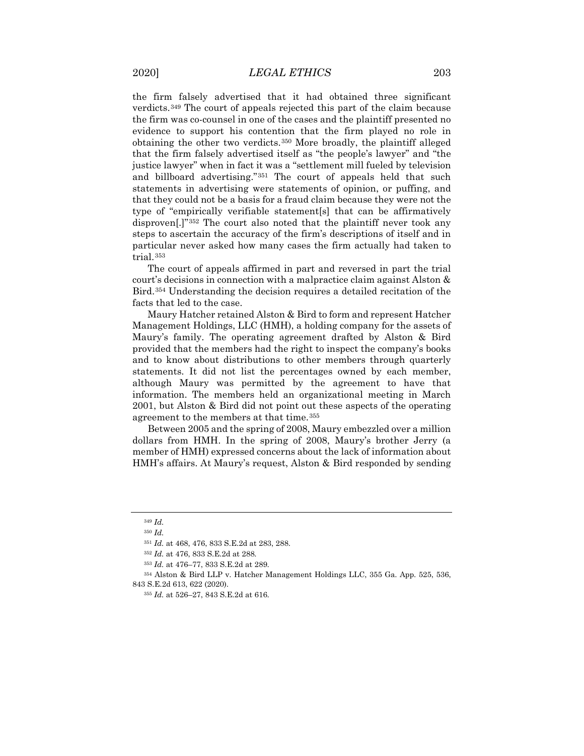the firm falsely advertised that it had obtained three significant verdicts.[349] The court of appeals rejected this part of the claim because the firm was co-counsel in one of the cases and the plaintiff presented no evidence to support his contention that the firm played no role in obtaining the other two verdicts.[350] More broadly, the plaintiff alleged that the firm falsely advertised itself as "the people's lawyer" and "the justice lawyer" when in fact it was a "settlement mill fueled by television and billboard advertising."[351] The court of appeals held that such statements in advertising were statements of opinion, or puffing, and that they could not be a basis for a fraud claim because they were not the type of "empirically verifiable statement[s] that can be affirmatively disproven[.]"[352] The court also noted that the plaintiff never took any steps to ascertain the accuracy of the firm's descriptions of itself and in particular never asked how many cases the firm actually had taken to trial.[353]

The court of appeals affirmed in part and reversed in part the trial court's decisions in connection with a malpractice claim against Alston & Bird.[354] Understanding the decision requires a detailed recitation of the facts that led to the case.

Maury Hatcher retained Alston & Bird to form and represent Hatcher Management Holdings, LLC (HMH), a holding company for the assets of Maury's family. The operating agreement drafted by Alston & Bird provided that the members had the right to inspect the company's books and to know about distributions to other members through quarterly statements. It did not list the percentages owned by each member, although Maury was permitted by the agreement to have that information. The members held an organizational meeting in March 2001, but Alston & Bird did not point out these aspects of the operating agreement to the members at that time.[355]

Between 2005 and the spring of 2008, Maury embezzled over a million dollars from HMH. In the spring of 2008, Maury's brother Jerry (a member of HMH) expressed concerns about the lack of information about HMH's affairs. At Maury's request, Alston & Bird responded by sending

---

[349] *Id.*

[350] *Id.*

[351] *Id.* at 468, 476, 833 S.E.2d at 283, 288.

[352] *Id.* at 476, 833 S.E.2d at 288.

[353] *Id.* at 476–77, 833 S.E.2d at 289.

[354] Alston & Bird LLP v. Hatcher Management Holdings LLC, 355 Ga. App. 525, 536, 843 S.E.2d 613, 622 (2020).

[355] *Id.* at 526–27, 843 S.E.2d at 616.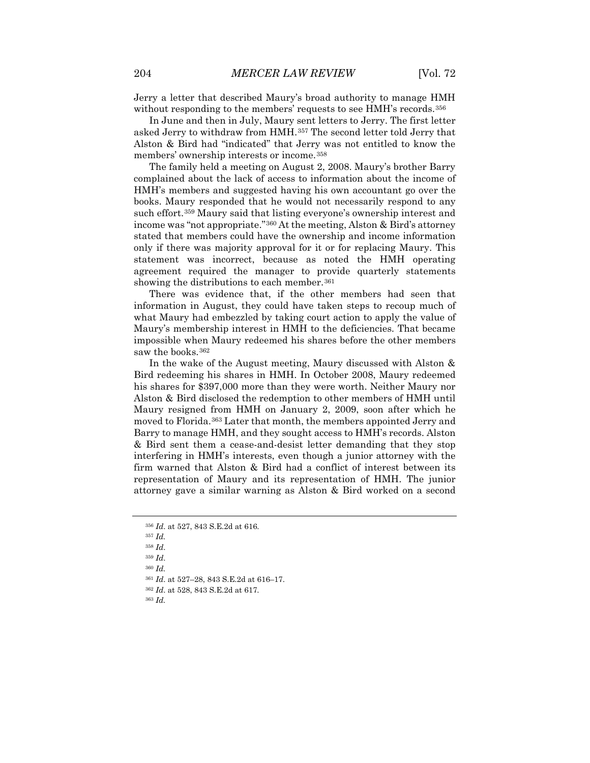Jerry a letter that described Maury's broad authority to manage HMH without responding to the members' requests to see HMH's records.[356]

In June and then in July, Maury sent letters to Jerry. The first letter asked Jerry to withdraw from HMH.[357] The second letter told Jerry that Alston & Bird had "indicated" that Jerry was not entitled to know the members' ownership interests or income.[358]

The family held a meeting on August 2, 2008. Maury's brother Barry complained about the lack of access to information about the income of HMH's members and suggested having his own accountant go over the books. Maury responded that he would not necessarily respond to any such effort.[359] Maury said that listing everyone's ownership interest and income was "not appropriate."[360] At the meeting, Alston & Bird's attorney stated that members could have the ownership and income information only if there was majority approval for it or for replacing Maury. This statement was incorrect, because as noted the HMH operating agreement required the manager to provide quarterly statements showing the distributions to each member.[361]

There was evidence that, if the other members had seen that information in August, they could have taken steps to recoup much of what Maury had embezzled by taking court action to apply the value of Maury's membership interest in HMH to the deficiencies. That became impossible when Maury redeemed his shares before the other members saw the books.[362]

In the wake of the August meeting, Maury discussed with Alston & Bird redeeming his shares in HMH. In October 2008, Maury redeemed his shares for $397,000 more than they were worth. Neither Maury nor Alston & Bird disclosed the redemption to other members of HMH until Maury resigned from HMH on January 2, 2009, soon after which he moved to Florida.[363] Later that month, the members appointed Jerry and Barry to manage HMH, and they sought access to HMH's records. Alston & Bird sent them a cease-and-desist letter demanding that they stop interfering in HMH's interests, even though a junior attorney with the firm warned that Alston & Bird had a conflict of interest between its representation of Maury and its representation of HMH. The junior attorney gave a similar warning as Alston & Bird worked on a second

---

[356] *Id.* at 527, 843 S.E.2d at 616.

[357] *Id.*

[358] *Id.*

[359] *Id.*

[360] *Id.*

[361] *Id.* at 527–28, 843 S.E.2d at 616–17.

[362] *Id.* at 528, 843 S.E.2d at 617.

[363] *Id.*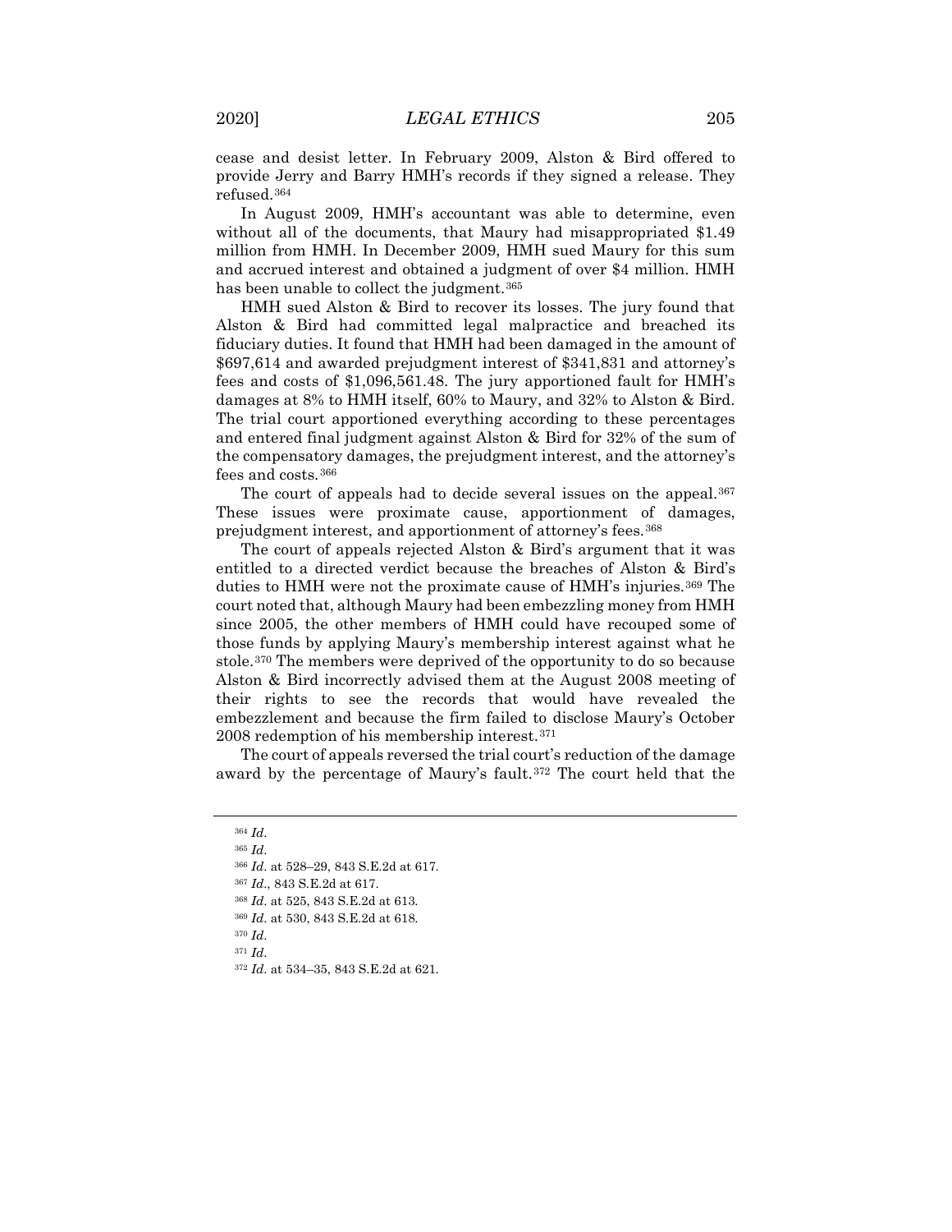cease and desist letter. In February 2009, Alston & Bird offered to provide Jerry and Barry HMH's records if they signed a release. They refused.[364]

In August 2009, HMH's accountant was able to determine, even without all of the documents, that Maury had misappropriated $1.49 million from HMH. In December 2009, HMH sued Maury for this sum and accrued interest and obtained a judgment of over $4 million. HMH has been unable to collect the judgment.[365]

HMH sued Alston & Bird to recover its losses. The jury found that Alston & Bird had committed legal malpractice and breached its fiduciary duties. It found that HMH had been damaged in the amount of $697,614 and awarded prejudgment interest of $341,831 and attorney's fees and costs of $1,096,561.48. The jury apportioned fault for HMH's damages at 8% to HMH itself, 60% to Maury, and 32% to Alston & Bird. The trial court apportioned everything according to these percentages and entered final judgment against Alston & Bird for 32% of the sum of the compensatory damages, the prejudgment interest, and the attorney's fees and costs.[366]

The court of appeals had to decide several issues on the appeal.[367] These issues were proximate cause, apportionment of damages, prejudgment interest, and apportionment of attorney's fees.[368]

The court of appeals rejected Alston & Bird's argument that it was entitled to a directed verdict because the breaches of Alston & Bird's duties to HMH were not the proximate cause of HMH's injuries.[369] The court noted that, although Maury had been embezzling money from HMH since 2005, the other members of HMH could have recouped some of those funds by applying Maury's membership interest against what he stole.[370] The members were deprived of the opportunity to do so because Alston & Bird incorrectly advised them at the August 2008 meeting of their rights to see the records that would have revealed the embezzlement and because the firm failed to disclose Maury's October 2008 redemption of his membership interest.[371]

The court of appeals reversed the trial court's reduction of the damage award by the percentage of Maury's fault.[372] The court held that the

---

[364] *Id.*

[365] *Id.*

[366] *Id.* at 528–29, 843 S.E.2d at 617.

[367] *Id.*, 843 S.E.2d at 617.

[368] *Id.* at 525, 843 S.E.2d at 613.

[369] *Id.* at 530, 843 S.E.2d at 618.

[370] *Id.*

[371] *Id.*

[372] *Id.* at 534–35, 843 S.E.2d at 621.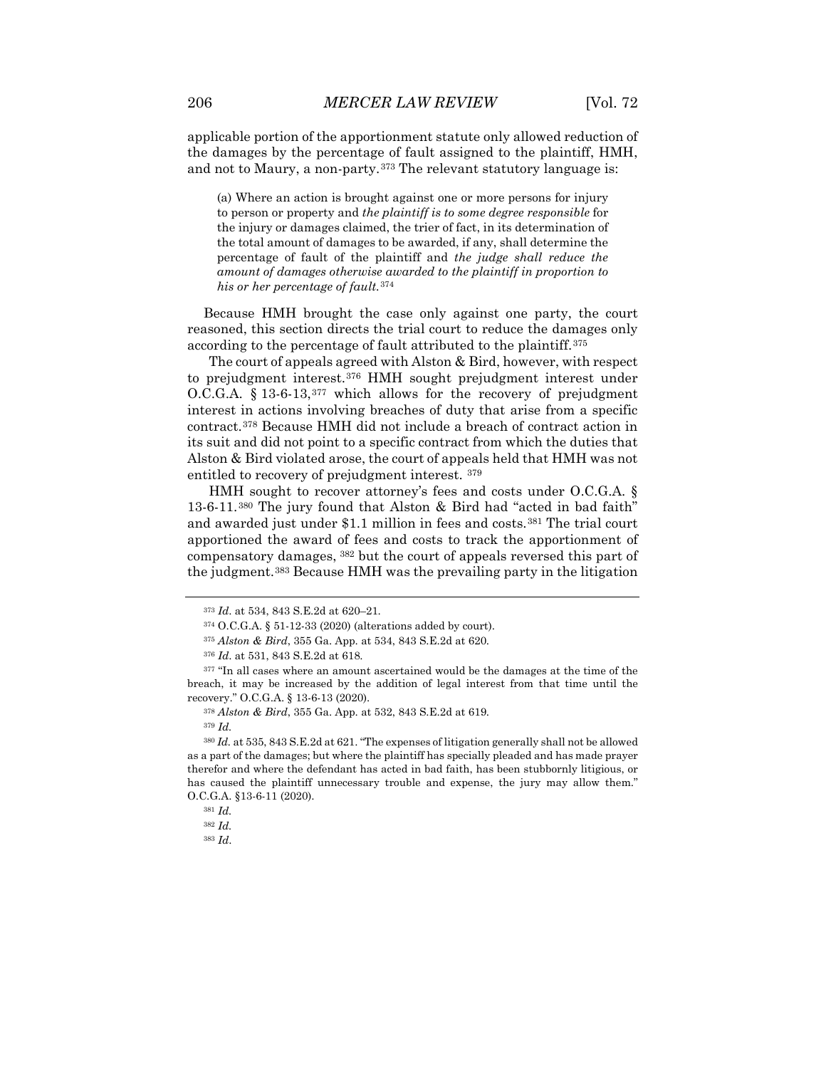applicable portion of the apportionment statute only allowed reduction of the damages by the percentage of fault assigned to the plaintiff, HMH, and not to Maury, a non-party.[373] The relevant statutory language is:

> (a) Where an action is brought against one or more persons for injury to person or property and *the plaintiff is to some degree responsible* for the injury or damages claimed, the trier of fact, in its determination of the total amount of damages to be awarded, if any, shall determine the percentage of fault of the plaintiff and *the judge shall reduce the amount of damages otherwise awarded to the plaintiff in proportion to his or her percentage of fault.*[374]

Because HMH brought the case only against one party, the court reasoned, this section directs the trial court to reduce the damages only according to the percentage of fault attributed to the plaintiff.[375]

The court of appeals agreed with Alston & Bird, however, with respect to prejudgment interest.[376] HMH sought prejudgment interest under O.C.G.A. § 13-6-13,[377] which allows for the recovery of prejudgment interest in actions involving breaches of duty that arise from a specific contract.[378] Because HMH did not include a breach of contract action in its suit and did not point to a specific contract from which the duties that Alston & Bird violated arose, the court of appeals held that HMH was not entitled to recovery of prejudgment interest.[379]

HMH sought to recover attorney's fees and costs under O.C.G.A. § 13-6-11.[380] The jury found that Alston & Bird had "acted in bad faith" and awarded just under $1.1 million in fees and costs.[381] The trial court apportioned the award of fees and costs to track the apportionment of compensatory damages,[382] but the court of appeals reversed this part of the judgment.[383] Because HMH was the prevailing party in the litigation

---

[373] *Id.* at 534, 843 S.E.2d at 620–21.

[374] O.C.G.A. § 51-12-33 (2020) (alterations added by court).

[375] *Alston & Bird*, 355 Ga. App. at 534, 843 S.E.2d at 620.

[376] *Id.* at 531, 843 S.E.2d at 618.

[377] "In all cases where an amount ascertained would be the damages at the time of the breach, it may be increased by the addition of legal interest from that time until the recovery." O.C.G.A. § 13-6-13 (2020).

[378] *Alston & Bird*, 355 Ga. App. at 532, 843 S.E.2d at 619.

[379] *Id.*

[380] *Id.* at 535, 843 S.E.2d at 621. "The expenses of litigation generally shall not be allowed as a part of the damages; but where the plaintiff has specially pleaded and has made prayer therefor and where the defendant has acted in bad faith, has been stubbornly litigious, or has caused the plaintiff unnecessary trouble and expense, the jury may allow them." O.C.G.A. §13-6-11 (2020).

[381] *Id.*

[382] *Id.*

[383] *Id.*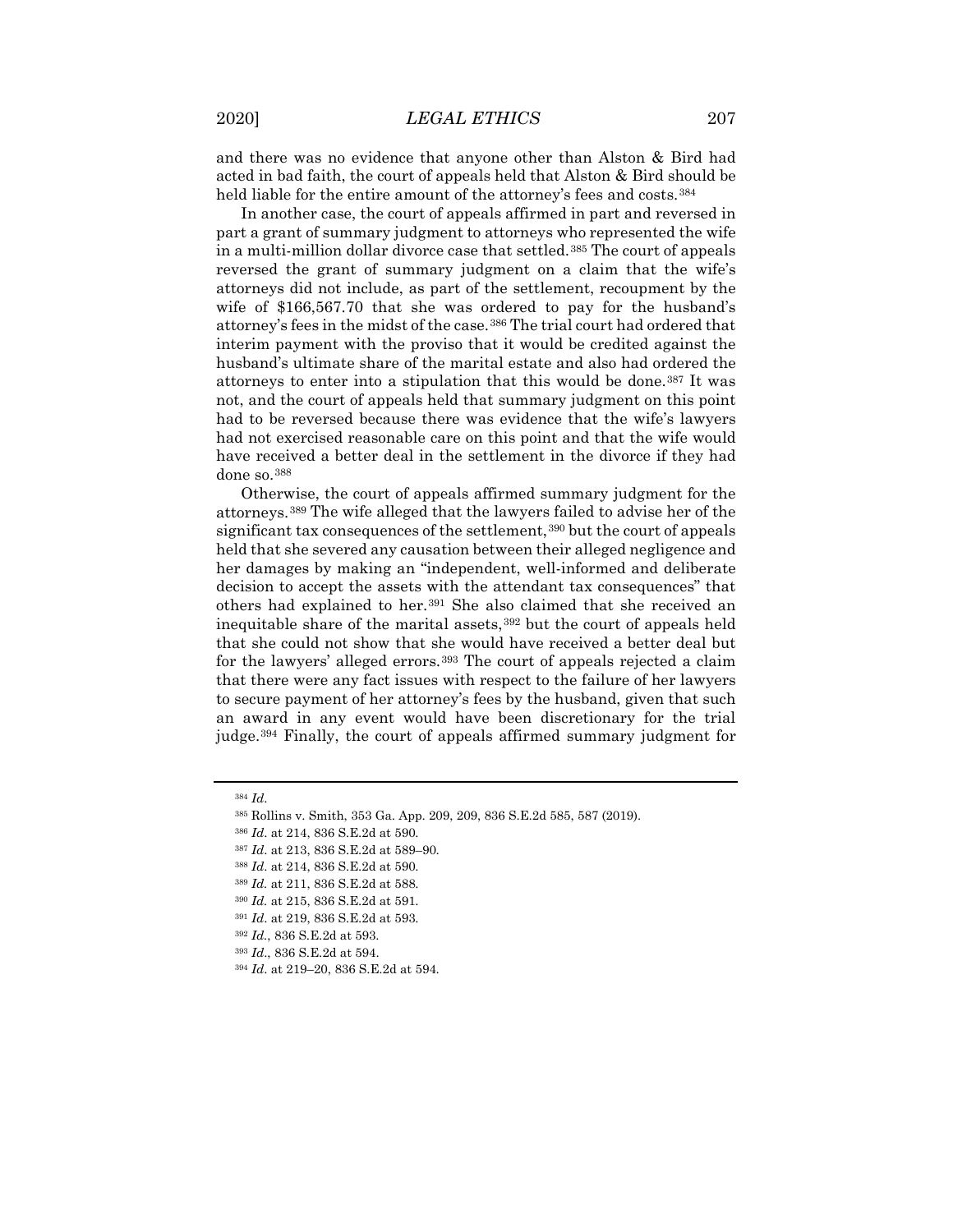and there was no evidence that anyone other than Alston & Bird had acted in bad faith, the court of appeals held that Alston & Bird should be held liable for the entire amount of the attorney's fees and costs.[384]

In another case, the court of appeals affirmed in part and reversed in part a grant of summary judgment to attorneys who represented the wife in a multi-million dollar divorce case that settled.[385] The court of appeals reversed the grant of summary judgment on a claim that the wife's attorneys did not include, as part of the settlement, recoupment by the wife of $166,567.70 that she was ordered to pay for the husband's attorney's fees in the midst of the case.[386] The trial court had ordered that interim payment with the proviso that it would be credited against the husband's ultimate share of the marital estate and also had ordered the attorneys to enter into a stipulation that this would be done.[387] It was not, and the court of appeals held that summary judgment on this point had to be reversed because there was evidence that the wife's lawyers had not exercised reasonable care on this point and that the wife would have received a better deal in the settlement in the divorce if they had done so.[388]

Otherwise, the court of appeals affirmed summary judgment for the attorneys.[389] The wife alleged that the lawyers failed to advise her of the significant tax consequences of the settlement,[390] but the court of appeals held that she severed any causation between their alleged negligence and her damages by making an "independent, well-informed and deliberate decision to accept the assets with the attendant tax consequences" that others had explained to her.[391] She also claimed that she received an inequitable share of the marital assets,[392] but the court of appeals held that she could not show that she would have received a better deal but for the lawyers' alleged errors.[393] The court of appeals rejected a claim that there were any fact issues with respect to the failure of her lawyers to secure payment of her attorney's fees by the husband, given that such an award in any event would have been discretionary for the trial judge.[394] Finally, the court of appeals affirmed summary judgment for

---

[384] *Id.*

[385] Rollins v. Smith, 353 Ga. App. 209, 209, 836 S.E.2d 585, 587 (2019).

[386] *Id.* at 214, 836 S.E.2d at 590.

[387] *Id.* at 213, 836 S.E.2d at 589–90.

[388] *Id.* at 214, 836 S.E.2d at 590.

[389] *Id.* at 211, 836 S.E.2d at 588.

[390] *Id.* at 215, 836 S.E.2d at 591.

[391] *Id.* at 219, 836 S.E.2d at 593.

[392] *Id.*, 836 S.E.2d at 593.

[393] *Id.*, 836 S.E.2d at 594.

[394] *Id.* at 219–20, 836 S.E.2d at 594.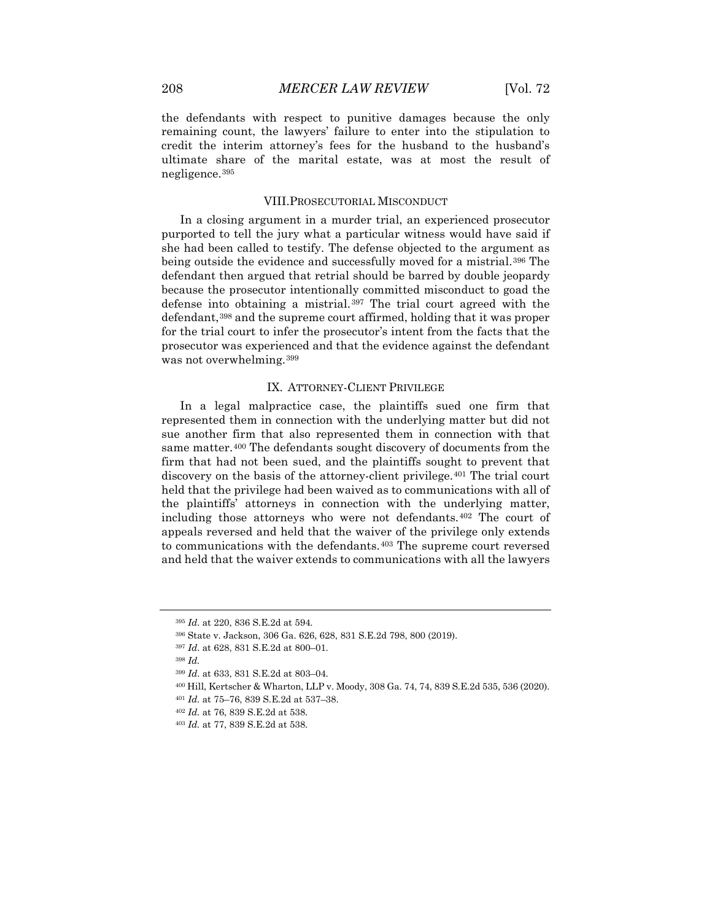the defendants with respect to punitive damages because the only remaining count, the lawyers' failure to enter into the stipulation to credit the interim attorney's fees for the husband to the husband's ultimate share of the marital estate, was at most the result of negligence.[395]

## VIII. PROSECUTORIAL MISCONDUCT

In a closing argument in a murder trial, an experienced prosecutor purported to tell the jury what a particular witness would have said if she had been called to testify. The defense objected to the argument as being outside the evidence and successfully moved for a mistrial.[396] The defendant then argued that retrial should be barred by double jeopardy because the prosecutor intentionally committed misconduct to goad the defense into obtaining a mistrial.[397] The trial court agreed with the defendant,[398] and the supreme court affirmed, holding that it was proper for the trial court to infer the prosecutor's intent from the facts that the prosecutor was experienced and that the evidence against the defendant was not overwhelming.[399]

## IX. ATTORNEY-CLIENT PRIVILEGE

In a legal malpractice case, the plaintiffs sued one firm that represented them in connection with the underlying matter but did not sue another firm that also represented them in connection with that same matter.[400] The defendants sought discovery of documents from the firm that had not been sued, and the plaintiffs sought to prevent that discovery on the basis of the attorney-client privilege.[401] The trial court held that the privilege had been waived as to communications with all of the plaintiffs' attorneys in connection with the underlying matter, including those attorneys who were not defendants.[402] The court of appeals reversed and held that the waiver of the privilege only extends to communications with the defendants.[403] The supreme court reversed and held that the waiver extends to communications with all the lawyers

---

[395] *Id.* at 220, 836 S.E.2d at 594.

[396] State v. Jackson, 306 Ga. 626, 628, 831 S.E.2d 798, 800 (2019).

[397] *Id.* at 628, 831 S.E.2d at 800–01.

[398] *Id.*

[399] *Id.* at 633, 831 S.E.2d at 803–04.

[400] Hill, Kertscher & Wharton, LLP v. Moody, 308 Ga. 74, 74, 839 S.E.2d 535, 536 (2020).

[401] *Id.* at 75–76, 839 S.E.2d at 537–38.

[402] *Id.* at 76, 839 S.E.2d at 538.

[403] *Id.* at 77, 839 S.E.2d at 538.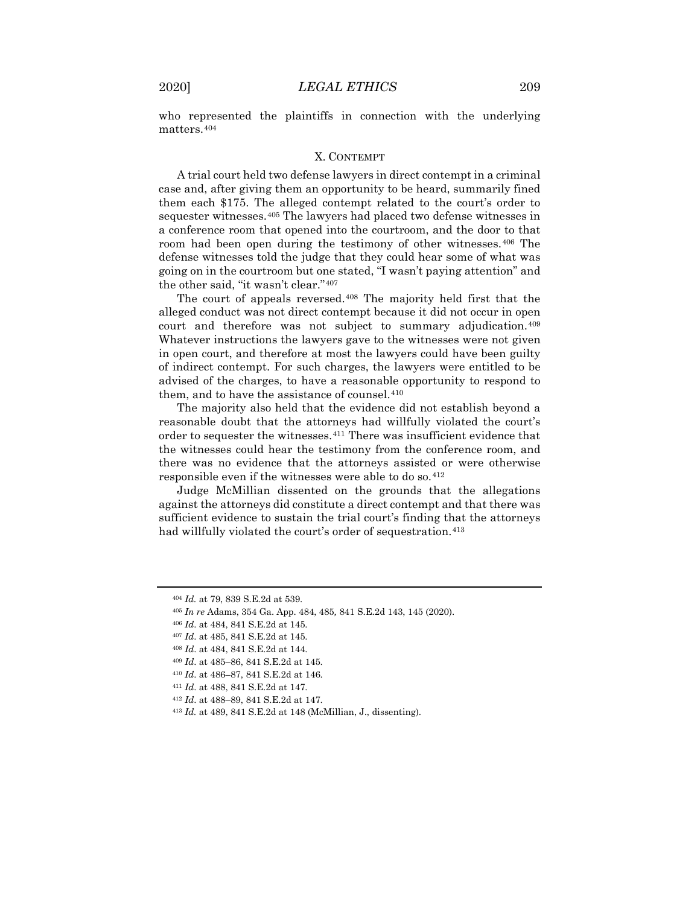who represented the plaintiffs in connection with the underlying matters.[404]

## X. CONTEMPT

A trial court held two defense lawyers in direct contempt in a criminal case and, after giving them an opportunity to be heard, summarily fined them each $175. The alleged contempt related to the court's order to sequester witnesses.[405] The lawyers had placed two defense witnesses in a conference room that opened into the courtroom, and the door to that room had been open during the testimony of other witnesses.[406] The defense witnesses told the judge that they could hear some of what was going on in the courtroom but one stated, "I wasn't paying attention" and the other said, "it wasn't clear."[407]

The court of appeals reversed.[408] The majority held first that the alleged conduct was not direct contempt because it did not occur in open court and therefore was not subject to summary adjudication.[409] Whatever instructions the lawyers gave to the witnesses were not given in open court, and therefore at most the lawyers could have been guilty of indirect contempt. For such charges, the lawyers were entitled to be advised of the charges, to have a reasonable opportunity to respond to them, and to have the assistance of counsel.[410]

The majority also held that the evidence did not establish beyond a reasonable doubt that the attorneys had willfully violated the court's order to sequester the witnesses.[411] There was insufficient evidence that the witnesses could hear the testimony from the conference room, and there was no evidence that the attorneys assisted or were otherwise responsible even if the witnesses were able to do so.[412]

Judge McMillian dissented on the grounds that the allegations against the attorneys did constitute a direct contempt and that there was sufficient evidence to sustain the trial court's finding that the attorneys had willfully violated the court's order of sequestration.[413]

---

[404] *Id.* at 79, 839 S.E.2d at 539.

[405] *In re* Adams, 354 Ga. App. 484, 485, 841 S.E.2d 143, 145 (2020).

[406] *Id*. at 484, 841 S.E.2d at 145.

[407] *Id*. at 485, 841 S.E.2d at 145.

[408] *Id*. at 484, 841 S.E.2d at 144.

[409] *Id*. at 485–86, 841 S.E.2d at 145.

[410] *Id*. at 486–87, 841 S.E.2d at 146.

[411] *Id*. at 488, 841 S.E.2d at 147.

[412] *Id*. at 488–89, 841 S.E.2d at 147.

[413] *Id.* at 489, 841 S.E.2d at 148 (McMillian, J., dissenting).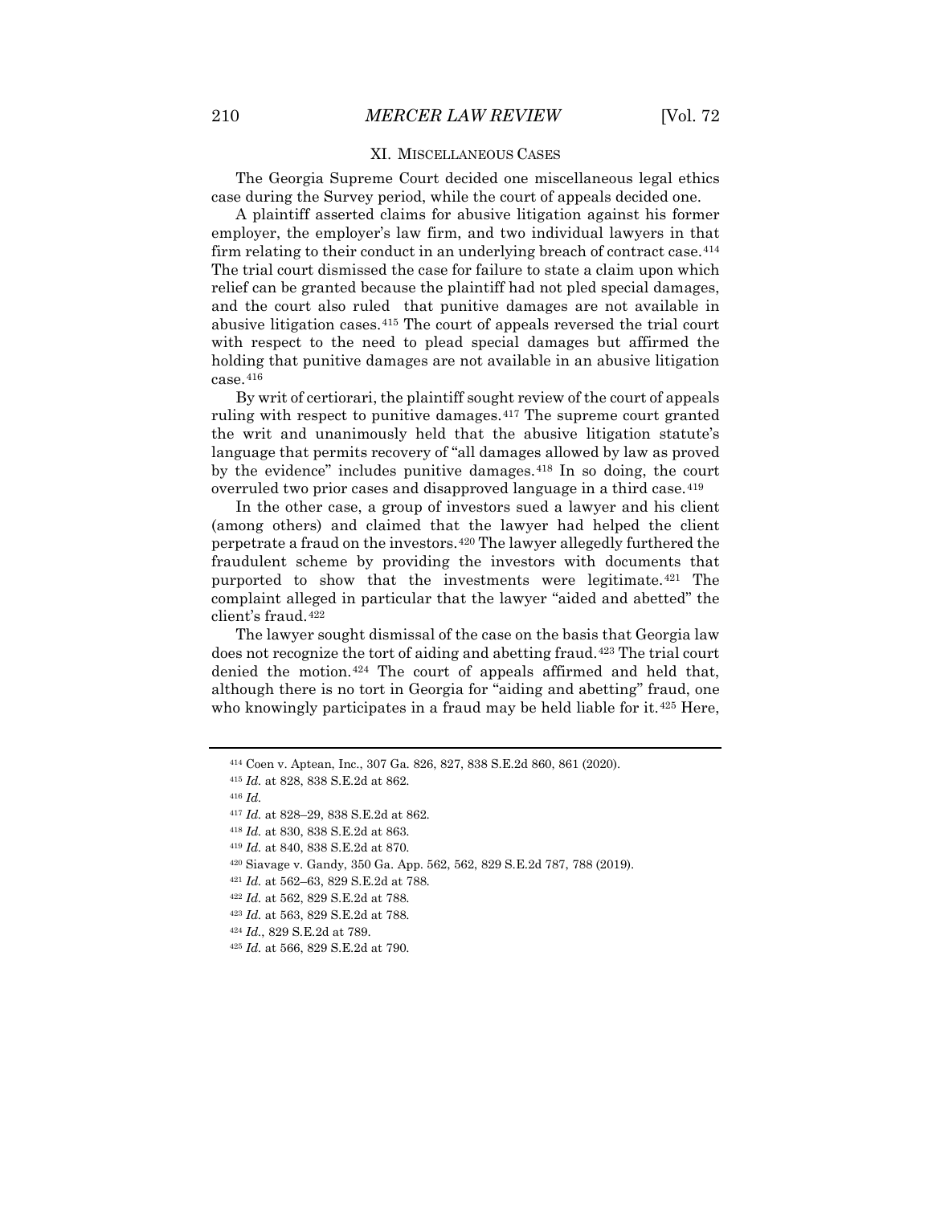## XI. MISCELLANEOUS CASES

The Georgia Supreme Court decided one miscellaneous legal ethics case during the Survey period, while the court of appeals decided one.

A plaintiff asserted claims for abusive litigation against his former employer, the employer's law firm, and two individual lawyers in that firm relating to their conduct in an underlying breach of contract case.[414] The trial court dismissed the case for failure to state a claim upon which relief can be granted because the plaintiff had not pled special damages, and the court also ruled that punitive damages are not available in abusive litigation cases.[415] The court of appeals reversed the trial court with respect to the need to plead special damages but affirmed the holding that punitive damages are not available in an abusive litigation case.[416]

By writ of certiorari, the plaintiff sought review of the court of appeals ruling with respect to punitive damages.[417] The supreme court granted the writ and unanimously held that the abusive litigation statute's language that permits recovery of "all damages allowed by law as proved by the evidence" includes punitive damages.[418] In so doing, the court overruled two prior cases and disapproved language in a third case.[419]

In the other case, a group of investors sued a lawyer and his client (among others) and claimed that the lawyer had helped the client perpetrate a fraud on the investors.[420] The lawyer allegedly furthered the fraudulent scheme by providing the investors with documents that purported to show that the investments were legitimate.[421] The complaint alleged in particular that the lawyer "aided and abetted" the client's fraud.[422]

The lawyer sought dismissal of the case on the basis that Georgia law does not recognize the tort of aiding and abetting fraud.[423] The trial court denied the motion.[424] The court of appeals affirmed and held that, although there is no tort in Georgia for "aiding and abetting" fraud, one who knowingly participates in a fraud may be held liable for it.[425] Here,

---

[414] Coen v. Aptean, Inc., 307 Ga. 826, 827, 838 S.E.2d 860, 861 (2020).

[415] *Id.* at 828, 838 S.E.2d at 862.

[416] *Id.*

[417] *Id.* at 828–29, 838 S.E.2d at 862.

[418] *Id.* at 830, 838 S.E.2d at 863.

[419] *Id.* at 840, 838 S.E.2d at 870.

[420] Siavage v. Gandy, 350 Ga. App. 562, 562, 829 S.E.2d 787, 788 (2019).

[421] *Id.* at 562–63, 829 S.E.2d at 788.

[422] *Id.* at 562, 829 S.E.2d at 788.

[423] *Id.* at 563, 829 S.E.2d at 788.

[424] *Id.*, 829 S.E.2d at 789.

[425] *Id.* at 566, 829 S.E.2d at 790.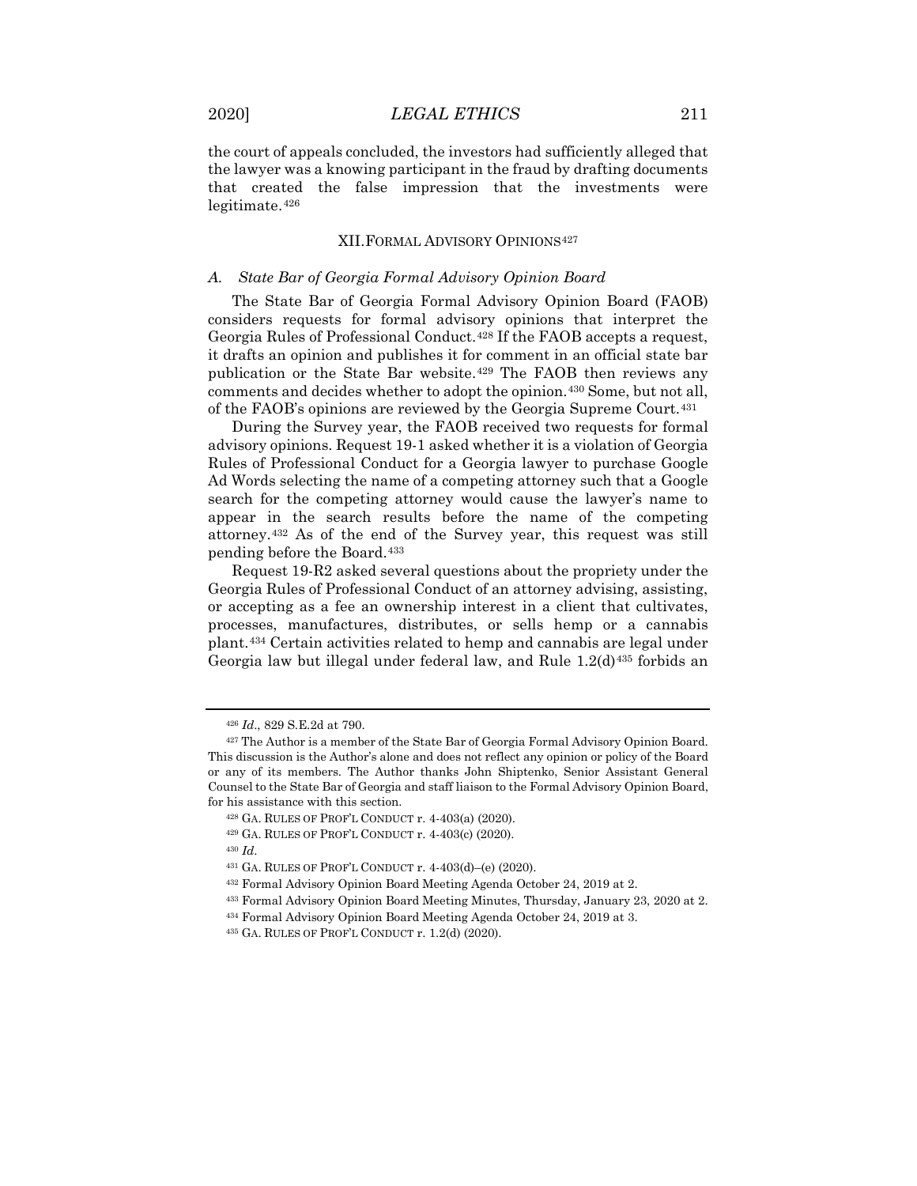the court of appeals concluded, the investors had sufficiently alleged that the lawyer was a knowing participant in the fraud by drafting documents that created the false impression that the investments were legitimate.[426]

## XII. FORMAL ADVISORY OPINIONS[427]

### *A. State Bar of Georgia Formal Advisory Opinion Board*

The State Bar of Georgia Formal Advisory Opinion Board (FAOB) considers requests for formal advisory opinions that interpret the Georgia Rules of Professional Conduct.[428] If the FAOB accepts a request, it drafts an opinion and publishes it for comment in an official state bar publication or the State Bar website.[429] The FAOB then reviews any comments and decides whether to adopt the opinion.[430] Some, but not all, of the FAOB's opinions are reviewed by the Georgia Supreme Court.[431]

During the Survey year, the FAOB received two requests for formal advisory opinions. Request 19-1 asked whether it is a violation of Georgia Rules of Professional Conduct for a Georgia lawyer to purchase Google Ad Words selecting the name of a competing attorney such that a Google search for the competing attorney would cause the lawyer's name to appear in the search results before the name of the competing attorney.[432] As of the end of the Survey year, this request was still pending before the Board.[433]

Request 19-R2 asked several questions about the propriety under the Georgia Rules of Professional Conduct of an attorney advising, assisting, or accepting as a fee an ownership interest in a client that cultivates, processes, manufactures, distributes, or sells hemp or a cannabis plant.[434] Certain activities related to hemp and cannabis are legal under Georgia law but illegal under federal law, and Rule 1.2(d)[435] forbids an

---

[426] *Id*., 829 S.E.2d at 790.

[427] The Author is a member of the State Bar of Georgia Formal Advisory Opinion Board. This discussion is the Author's alone and does not reflect any opinion or policy of the Board or any of its members. The Author thanks John Shiptenko, Senior Assistant General Counsel to the State Bar of Georgia and staff liaison to the Formal Advisory Opinion Board, for his assistance with this section.

[428] GA. RULES OF PROF'L CONDUCT r. 4-403(a) (2020).

[429] GA. RULES OF PROF'L CONDUCT r. 4-403(c) (2020).

[430] *Id*.

[431] GA. RULES OF PROF'L CONDUCT r. 4-403(d)–(e) (2020).

[432] Formal Advisory Opinion Board Meeting Agenda October 24, 2019 at 2.

[433] Formal Advisory Opinion Board Meeting Minutes, Thursday, January 23, 2020 at 2.

[434] Formal Advisory Opinion Board Meeting Agenda October 24, 2019 at 3.

[435] GA. RULES OF PROF'L CONDUCT r. 1.2(d) (2020).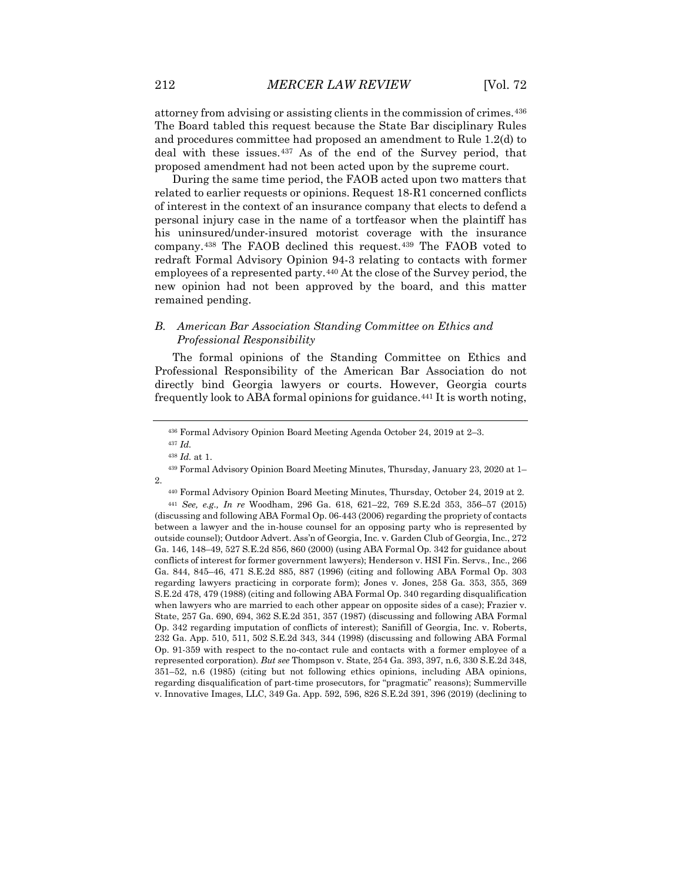attorney from advising or assisting clients in the commission of crimes.[436] The Board tabled this request because the State Bar disciplinary Rules and procedures committee had proposed an amendment to Rule 1.2(d) to deal with these issues.[437] As of the end of the Survey period, that proposed amendment had not been acted upon by the supreme court.

During the same time period, the FAOB acted upon two matters that related to earlier requests or opinions. Request 18-R1 concerned conflicts of interest in the context of an insurance company that elects to defend a personal injury case in the name of a tortfeasor when the plaintiff has his uninsured/under-insured motorist coverage with the insurance company.[438] The FAOB declined this request.[439] The FAOB voted to redraft Formal Advisory Opinion 94-3 relating to contacts with former employees of a represented party.[440] At the close of the Survey period, the new opinion had not been approved by the board, and this matter remained pending.

### *B. American Bar Association Standing Committee on Ethics and Professional Responsibility*

The formal opinions of the Standing Committee on Ethics and Professional Responsibility of the American Bar Association do not directly bind Georgia lawyers or courts. However, Georgia courts frequently look to ABA formal opinions for guidance.[441] It is worth noting,

---

[436] Formal Advisory Opinion Board Meeting Agenda October 24, 2019 at 2–3.

[437] *Id.*

[438] *Id.* at 1.

[439] Formal Advisory Opinion Board Meeting Minutes, Thursday, January 23, 2020 at 1–2.

[440] Formal Advisory Opinion Board Meeting Minutes, Thursday, October 24, 2019 at 2.

[441] *See, e.g., In re* Woodham, 296 Ga. 618, 621–22, 769 S.E.2d 353, 356–57 (2015) (discussing and following ABA Formal Op. 06-443 (2006) regarding the propriety of contacts between a lawyer and the in-house counsel for an opposing party who is represented by outside counsel); Outdoor Advert. Ass'n of Georgia, Inc. v. Garden Club of Georgia, Inc., 272 Ga. 146, 148–49, 527 S.E.2d 856, 860 (2000) (using ABA Formal Op. 342 for guidance about conflicts of interest for former government lawyers); Henderson v. HSI Fin. Servs., Inc., 266 Ga. 844, 845–46, 471 S.E.2d 885, 887 (1996) (citing and following ABA Formal Op. 303 regarding lawyers practicing in corporate form); Jones v. Jones, 258 Ga. 353, 355, 369 S.E.2d 478, 479 (1988) (citing and following ABA Formal Op. 340 regarding disqualification when lawyers who are married to each other appear on opposite sides of a case); Frazier v. State, 257 Ga. 690, 694, 362 S.E.2d 351, 357 (1987) (discussing and following ABA Formal Op. 342 regarding imputation of conflicts of interest); Sanifill of Georgia, Inc. v. Roberts, 232 Ga. App. 510, 511, 502 S.E.2d 343, 344 (1998) (discussing and following ABA Formal Op. 91-359 with respect to the no-contact rule and contacts with a former employee of a represented corporation). *But see* Thompson v. State, 254 Ga. 393, 397, n.6, 330 S.E.2d 348, 351–52, n.6 (1985) (citing but not following ethics opinions, including ABA opinions, regarding disqualification of part-time prosecutors, for "pragmatic" reasons); Summerville v. Innovative Images, LLC, 349 Ga. App. 592, 596, 826 S.E.2d 391, 396 (2019) (declining to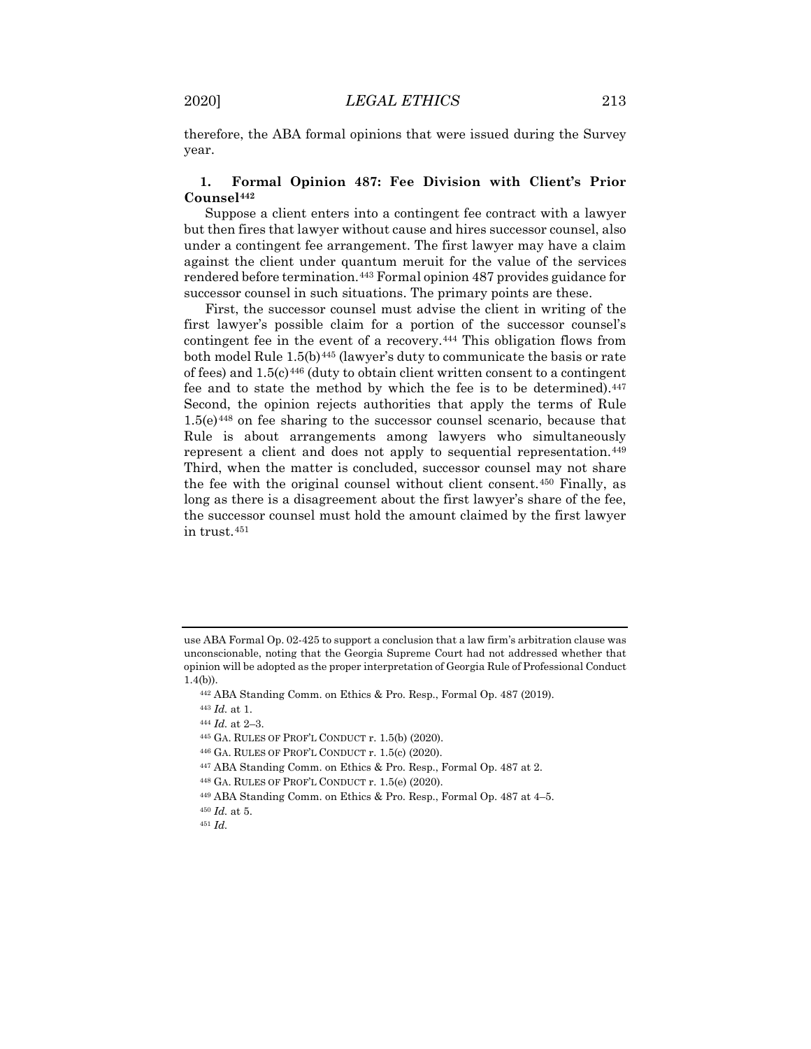therefore, the ABA formal opinions that were issued during the Survey year.

### 1. Formal Opinion 487: Fee Division with Client's Prior Counsel[442]

Suppose a client enters into a contingent fee contract with a lawyer but then fires that lawyer without cause and hires successor counsel, also under a contingent fee arrangement. The first lawyer may have a claim against the client under quantum meruit for the value of the services rendered before termination.[443] Formal opinion 487 provides guidance for successor counsel in such situations. The primary points are these.

First, the successor counsel must advise the client in writing of the first lawyer's possible claim for a portion of the successor counsel's contingent fee in the event of a recovery.[444] This obligation flows from both model Rule 1.5(b)[445] (lawyer's duty to communicate the basis or rate of fees) and 1.5(c)[446] (duty to obtain client written consent to a contingent fee and to state the method by which the fee is to be determined).[447] Second, the opinion rejects authorities that apply the terms of Rule 1.5(e)[448] on fee sharing to the successor counsel scenario, because that Rule is about arrangements among lawyers who simultaneously represent a client and does not apply to sequential representation.[449] Third, when the matter is concluded, successor counsel may not share the fee with the original counsel without client consent.[450] Finally, as long as there is a disagreement about the first lawyer's share of the fee, the successor counsel must hold the amount claimed by the first lawyer in trust.[451]

---

use ABA Formal Op. 02-425 to support a conclusion that a law firm's arbitration clause was unconscionable, noting that the Georgia Supreme Court had not addressed whether that opinion will be adopted as the proper interpretation of Georgia Rule of Professional Conduct 1.4(b)).

[442] ABA Standing Comm. on Ethics & Pro. Resp., Formal Op. 487 (2019).

[443] *Id.* at 1.

[444] *Id.* at 2–3.

[445] GA. RULES OF PROF'L CONDUCT r. 1.5(b) (2020).

[446] GA. RULES OF PROF'L CONDUCT r. 1.5(c) (2020).

[447] ABA Standing Comm. on Ethics & Pro. Resp., Formal Op. 487 at 2.

[448] GA. RULES OF PROF'L CONDUCT r. 1.5(e) (2020).

[449] ABA Standing Comm. on Ethics & Pro. Resp., Formal Op. 487 at 4–5.

[450] *Id.* at 5.

[451] *Id.*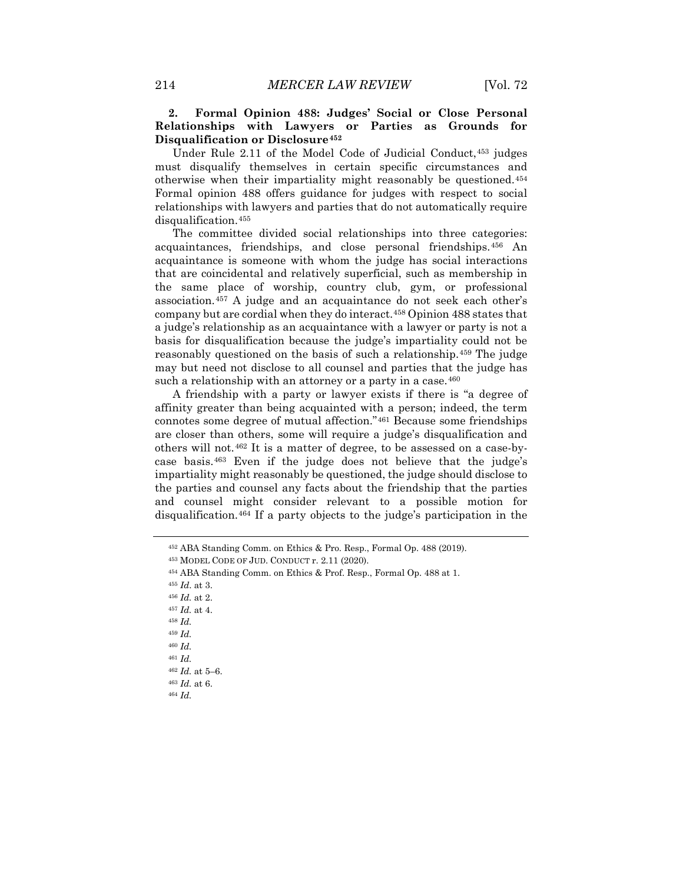### 2. Formal Opinion 488: Judges' Social or Close Personal Relationships with Lawyers or Parties as Grounds for Disqualification or Disclosure[452]

Under Rule 2.11 of the Model Code of Judicial Conduct,[453] judges must disqualify themselves in certain specific circumstances and otherwise when their impartiality might reasonably be questioned.[454] Formal opinion 488 offers guidance for judges with respect to social relationships with lawyers and parties that do not automatically require disqualification.[455]

The committee divided social relationships into three categories: acquaintances, friendships, and close personal friendships.[456] An acquaintance is someone with whom the judge has social interactions that are coincidental and relatively superficial, such as membership in the same place of worship, country club, gym, or professional association.[457] A judge and an acquaintance do not seek each other's company but are cordial when they do interact.[458] Opinion 488 states that a judge's relationship as an acquaintance with a lawyer or party is not a basis for disqualification because the judge's impartiality could not be reasonably questioned on the basis of such a relationship.[459] The judge may but need not disclose to all counsel and parties that the judge has such a relationship with an attorney or a party in a case.[460]

A friendship with a party or lawyer exists if there is "a degree of affinity greater than being acquainted with a person; indeed, the term connotes some degree of mutual affection."[461] Because some friendships are closer than others, some will require a judge's disqualification and others will not.[462] It is a matter of degree, to be assessed on a case-by-case basis.[463] Even if the judge does not believe that the judge's impartiality might reasonably be questioned, the judge should disclose to the parties and counsel any facts about the friendship that the parties and counsel might consider relevant to a possible motion for disqualification.[464] If a party objects to the judge's participation in the

---

[452] ABA Standing Comm. on Ethics & Pro. Resp., Formal Op. 488 (2019).

[453] MODEL CODE OF JUD. CONDUCT r. 2.11 (2020).

[454] ABA Standing Comm. on Ethics & Prof. Resp., Formal Op. 488 at 1.

[455] *Id*. at 3.

[456] *Id.* at 2.

[457] *Id.* at 4.

[458] *Id.*

[459] *Id.*

[460] *Id.*

[461] *Id.*

[462] *Id.* at 5–6.

[463] *Id.* at 6.

[464] *Id.*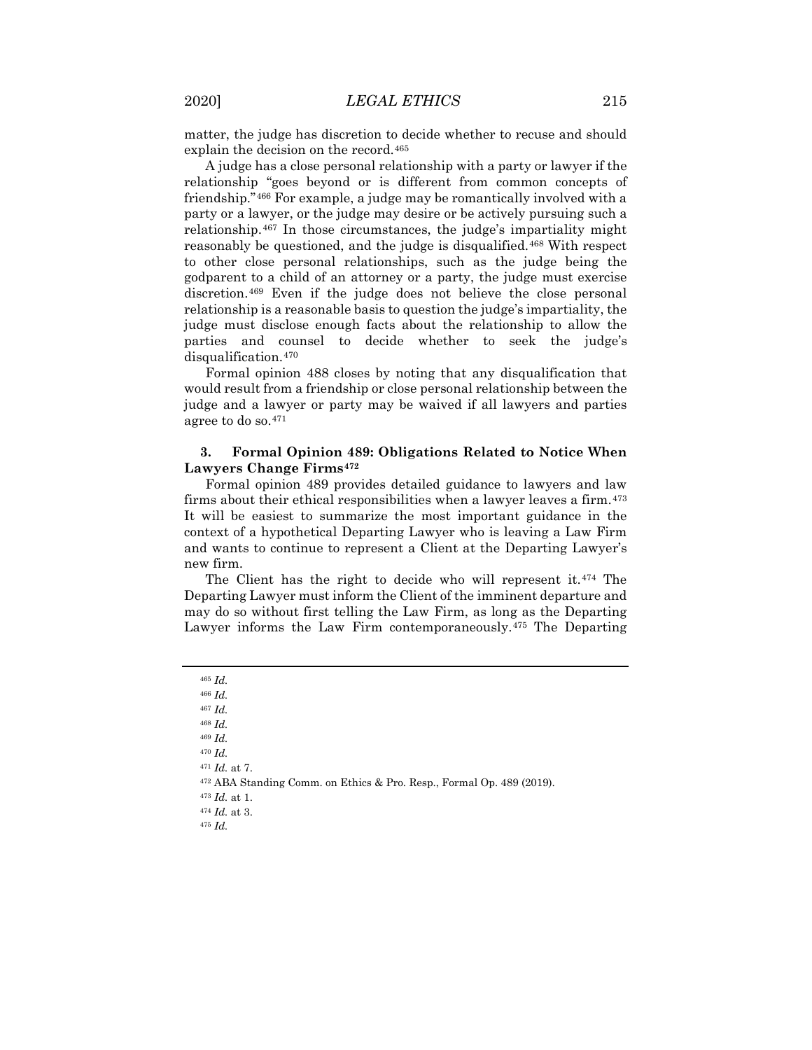matter, the judge has discretion to decide whether to recuse and should explain the decision on the record.[465]

A judge has a close personal relationship with a party or lawyer if the relationship "goes beyond or is different from common concepts of friendship."[466] For example, a judge may be romantically involved with a party or a lawyer, or the judge may desire or be actively pursuing such a relationship.[467] In those circumstances, the judge's impartiality might reasonably be questioned, and the judge is disqualified.[468] With respect to other close personal relationships, such as the judge being the godparent to a child of an attorney or a party, the judge must exercise discretion.[469] Even if the judge does not believe the close personal relationship is a reasonable basis to question the judge's impartiality, the judge must disclose enough facts about the relationship to allow the parties and counsel to decide whether to seek the judge's disqualification.[470]

Formal opinion 488 closes by noting that any disqualification that would result from a friendship or close personal relationship between the judge and a lawyer or party may be waived if all lawyers and parties agree to do so.[471]

### 3. Formal Opinion 489: Obligations Related to Notice When Lawyers Change Firms[472]

Formal opinion 489 provides detailed guidance to lawyers and law firms about their ethical responsibilities when a lawyer leaves a firm.[473] It will be easiest to summarize the most important guidance in the context of a hypothetical Departing Lawyer who is leaving a Law Firm and wants to continue to represent a Client at the Departing Lawyer's new firm.

The Client has the right to decide who will represent it.[474] The Departing Lawyer must inform the Client of the imminent departure and may do so without first telling the Law Firm, as long as the Departing Lawyer informs the Law Firm contemporaneously.[475] The Departing

---

[465] *Id.*
[466] *Id.*
[467] *Id.*
[468] *Id.*
[469] *Id.*
[470] *Id.*
[471] *Id.* at 7.
[472] ABA Standing Comm. on Ethics & Pro. Resp., Formal Op. 489 (2019).
[473] *Id.* at 1.
[474] *Id.* at 3.
[475] *Id.*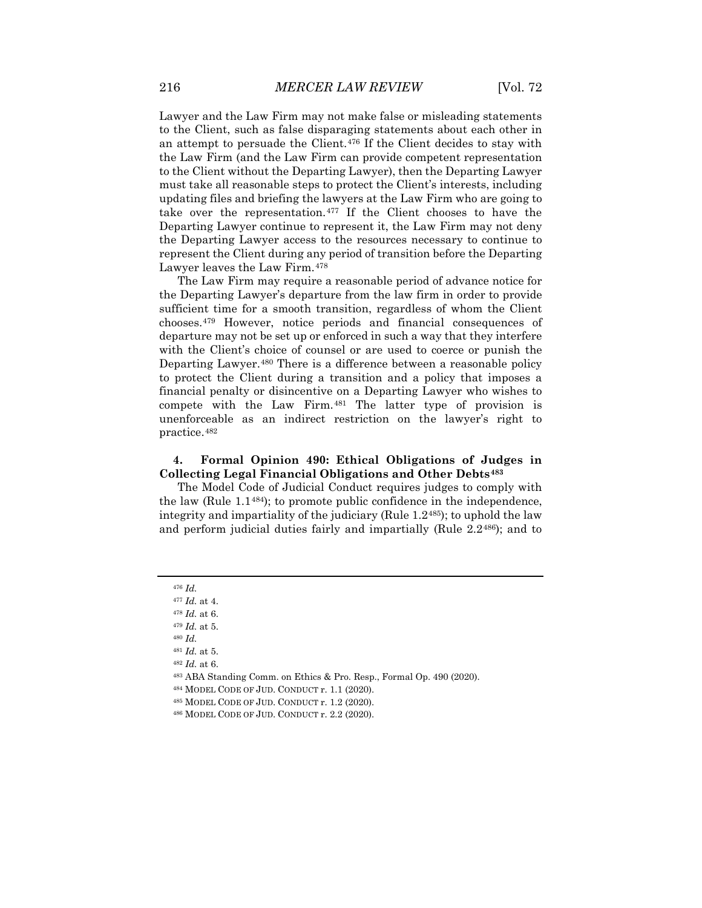Lawyer and the Law Firm may not make false or misleading statements to the Client, such as false disparaging statements about each other in an attempt to persuade the Client.[476] If the Client decides to stay with the Law Firm (and the Law Firm can provide competent representation to the Client without the Departing Lawyer), then the Departing Lawyer must take all reasonable steps to protect the Client's interests, including updating files and briefing the lawyers at the Law Firm who are going to take over the representation.[477] If the Client chooses to have the Departing Lawyer continue to represent it, the Law Firm may not deny the Departing Lawyer access to the resources necessary to continue to represent the Client during any period of transition before the Departing Lawyer leaves the Law Firm.[478]

The Law Firm may require a reasonable period of advance notice for the Departing Lawyer's departure from the law firm in order to provide sufficient time for a smooth transition, regardless of whom the Client chooses.[479] However, notice periods and financial consequences of departure may not be set up or enforced in such a way that they interfere with the Client's choice of counsel or are used to coerce or punish the Departing Lawyer.[480] There is a difference between a reasonable policy to protect the Client during a transition and a policy that imposes a financial penalty or disincentive on a Departing Lawyer who wishes to compete with the Law Firm.[481] The latter type of provision is unenforceable as an indirect restriction on the lawyer's right to practice.[482]

### 4. Formal Opinion 490: Ethical Obligations of Judges in Collecting Legal Financial Obligations and Other Debts[483]

The Model Code of Judicial Conduct requires judges to comply with the law (Rule 1.1[484]); to promote public confidence in the independence, integrity and impartiality of the judiciary (Rule 1.2[485]); to uphold the law and perform judicial duties fairly and impartially (Rule 2.2[486]); and to

---

[476] *Id.*

[477] *Id.* at 4.

[478] *Id.* at 6.

[479] *Id.* at 5.

[480] *Id.*

[481] *Id.* at 5.

[482] *Id.* at 6.

[483] ABA Standing Comm. on Ethics & Pro. Resp., Formal Op. 490 (2020).

[484] MODEL CODE OF JUD. CONDUCT r. 1.1 (2020).

[485] MODEL CODE OF JUD. CONDUCT r. 1.2 (2020).

[486] MODEL CODE OF JUD. CONDUCT r. 2.2 (2020).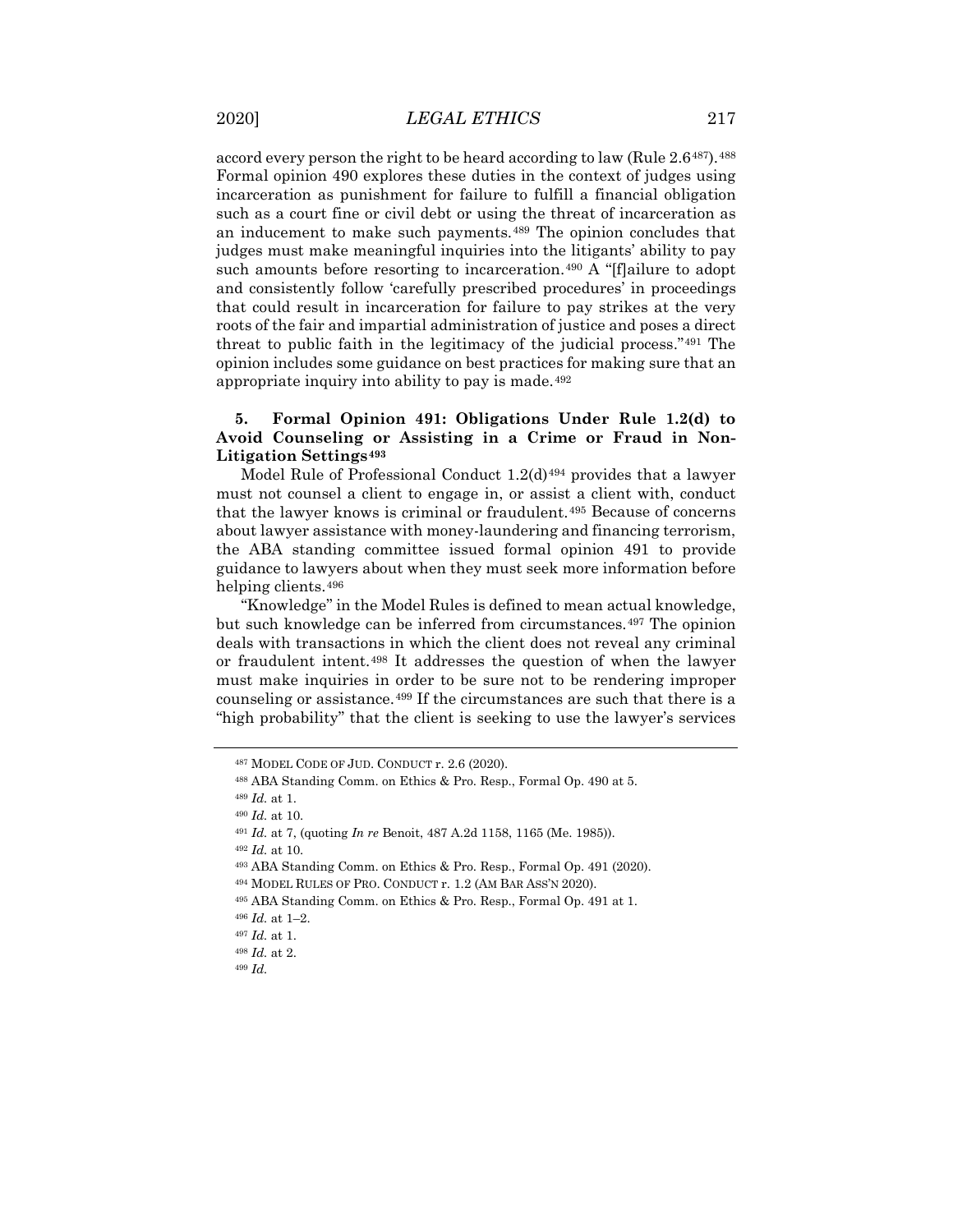accord every person the right to be heard according to law (Rule 2.6[487]).[488] Formal opinion 490 explores these duties in the context of judges using incarceration as punishment for failure to fulfill a financial obligation such as a court fine or civil debt or using the threat of incarceration as an inducement to make such payments.[489] The opinion concludes that judges must make meaningful inquiries into the litigants' ability to pay such amounts before resorting to incarceration.[490] A "[f]ailure to adopt and consistently follow 'carefully prescribed procedures' in proceedings that could result in incarceration for failure to pay strikes at the very roots of the fair and impartial administration of justice and poses a direct threat to public faith in the legitimacy of the judicial process."[491] The opinion includes some guidance on best practices for making sure that an appropriate inquiry into ability to pay is made.[492]

### 5. Formal Opinion 491: Obligations Under Rule 1.2(d) to Avoid Counseling or Assisting in a Crime or Fraud in Non-Litigation Settings[493]

Model Rule of Professional Conduct 1.2(d)[494] provides that a lawyer must not counsel a client to engage in, or assist a client with, conduct that the lawyer knows is criminal or fraudulent.[495] Because of concerns about lawyer assistance with money-laundering and financing terrorism, the ABA standing committee issued formal opinion 491 to provide guidance to lawyers about when they must seek more information before helping clients.[496]

"Knowledge" in the Model Rules is defined to mean actual knowledge, but such knowledge can be inferred from circumstances.[497] The opinion deals with transactions in which the client does not reveal any criminal or fraudulent intent.[498] It addresses the question of when the lawyer must make inquiries in order to be sure not to be rendering improper counseling or assistance.[499] If the circumstances are such that there is a "high probability" that the client is seeking to use the lawyer's services

---

[487] MODEL CODE OF JUD. CONDUCT r. 2.6 (2020).

[488] ABA Standing Comm. on Ethics & Pro. Resp., Formal Op. 490 at 5.

[489] *Id.* at 1.

[490] *Id.* at 10.

[491] *Id.* at 7, (quoting *In re* Benoit, 487 A.2d 1158, 1165 (Me. 1985)).

[492] *Id.* at 10.

[493] ABA Standing Comm. on Ethics & Pro. Resp., Formal Op. 491 (2020).

[494] MODEL RULES OF PRO. CONDUCT r. 1.2 (AM BAR ASS'N 2020).

[495] ABA Standing Comm. on Ethics & Pro. Resp., Formal Op. 491 at 1.

[496] *Id.* at 1–2.

[497] *Id.* at 1.

[498] *Id.* at 2.

[499] *Id.*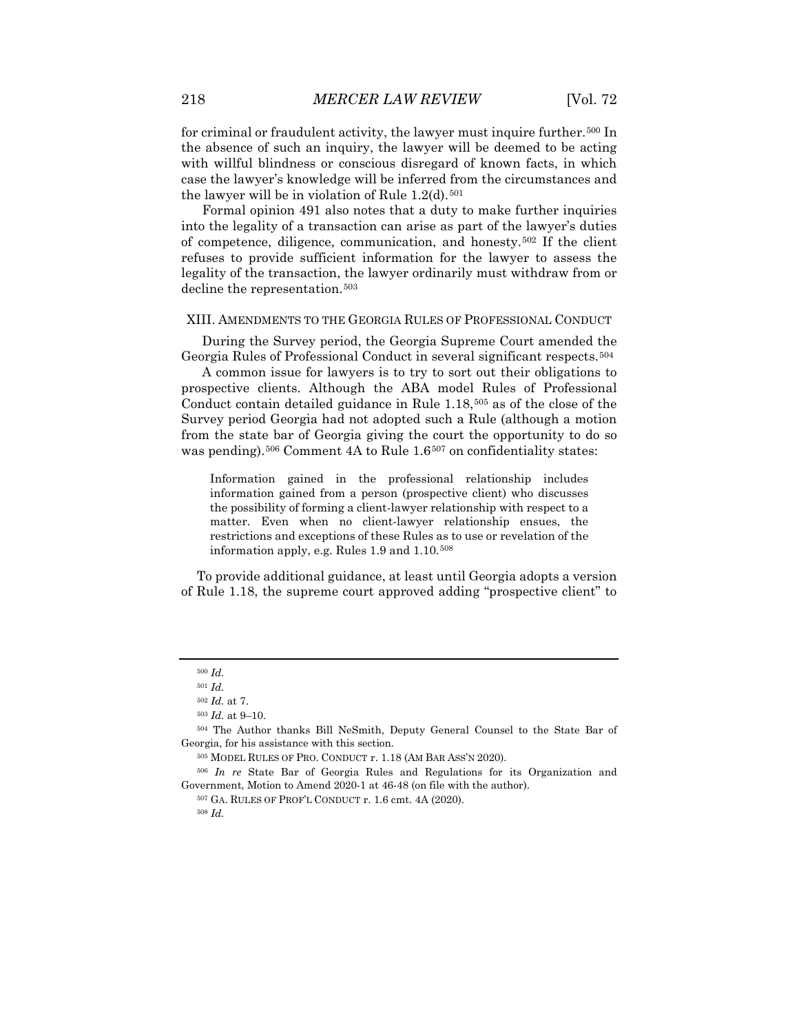for criminal or fraudulent activity, the lawyer must inquire further.[500] In the absence of such an inquiry, the lawyer will be deemed to be acting with willful blindness or conscious disregard of known facts, in which case the lawyer's knowledge will be inferred from the circumstances and the lawyer will be in violation of Rule 1.2(d).[501]

Formal opinion 491 also notes that a duty to make further inquiries into the legality of a transaction can arise as part of the lawyer's duties of competence, diligence, communication, and honesty.[502] If the client refuses to provide sufficient information for the lawyer to assess the legality of the transaction, the lawyer ordinarily must withdraw from or decline the representation.[503]

## XIII. AMENDMENTS TO THE GEORGIA RULES OF PROFESSIONAL CONDUCT

During the Survey period, the Georgia Supreme Court amended the Georgia Rules of Professional Conduct in several significant respects.[504]

A common issue for lawyers is to try to sort out their obligations to prospective clients. Although the ABA model Rules of Professional Conduct contain detailed guidance in Rule 1.18,[505] as of the close of the Survey period Georgia had not adopted such a Rule (although a motion from the state bar of Georgia giving the court the opportunity to do so was pending).[506] Comment 4A to Rule 1.6[507] on confidentiality states:

> Information gained in the professional relationship includes information gained from a person (prospective client) who discusses the possibility of forming a client-lawyer relationship with respect to a matter. Even when no client-lawyer relationship ensues, the restrictions and exceptions of these Rules as to use or revelation of the information apply, e.g. Rules 1.9 and 1.10.[508]

To provide additional guidance, at least until Georgia adopts a version of Rule 1.18, the supreme court approved adding "prospective client" to

---

[500] *Id.*

[501] *Id.*

[502] *Id.* at 7.

[503] *Id.* at 9–10.

[504] The Author thanks Bill NeSmith, Deputy General Counsel to the State Bar of Georgia, for his assistance with this section.

[505] MODEL RULES OF PRO. CONDUCT r. 1.18 (AM BAR ASS'N 2020).

[506] *In re* State Bar of Georgia Rules and Regulations for its Organization and Government, Motion to Amend 2020-1 at 46-48 (on file with the author).

[507] GA. RULES OF PROF'L CONDUCT r. 1.6 cmt. 4A (2020).

[508] *Id.*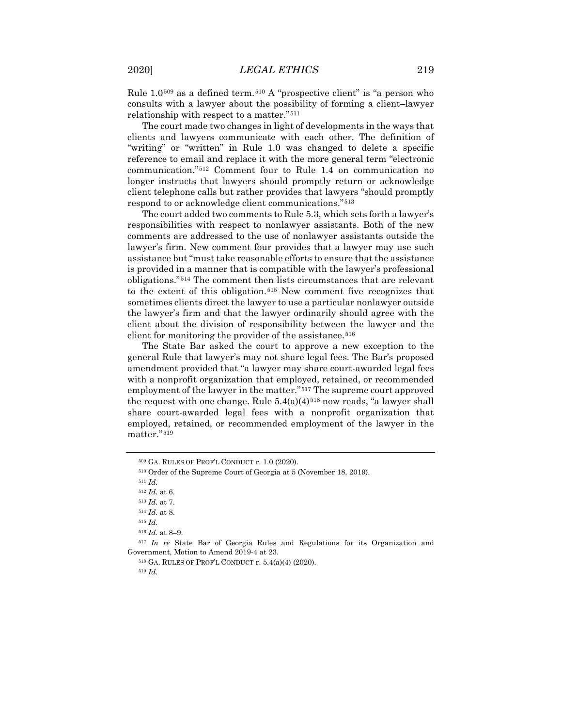Rule 1.0[509] as a defined term.[510] A "prospective client" is "a person who consults with a lawyer about the possibility of forming a client–lawyer relationship with respect to a matter."[511]

The court made two changes in light of developments in the ways that clients and lawyers communicate with each other. The definition of "writing" or "written" in Rule 1.0 was changed to delete a specific reference to email and replace it with the more general term "electronic communication."[512] Comment four to Rule 1.4 on communication no longer instructs that lawyers should promptly return or acknowledge client telephone calls but rather provides that lawyers "should promptly respond to or acknowledge client communications."[513]

The court added two comments to Rule 5.3, which sets forth a lawyer's responsibilities with respect to nonlawyer assistants. Both of the new comments are addressed to the use of nonlawyer assistants outside the lawyer's firm. New comment four provides that a lawyer may use such assistance but "must take reasonable efforts to ensure that the assistance is provided in a manner that is compatible with the lawyer's professional obligations."[514] The comment then lists circumstances that are relevant to the extent of this obligation.[515] New comment five recognizes that sometimes clients direct the lawyer to use a particular nonlawyer outside the lawyer's firm and that the lawyer ordinarily should agree with the client about the division of responsibility between the lawyer and the client for monitoring the provider of the assistance.[516]

The State Bar asked the court to approve a new exception to the general Rule that lawyer's may not share legal fees. The Bar's proposed amendment provided that "a lawyer may share court-awarded legal fees with a nonprofit organization that employed, retained, or recommended employment of the lawyer in the matter."[517] The supreme court approved the request with one change. Rule 5.4(a)(4)[518] now reads, "a lawyer shall share court-awarded legal fees with a nonprofit organization that employed, retained, or recommended employment of the lawyer in the matter."[519]

---

[509] GA. RULES OF PROF'L CONDUCT r. 1.0 (2020).

[510] Order of the Supreme Court of Georgia at 5 (November 18, 2019).

[511] *Id.*

[512] *Id.* at 6.

[513] *Id.* at 7.

[514] *Id.* at 8.

[515] *Id.*

[516] *Id.* at 8–9.

[517] *In re* State Bar of Georgia Rules and Regulations for its Organization and Government, Motion to Amend 2019-4 at 23.

[518] GA. RULES OF PROF'L CONDUCT r. 5.4(a)(4) (2020).

[519] *Id.*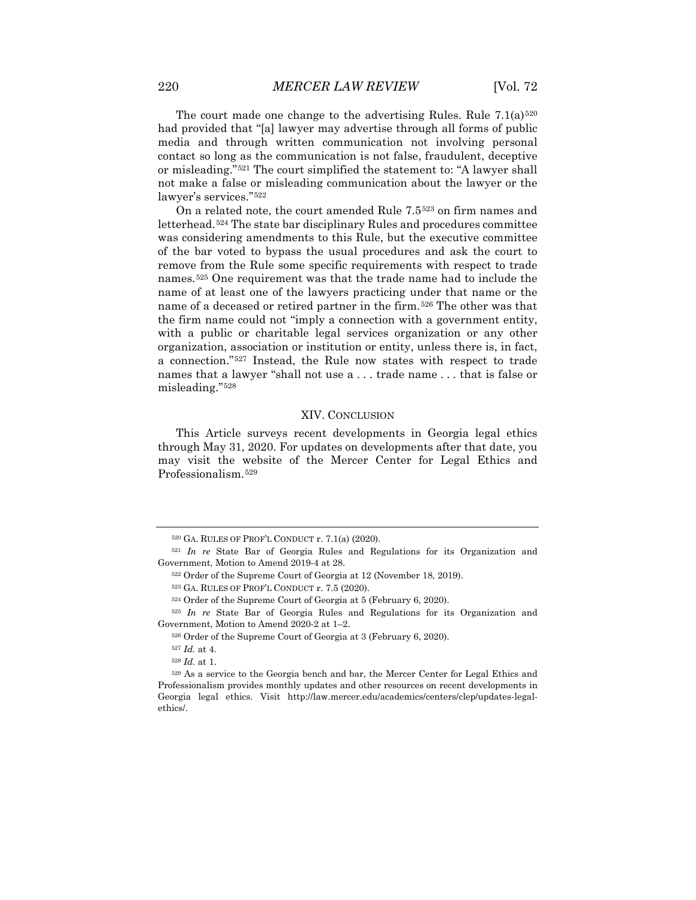The court made one change to the advertising Rules. Rule 7.1(a)[520] had provided that "[a] lawyer may advertise through all forms of public media and through written communication not involving personal contact so long as the communication is not false, fraudulent, deceptive or misleading."[521] The court simplified the statement to: "A lawyer shall not make a false or misleading communication about the lawyer or the lawyer's services."[522]

On a related note, the court amended Rule 7.5[523] on firm names and letterhead.[524] The state bar disciplinary Rules and procedures committee was considering amendments to this Rule, but the executive committee of the bar voted to bypass the usual procedures and ask the court to remove from the Rule some specific requirements with respect to trade names.[525] One requirement was that the trade name had to include the name of at least one of the lawyers practicing under that name or the name of a deceased or retired partner in the firm.[526] The other was that the firm name could not "imply a connection with a government entity, with a public or charitable legal services organization or any other organization, association or institution or entity, unless there is, in fact, a connection."[527] Instead, the Rule now states with respect to trade names that a lawyer "shall not use a . . . trade name . . . that is false or misleading."[528]

## XIV. CONCLUSION

This Article surveys recent developments in Georgia legal ethics through May 31, 2020. For updates on developments after that date, you may visit the website of the Mercer Center for Legal Ethics and Professionalism.[529]

---

[520] GA. RULES OF PROF'L CONDUCT r. 7.1(a) (2020).

[521] *In re* State Bar of Georgia Rules and Regulations for its Organization and Government, Motion to Amend 2019-4 at 28.

[522] Order of the Supreme Court of Georgia at 12 (November 18, 2019).

[523] GA. RULES OF PROF'L CONDUCT r. 7.5 (2020).

[524] Order of the Supreme Court of Georgia at 5 (February 6, 2020).

[525] *In re* State Bar of Georgia Rules and Regulations for its Organization and Government, Motion to Amend 2020-2 at 1–2.

[526] Order of the Supreme Court of Georgia at 3 (February 6, 2020).

[527] *Id.* at 4.

[528] *Id.* at 1.

[529] As a service to the Georgia bench and bar, the Mercer Center for Legal Ethics and Professionalism provides monthly updates and other resources on recent developments in Georgia legal ethics. Visit http://law.mercer.edu/academics/centers/clep/updates-legal-ethics/.